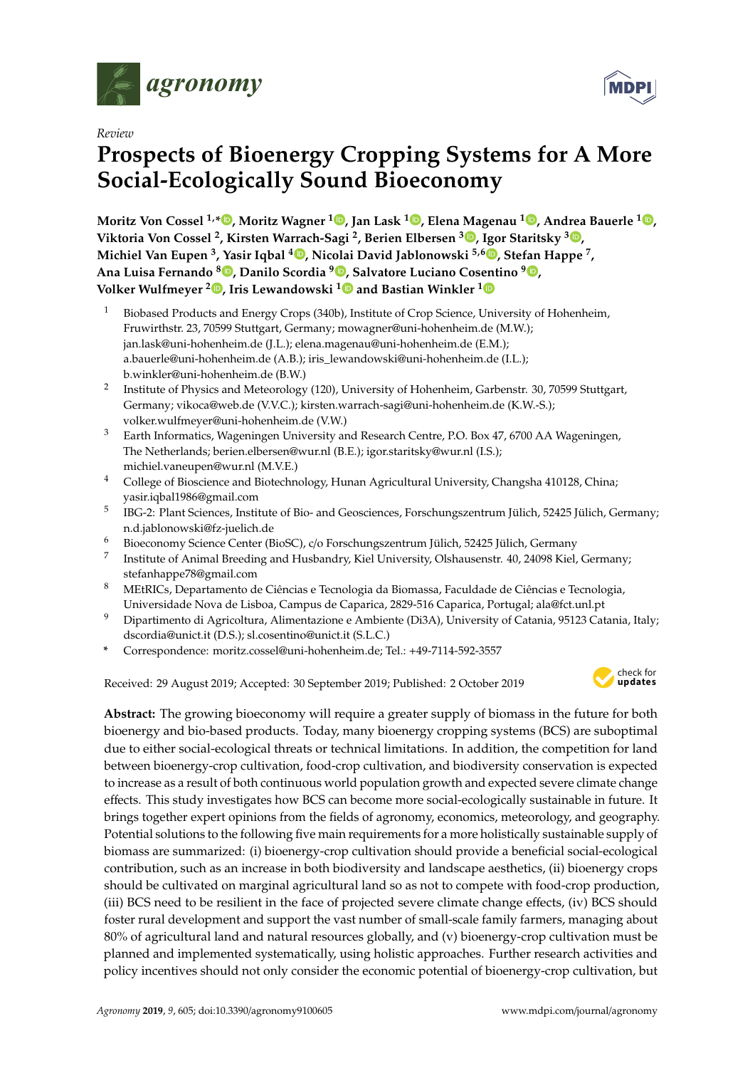*Review*

# Prospects of Bioenergy Cropping Systems for A More Social-Ecologically Sound Bioeconomy

**Moritz Von Cossel [1,*], Moritz Wagner [1], Jan Lask [1], Elena Magenau [1], Andrea Bauerle [1], Viktoria Von Cossel [2], Kirsten Warrach-Sagi [2], Berien Elbersen [3], Igor Staritsky [3], Michiel Van Eupen [3], Yasir Iqbal [4], Nicolai David Jablonowski [5,6], Stefan Happe [7], Ana Luisa Fernando [8], Danilo Scordia [9], Salvatore Luciano Cosentino [9], Volker Wulfmeyer [2], Iris Lewandowski [1] and Bastian Winkler [1]**

1. Biobased Products and Energy Crops (340b), Institute of Crop Science, University of Hohenheim, Fruwirthstr. 23, 70599 Stuttgart, Germany; mowagner@uni-hohenheim.de (M.W.); jan.lask@uni-hohenheim.de (J.L.); elena.magenau@uni-hohenheim.de (E.M.); a.bauerle@uni-hohenheim.de (A.B.); iris_lewandowski@uni-hohenheim.de (I.L.); b.winkler@uni-hohenheim.de (B.W.)
2. Institute of Physics and Meteorology (120), University of Hohenheim, Garbenstr. 30, 70599 Stuttgart, Germany; vikoca@web.de (V.V.C.); kirsten.warrach-sagi@uni-hohenheim.de (K.W.-S.); volker.wulfmeyer@uni-hohenheim.de (V.W.)
3. Earth Informatics, Wageningen University and Research Centre, P.O. Box 47, 6700 AA Wageningen, The Netherlands; berien.elbersen@wur.nl (B.E.); igor.staritsky@wur.nl (I.S.); michiel.vaneupen@wur.nl (M.V.E.)
4. College of Bioscience and Biotechnology, Hunan Agricultural University, Changsha 410128, China; yasir.iqbal1986@gmail.com
5. IBG-2: Plant Sciences, Institute of Bio- and Geosciences, Forschungszentrum Jülich, 52425 Jülich, Germany; n.d.jablonowski@fz-juelich.de
6. Bioeconomy Science Center (BioSC), c/o Forschungszentrum Jülich, 52425 Jülich, Germany
7. Institute of Animal Breeding and Husbandry, Kiel University, Olshausenstr. 40, 24098 Kiel, Germany; stefanhappe78@gmail.com
8. MEtRICs, Departamento de Ciências e Tecnologia da Biomassa, Faculdade de Ciências e Tecnologia, Universidade Nova de Lisboa, Campus de Caparica, 2829-516 Caparica, Portugal; ala@fct.unl.pt
9. Dipartimento di Agricoltura, Alimentazione e Ambiente (Di3A), University of Catania, 95123 Catania, Italy; dscordia@unict.it (D.S.); sl.cosentino@unict.it (S.L.C.)

\* Correspondence: moritz.cossel@uni-hohenheim.de; Tel.: +49-7114-592-3557

Received: 29 August 2019; Accepted: 30 September 2019; Published: 2 October 2019

**Abstract:** The growing bioeconomy will require a greater supply of biomass in the future for both bioenergy and bio-based products. Today, many bioenergy cropping systems (BCS) are suboptimal due to either social-ecological threats or technical limitations. In addition, the competition for land between bioenergy-crop cultivation, food-crop cultivation, and biodiversity conservation is expected to increase as a result of both continuous world population growth and expected severe climate change effects. This study investigates how BCS can become more social-ecologically sustainable in future. It brings together expert opinions from the fields of agronomy, economics, meteorology, and geography. Potential solutions to the following five main requirements for a more holistically sustainable supply of biomass are summarized: (i) bioenergy-crop cultivation should provide a beneficial social-ecological contribution, such as an increase in both biodiversity and landscape aesthetics, (ii) bioenergy crops should be cultivated on marginal agricultural land so as not to compete with food-crop production, (iii) BCS need to be resilient in the face of projected severe climate change effects, (iv) BCS should foster rural development and support the vast number of small-scale family farmers, managing about 80% of agricultural land and natural resources globally, and (v) bioenergy-crop cultivation must be planned and implemented systematically, using holistic approaches. Further research activities and policy incentives should not only consider the economic potential of bioenergy-crop cultivation, but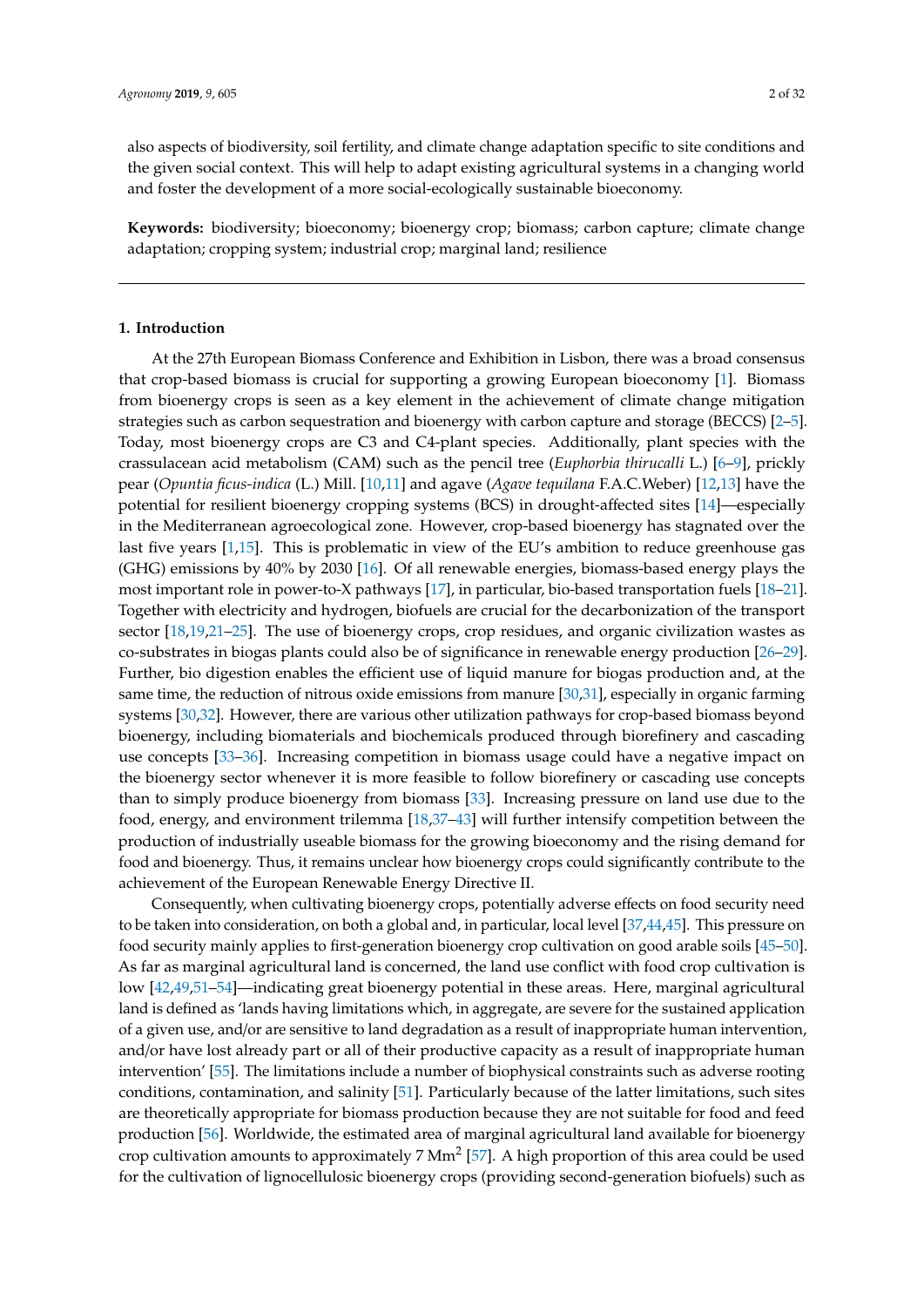also aspects of biodiversity, soil fertility, and climate change adaptation specific to site conditions and the given social context. This will help to adapt existing agricultural systems in a changing world and foster the development of a more social-ecologically sustainable bioeconomy.

**Keywords:** biodiversity; bioeconomy; bioenergy crop; biomass; carbon capture; climate change adaptation; cropping system; industrial crop; marginal land; resilience

---

## 1. Introduction

At the 27th European Biomass Conference and Exhibition in Lisbon, there was a broad consensus that crop-based biomass is crucial for supporting a growing European bioeconomy [1]. Biomass from bioenergy crops is seen as a key element in the achievement of climate change mitigation strategies such as carbon sequestration and bioenergy with carbon capture and storage (BECCS) [2–5]. Today, most bioenergy crops are C3 and C4-plant species. Additionally, plant species with the crassulacean acid metabolism (CAM) such as the pencil tree (*Euphorbia thirucalli* L.) [6–9], prickly pear (*Opuntia ficus-indica* (L.) Mill. [10,11] and agave (*Agave tequilana* F.A.C.Weber) [12,13] have the potential for resilient bioenergy cropping systems (BCS) in drought-affected sites [14]—especially in the Mediterranean agroecological zone. However, crop-based bioenergy has stagnated over the last five years [1,15]. This is problematic in view of the EU's ambition to reduce greenhouse gas (GHG) emissions by 40% by 2030 [16]. Of all renewable energies, biomass-based energy plays the most important role in power-to-X pathways [17], in particular, bio-based transportation fuels [18–21]. Together with electricity and hydrogen, biofuels are crucial for the decarbonization of the transport sector [18,19,21–25]. The use of bioenergy crops, crop residues, and organic civilization wastes as co-substrates in biogas plants could also be of significance in renewable energy production [26–29]. Further, bio digestion enables the efficient use of liquid manure for biogas production and, at the same time, the reduction of nitrous oxide emissions from manure [30,31], especially in organic farming systems [30,32]. However, there are various other utilization pathways for crop-based biomass beyond bioenergy, including biomaterials and biochemicals produced through biorefinery and cascading use concepts [33–36]. Increasing competition in biomass usage could have a negative impact on the bioenergy sector whenever it is more feasible to follow biorefinery or cascading use concepts than to simply produce bioenergy from biomass [33]. Increasing pressure on land use due to the food, energy, and environment trilemma [18,37–43] will further intensify competition between the production of industrially useable biomass for the growing bioeconomy and the rising demand for food and bioenergy. Thus, it remains unclear how bioenergy crops could significantly contribute to the achievement of the European Renewable Energy Directive II.

Consequently, when cultivating bioenergy crops, potentially adverse effects on food security need to be taken into consideration, on both a global and, in particular, local level [37,44,45]. This pressure on food security mainly applies to first-generation bioenergy crop cultivation on good arable soils [45–50]. As far as marginal agricultural land is concerned, the land use conflict with food crop cultivation is low [42,49,51–54]—indicating great bioenergy potential in these areas. Here, marginal agricultural land is defined as 'lands having limitations which, in aggregate, are severe for the sustained application of a given use, and/or are sensitive to land degradation as a result of inappropriate human intervention, and/or have lost already part or all of their productive capacity as a result of inappropriate human intervention' [55]. The limitations include a number of biophysical constraints such as adverse rooting conditions, contamination, and salinity [51]. Particularly because of the latter limitations, such sites are theoretically appropriate for biomass production because they are not suitable for food and feed production [56]. Worldwide, the estimated area of marginal agricultural land available for bioenergy crop cultivation amounts to approximately 7 $Mm^2$ [57]. A high proportion of this area could be used for the cultivation of lignocellulosic bioenergy crops (providing second-generation biofuels) such as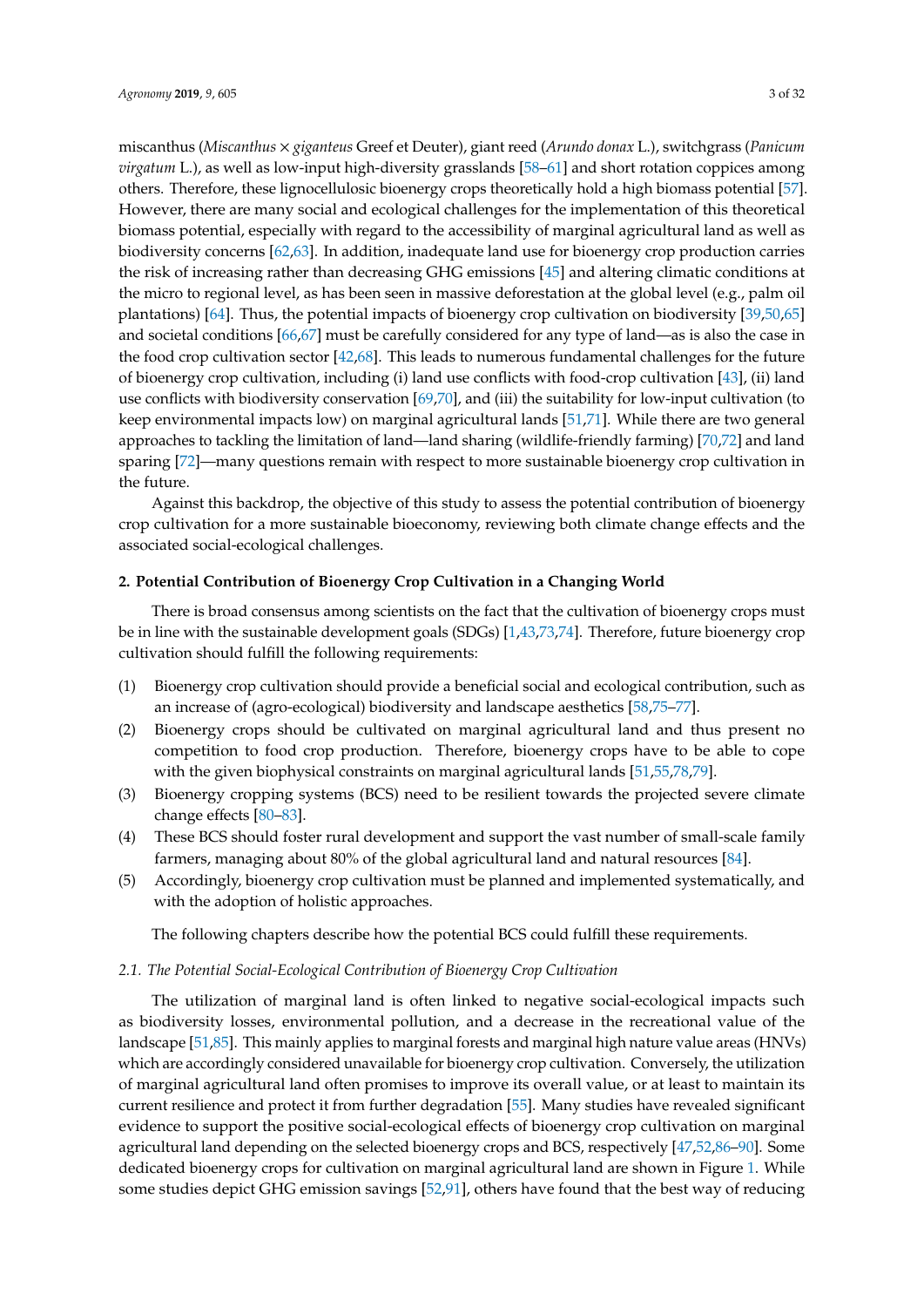miscanthus (*Miscanthus* × *giganteus* Greef et Deuter), giant reed (*Arundo donax* L.), switchgrass (*Panicum virgatum* L.), as well as low-input high-diversity grasslands [58–61] and short rotation coppices among others. Therefore, these lignocellulosic bioenergy crops theoretically hold a high biomass potential [57]. However, there are many social and ecological challenges for the implementation of this theoretical biomass potential, especially with regard to the accessibility of marginal agricultural land as well as biodiversity concerns [62,63]. In addition, inadequate land use for bioenergy crop production carries the risk of increasing rather than decreasing GHG emissions [45] and altering climatic conditions at the micro to regional level, as has been seen in massive deforestation at the global level (e.g., palm oil plantations) [64]. Thus, the potential impacts of bioenergy crop cultivation on biodiversity [39,50,65] and societal conditions [66,67] must be carefully considered for any type of land—as is also the case in the food crop cultivation sector [42,68]. This leads to numerous fundamental challenges for the future of bioenergy crop cultivation, including (i) land use conflicts with food-crop cultivation [43], (ii) land use conflicts with biodiversity conservation [69,70], and (iii) the suitability for low-input cultivation (to keep environmental impacts low) on marginal agricultural lands [51,71]. While there are two general approaches to tackling the limitation of land—land sharing (wildlife-friendly farming) [70,72] and land sparing [72]—many questions remain with respect to more sustainable bioenergy crop cultivation in the future.

Against this backdrop, the objective of this study to assess the potential contribution of bioenergy crop cultivation for a more sustainable bioeconomy, reviewing both climate change effects and the associated social-ecological challenges.

## 2. Potential Contribution of Bioenergy Crop Cultivation in a Changing World

There is broad consensus among scientists on the fact that the cultivation of bioenergy crops must be in line with the sustainable development goals (SDGs) [1,43,73,74]. Therefore, future bioenergy crop cultivation should fulfill the following requirements:

(1) Bioenergy crop cultivation should provide a beneficial social and ecological contribution, such as an increase of (agro-ecological) biodiversity and landscape aesthetics [58,75–77].
(2) Bioenergy crops should be cultivated on marginal agricultural land and thus present no competition to food crop production. Therefore, bioenergy crops have to be able to cope with the given biophysical constraints on marginal agricultural lands [51,55,78,79].
(3) Bioenergy cropping systems (BCS) need to be resilient towards the projected severe climate change effects [80–83].
(4) These BCS should foster rural development and support the vast number of small-scale family farmers, managing about 80% of the global agricultural land and natural resources [84].
(5) Accordingly, bioenergy crop cultivation must be planned and implemented systematically, and with the adoption of holistic approaches.

The following chapters describe how the potential BCS could fulfill these requirements.

### *2.1. The Potential Social-Ecological Contribution of Bioenergy Crop Cultivation*

The utilization of marginal land is often linked to negative social-ecological impacts such as biodiversity losses, environmental pollution, and a decrease in the recreational value of the landscape [51,85]. This mainly applies to marginal forests and marginal high nature value areas (HNVs) which are accordingly considered unavailable for bioenergy crop cultivation. Conversely, the utilization of marginal agricultural land often promises to improve its overall value, or at least to maintain its current resilience and protect it from further degradation [55]. Many studies have revealed significant evidence to support the positive social-ecological effects of bioenergy crop cultivation on marginal agricultural land depending on the selected bioenergy crops and BCS, respectively [47,52,86–90]. Some dedicated bioenergy crops for cultivation on marginal agricultural land are shown in Figure 1. While some studies depict GHG emission savings [52,91], others have found that the best way of reducing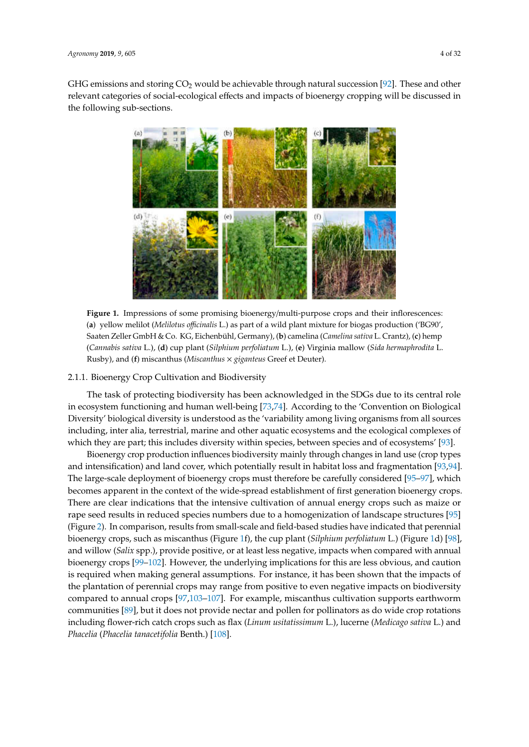GHG emissions and storing $CO_2$ would be achievable through natural succession [92]. These and other relevant categories of social-ecological effects and impacts of bioenergy cropping will be discussed in the following sub-sections.

**Figure 1.** Impressions of some promising bioenergy/multi-purpose crops and their inflorescences: (**a**) yellow melilot (*Melilotus officinalis* L.) as part of a wild plant mixture for biogas production ('BG90', Saaten Zeller GmbH & Co. KG, Eichenbühl, Germany), (**b**) camelina (*Camelina sativa* L. Crantz), (**c**) hemp (*Cannabis sativa* L.), (**d**) cup plant (*Silphium perfoliatum* L.), (**e**) Virginia mallow (*Sida hermaphrodita* L. Rusby), and (**f**) miscanthus (*Miscanthus* × *giganteus* Greef et Deuter).

#### 2.1.1. Bioenergy Crop Cultivation and Biodiversity

The task of protecting biodiversity has been acknowledged in the SDGs due to its central role in ecosystem functioning and human well-being [73,74]. According to the 'Convention on Biological Diversity' biological diversity is understood as the 'variability among living organisms from all sources including, inter alia, terrestrial, marine and other aquatic ecosystems and the ecological complexes of which they are part; this includes diversity within species, between species and of ecosystems' [93].

Bioenergy crop production influences biodiversity mainly through changes in land use (crop types and intensification) and land cover, which potentially result in habitat loss and fragmentation [93,94]. The large-scale deployment of bioenergy crops must therefore be carefully considered [95–97], which becomes apparent in the context of the wide-spread establishment of first generation bioenergy crops. There are clear indications that the intensive cultivation of annual energy crops such as maize or rape seed results in reduced species numbers due to a homogenization of landscape structures [95] (Figure 2). In comparison, results from small-scale and field-based studies have indicated that perennial bioenergy crops, such as miscanthus (Figure 1f), the cup plant (*Silphium perfoliatum* L.) (Figure 1d) [98], and willow (*Salix* spp.), provide positive, or at least less negative, impacts when compared with annual bioenergy crops [99–102]. However, the underlying implications for this are less obvious, and caution is required when making general assumptions. For instance, it has been shown that the impacts of the plantation of perennial crops may range from positive to even negative impacts on biodiversity compared to annual crops [97,103–107]. For example, miscanthus cultivation supports earthworm communities [89], but it does not provide nectar and pollen for pollinators as do wide crop rotations including flower-rich catch crops such as flax (*Linum usitatissimum* L.), lucerne (*Medicago sativa* L.) and *Phacelia* (*Phacelia tanacetifolia* Benth.) [108].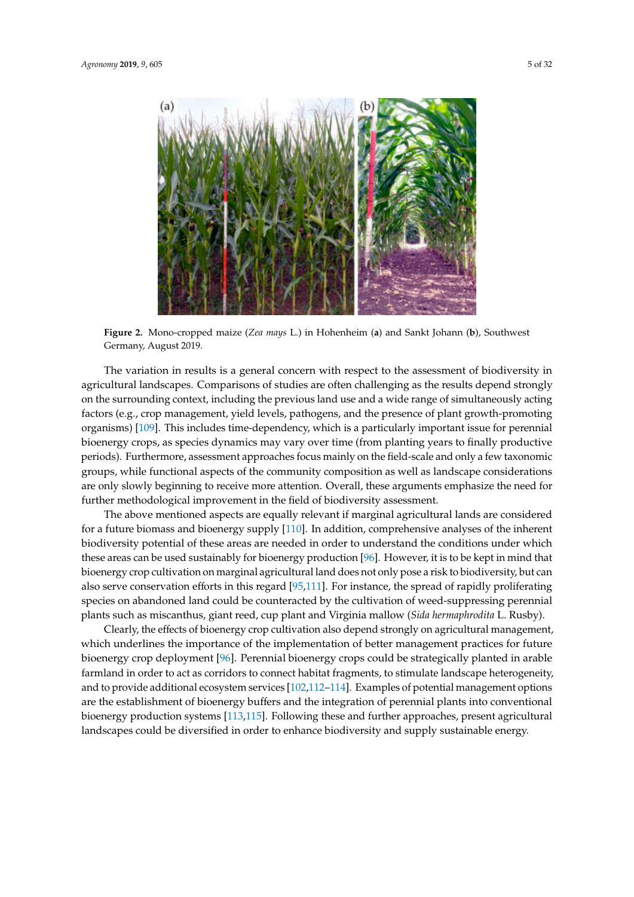**Figure 2.** Mono-cropped maize (*Zea mays* L.) in Hohenheim (**a**) and Sankt Johann (**b**), Southwest Germany, August 2019.

The variation in results is a general concern with respect to the assessment of biodiversity in agricultural landscapes. Comparisons of studies are often challenging as the results depend strongly on the surrounding context, including the previous land use and a wide range of simultaneously acting factors (e.g., crop management, yield levels, pathogens, and the presence of plant growth-promoting organisms) [109]. This includes time-dependency, which is a particularly important issue for perennial bioenergy crops, as species dynamics may vary over time (from planting years to finally productive periods). Furthermore, assessment approaches focus mainly on the field-scale and only a few taxonomic groups, while functional aspects of the community composition as well as landscape considerations are only slowly beginning to receive more attention. Overall, these arguments emphasize the need for further methodological improvement in the field of biodiversity assessment.

The above mentioned aspects are equally relevant if marginal agricultural lands are considered for a future biomass and bioenergy supply [110]. In addition, comprehensive analyses of the inherent biodiversity potential of these areas are needed in order to understand the conditions under which these areas can be used sustainably for bioenergy production [96]. However, it is to be kept in mind that bioenergy crop cultivation on marginal agricultural land does not only pose a risk to biodiversity, but can also serve conservation efforts in this regard [95,111]. For instance, the spread of rapidly proliferating species on abandoned land could be counteracted by the cultivation of weed-suppressing perennial plants such as miscanthus, giant reed, cup plant and Virginia mallow (*Sida hermaphrodita* L. Rusby).

Clearly, the effects of bioenergy crop cultivation also depend strongly on agricultural management, which underlines the importance of the implementation of better management practices for future bioenergy crop deployment [96]. Perennial bioenergy crops could be strategically planted in arable farmland in order to act as corridors to connect habitat fragments, to stimulate landscape heterogeneity, and to provide additional ecosystem services [102,112–114]. Examples of potential management options are the establishment of bioenergy buffers and the integration of perennial plants into conventional bioenergy production systems [113,115]. Following these and further approaches, present agricultural landscapes could be diversified in order to enhance biodiversity and supply sustainable energy.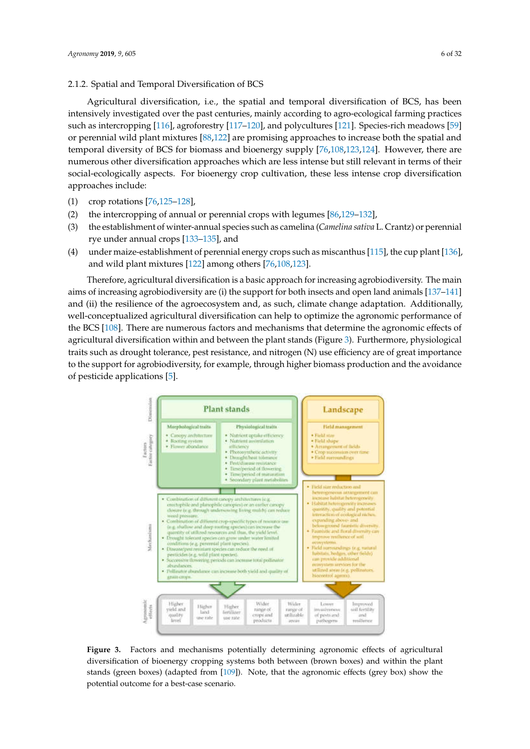#### 2.1.2. Spatial and Temporal Diversification of BCS

Agricultural diversification, i.e., the spatial and temporal diversification of BCS, has been intensively investigated over the past centuries, mainly according to agro-ecological farming practices such as intercropping [116], agroforestry [117–120], and polycultures [121]. Species-rich meadows [59] or perennial wild plant mixtures [88,122] are promising approaches to increase both the spatial and temporal diversity of BCS for biomass and bioenergy supply [76,108,123,124]. However, there are numerous other diversification approaches which are less intense but still relevant in terms of their social-ecologically aspects. For bioenergy crop cultivation, these less intense crop diversification approaches include:

(1) crop rotations [76,125–128],
(2) the intercropping of annual or perennial crops with legumes [86,129–132],
(3) the establishment of winter-annual species such as camelina (*Camelina sativa* L. Crantz) or perennial rye under annual crops [133–135], and
(4) under maize-establishment of perennial energy crops such as miscanthus [115], the cup plant [136], and wild plant mixtures [122] among others [76,108,123].

Therefore, agricultural diversification is a basic approach for increasing agrobiodiversity. The main aims of increasing agrobiodiversity are (i) the support for both insects and open land animals [137–141] and (ii) the resilience of the agroecosystem and, as such, climate change adaptation. Additionally, well-conceptualized agricultural diversification can help to optimize the agronomic performance of the BCS [108]. There are numerous factors and mechanisms that determine the agronomic effects of agricultural diversification within and between the plant stands (Figure 3). Furthermore, physiological traits such as drought tolerance, pest resistance, and nitrogen (N) use efficiency are of great importance to the support for agrobiodiversity, for example, through higher biomass production and the avoidance of pesticide applications [5].

**Figure 3.** Factors and mechanisms potentially determining agronomic effects of agricultural diversification of bioenergy cropping systems both between (brown boxes) and within the plant stands (green boxes) (adapted from [109]). Note, that the agronomic effects (grey box) show the potential outcome for a best-case scenario.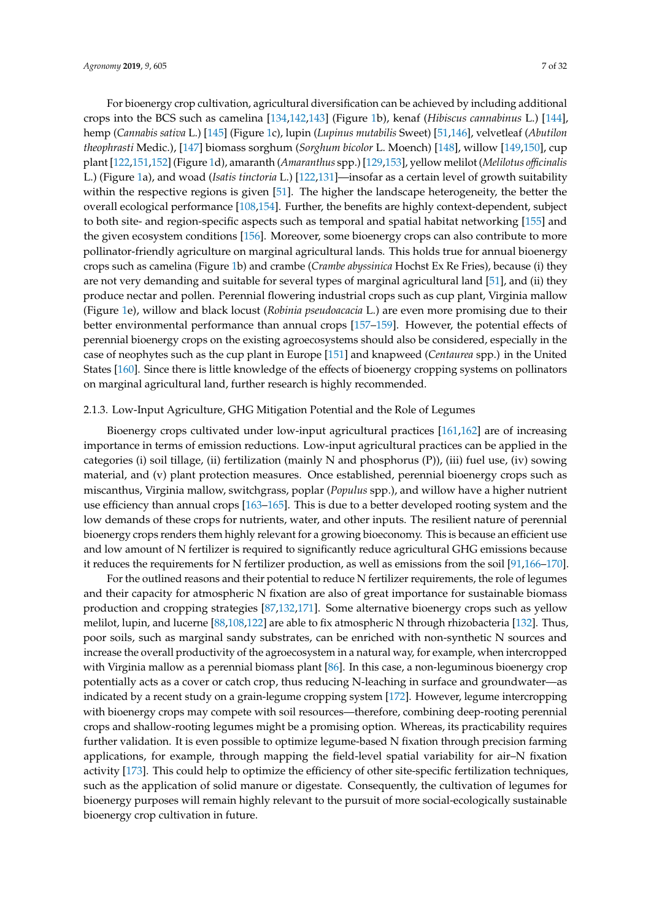For bioenergy crop cultivation, agricultural diversification can be achieved by including additional crops into the BCS such as camelina [134,142,143] (Figure 1b), kenaf (*Hibiscus cannabinus* L.) [144], hemp (*Cannabis sativa* L.) [145] (Figure 1c), lupin (*Lupinus mutabilis* Sweet) [51,146], velvetleaf (*Abutilon theophrasti* Medic.), [147] biomass sorghum (*Sorghum bicolor* L. Moench) [148], willow [149,150], cup plant [122,151,152] (Figure 1d), amaranth (*Amaranthus* spp.) [129,153], yellow melilot (*Melilotus officinalis* L.) (Figure 1a), and woad (*Isatis tinctoria* L.) [122,131]—insofar as a certain level of growth suitability within the respective regions is given [51]. The higher the landscape heterogeneity, the better the overall ecological performance [108,154]. Further, the benefits are highly context-dependent, subject to both site- and region-specific aspects such as temporal and spatial habitat networking [155] and the given ecosystem conditions [156]. Moreover, some bioenergy crops can also contribute to more pollinator-friendly agriculture on marginal agricultural lands. This holds true for annual bioenergy crops such as camelina (Figure 1b) and crambe (*Crambe abyssinica* Hochst Ex Re Fries), because (i) they are not very demanding and suitable for several types of marginal agricultural land [51], and (ii) they produce nectar and pollen. Perennial flowering industrial crops such as cup plant, Virginia mallow (Figure 1e), willow and black locust (*Robinia pseudoacacia* L.) are even more promising due to their better environmental performance than annual crops [157–159]. However, the potential effects of perennial bioenergy crops on the existing agroecosystems should also be considered, especially in the case of neophytes such as the cup plant in Europe [151] and knapweed (*Centaurea* spp.) in the United States [160]. Since there is little knowledge of the effects of bioenergy cropping systems on pollinators on marginal agricultural land, further research is highly recommended.

### 2.1.3. Low-Input Agriculture, GHG Mitigation Potential and the Role of Legumes

Bioenergy crops cultivated under low-input agricultural practices [161,162] are of increasing importance in terms of emission reductions. Low-input agricultural practices can be applied in the categories (i) soil tillage, (ii) fertilization (mainly N and phosphorus (P)), (iii) fuel use, (iv) sowing material, and (v) plant protection measures. Once established, perennial bioenergy crops such as miscanthus, Virginia mallow, switchgrass, poplar (*Populus* spp.), and willow have a higher nutrient use efficiency than annual crops [163–165]. This is due to a better developed rooting system and the low demands of these crops for nutrients, water, and other inputs. The resilient nature of perennial bioenergy crops renders them highly relevant for a growing bioeconomy. This is because an efficient use and low amount of N fertilizer is required to significantly reduce agricultural GHG emissions because it reduces the requirements for N fertilizer production, as well as emissions from the soil [91,166–170].

For the outlined reasons and their potential to reduce N fertilizer requirements, the role of legumes and their capacity for atmospheric N fixation are also of great importance for sustainable biomass production and cropping strategies [87,132,171]. Some alternative bioenergy crops such as yellow melilot, lupin, and lucerne [88,108,122] are able to fix atmospheric N through rhizobacteria [132]. Thus, poor soils, such as marginal sandy substrates, can be enriched with non-synthetic N sources and increase the overall productivity of the agroecosystem in a natural way, for example, when intercropped with Virginia mallow as a perennial biomass plant [86]. In this case, a non-leguminous bioenergy crop potentially acts as a cover or catch crop, thus reducing N-leaching in surface and groundwater—as indicated by a recent study on a grain-legume cropping system [172]. However, legume intercropping with bioenergy crops may compete with soil resources—therefore, combining deep-rooting perennial crops and shallow-rooting legumes might be a promising option. Whereas, its practicability requires further validation. It is even possible to optimize legume-based N fixation through precision farming applications, for example, through mapping the field-level spatial variability for air–N fixation activity [173]. This could help to optimize the efficiency of other site-specific fertilization techniques, such as the application of solid manure or digestate. Consequently, the cultivation of legumes for bioenergy purposes will remain highly relevant to the pursuit of more social-ecologically sustainable bioenergy crop cultivation in future.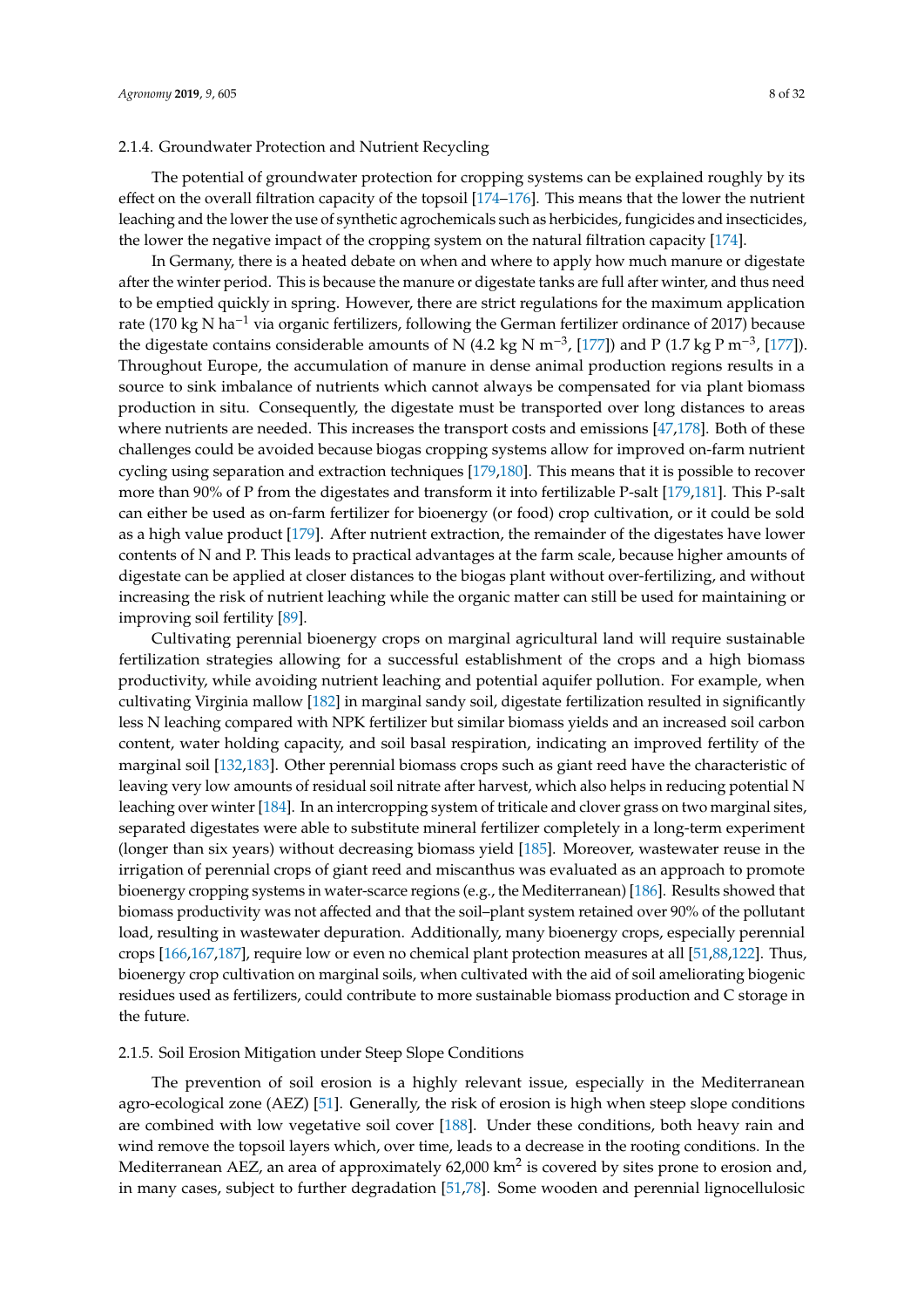#### 2.1.4. Groundwater Protection and Nutrient Recycling

The potential of groundwater protection for cropping systems can be explained roughly by its effect on the overall filtration capacity of the topsoil [174–176]. This means that the lower the nutrient leaching and the lower the use of synthetic agrochemicals such as herbicides, fungicides and insecticides, the lower the negative impact of the cropping system on the natural filtration capacity [174].

In Germany, there is a heated debate on when and where to apply how much manure or digestate after the winter period. This is because the manure or digestate tanks are full after winter, and thus need to be emptied quickly in spring. However, there are strict regulations for the maximum application rate (170 kg N $ha^{-1}$ via organic fertilizers, following the German fertilizer ordinance of 2017) because the digestate contains considerable amounts of N (4.2 kg N $m^{-3}$, [177]) and P (1.7 kg P $m^{-3}$, [177]). Throughout Europe, the accumulation of manure in dense animal production regions results in a source to sink imbalance of nutrients which cannot always be compensated for via plant biomass production in situ. Consequently, the digestate must be transported over long distances to areas where nutrients are needed. This increases the transport costs and emissions [47,178]. Both of these challenges could be avoided because biogas cropping systems allow for improved on-farm nutrient cycling using separation and extraction techniques [179,180]. This means that it is possible to recover more than 90% of P from the digestates and transform it into fertilizable P-salt [179,181]. This P-salt can either be used as on-farm fertilizer for bioenergy (or food) crop cultivation, or it could be sold as a high value product [179]. After nutrient extraction, the remainder of the digestates have lower contents of N and P. This leads to practical advantages at the farm scale, because higher amounts of digestate can be applied at closer distances to the biogas plant without over-fertilizing, and without increasing the risk of nutrient leaching while the organic matter can still be used for maintaining or improving soil fertility [89].

Cultivating perennial bioenergy crops on marginal agricultural land will require sustainable fertilization strategies allowing for a successful establishment of the crops and a high biomass productivity, while avoiding nutrient leaching and potential aquifer pollution. For example, when cultivating Virginia mallow [182] in marginal sandy soil, digestate fertilization resulted in significantly less N leaching compared with NPK fertilizer but similar biomass yields and an increased soil carbon content, water holding capacity, and soil basal respiration, indicating an improved fertility of the marginal soil [132,183]. Other perennial biomass crops such as giant reed have the characteristic of leaving very low amounts of residual soil nitrate after harvest, which also helps in reducing potential N leaching over winter [184]. In an intercropping system of triticale and clover grass on two marginal sites, separated digestates were able to substitute mineral fertilizer completely in a long-term experiment (longer than six years) without decreasing biomass yield [185]. Moreover, wastewater reuse in the irrigation of perennial crops of giant reed and miscanthus was evaluated as an approach to promote bioenergy cropping systems in water-scarce regions (e.g., the Mediterranean) [186]. Results showed that biomass productivity was not affected and that the soil–plant system retained over 90% of the pollutant load, resulting in wastewater depuration. Additionally, many bioenergy crops, especially perennial crops [166,167,187], require low or even no chemical plant protection measures at all [51,88,122]. Thus, bioenergy crop cultivation on marginal soils, when cultivated with the aid of soil ameliorating biogenic residues used as fertilizers, could contribute to more sustainable biomass production and C storage in the future.

#### 2.1.5. Soil Erosion Mitigation under Steep Slope Conditions

The prevention of soil erosion is a highly relevant issue, especially in the Mediterranean agro-ecological zone (AEZ) [51]. Generally, the risk of erosion is high when steep slope conditions are combined with low vegetative soil cover [188]. Under these conditions, both heavy rain and wind remove the topsoil layers which, over time, leads to a decrease in the rooting conditions. In the Mediterranean AEZ, an area of approximately 62,000 $km^2$ is covered by sites prone to erosion and, in many cases, subject to further degradation [51,78]. Some wooden and perennial lignocellulosic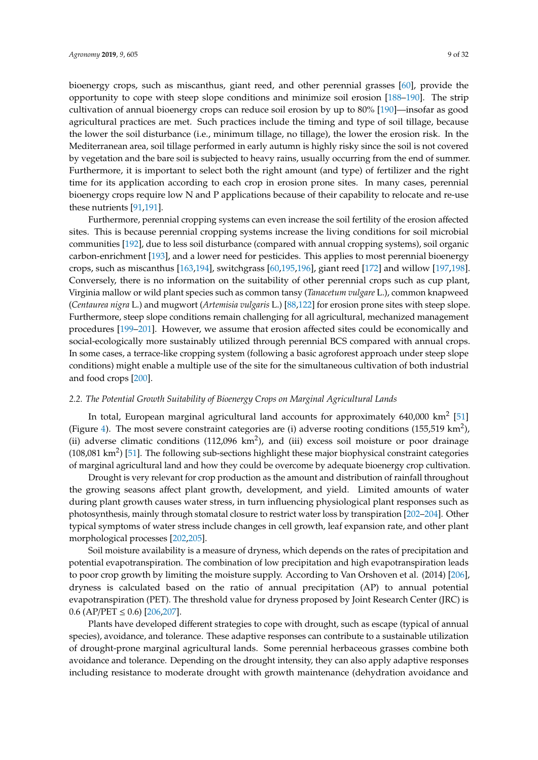bioenergy crops, such as miscanthus, giant reed, and other perennial grasses [60], provide the opportunity to cope with steep slope conditions and minimize soil erosion [188–190]. The strip cultivation of annual bioenergy crops can reduce soil erosion by up to 80% [190]—insofar as good agricultural practices are met. Such practices include the timing and type of soil tillage, because the lower the soil disturbance (i.e., minimum tillage, no tillage), the lower the erosion risk. In the Mediterranean area, soil tillage performed in early autumn is highly risky since the soil is not covered by vegetation and the bare soil is subjected to heavy rains, usually occurring from the end of summer. Furthermore, it is important to select both the right amount (and type) of fertilizer and the right time for its application according to each crop in erosion prone sites. In many cases, perennial bioenergy crops require low N and P applications because of their capability to relocate and re-use these nutrients [91,191].

Furthermore, perennial cropping systems can even increase the soil fertility of the erosion affected sites. This is because perennial cropping systems increase the living conditions for soil microbial communities [192], due to less soil disturbance (compared with annual cropping systems), soil organic carbon-enrichment [193], and a lower need for pesticides. This applies to most perennial bioenergy crops, such as miscanthus [163,194], switchgrass [60,195,196], giant reed [172] and willow [197,198]. Conversely, there is no information on the suitability of other perennial crops such as cup plant, Virginia mallow or wild plant species such as common tansy (*Tanacetum vulgare* L.), common knapweed (*Centaurea nigra* L.) and mugwort (*Artemisia vulgaris* L.) [88,122] for erosion prone sites with steep slope. Furthermore, steep slope conditions remain challenging for all agricultural, mechanized management procedures [199–201]. However, we assume that erosion affected sites could be economically and social-ecologically more sustainably utilized through perennial BCS compared with annual crops. In some cases, a terrace-like cropping system (following a basic agroforest approach under steep slope conditions) might enable a multiple use of the site for the simultaneous cultivation of both industrial and food crops [200].

### *2.2. The Potential Growth Suitability of Bioenergy Crops on Marginal Agricultural Lands*

In total, European marginal agricultural land accounts for approximately 640,000 $km^2$ [51] (Figure 4). The most severe constraint categories are (i) adverse rooting conditions (155,519 $km^2$), (ii) adverse climatic conditions (112,096 $km^2$), and (iii) excess soil moisture or poor drainage (108,081 $km^2$) [51]. The following sub-sections highlight these major biophysical constraint categories of marginal agricultural land and how they could be overcome by adequate bioenergy crop cultivation.

Drought is very relevant for crop production as the amount and distribution of rainfall throughout the growing seasons affect plant growth, development, and yield. Limited amounts of water during plant growth causes water stress, in turn influencing physiological plant responses such as photosynthesis, mainly through stomatal closure to restrict water loss by transpiration [202–204]. Other typical symptoms of water stress include changes in cell growth, leaf expansion rate, and other plant morphological processes [202,205].

Soil moisture availability is a measure of dryness, which depends on the rates of precipitation and potential evapotranspiration. The combination of low precipitation and high evapotranspiration leads to poor crop growth by limiting the moisture supply. According to Van Orshoven et al. (2014) [206], dryness is calculated based on the ratio of annual precipitation (AP) to annual potential evapotranspiration (PET). The threshold value for dryness proposed by Joint Research Center (JRC) is 0.6 ($AP/PET \leq 0.6$) [206,207].

Plants have developed different strategies to cope with drought, such as escape (typical of annual species), avoidance, and tolerance. These adaptive responses can contribute to a sustainable utilization of drought-prone marginal agricultural lands. Some perennial herbaceous grasses combine both avoidance and tolerance. Depending on the drought intensity, they can also apply adaptive responses including resistance to moderate drought with growth maintenance (dehydration avoidance and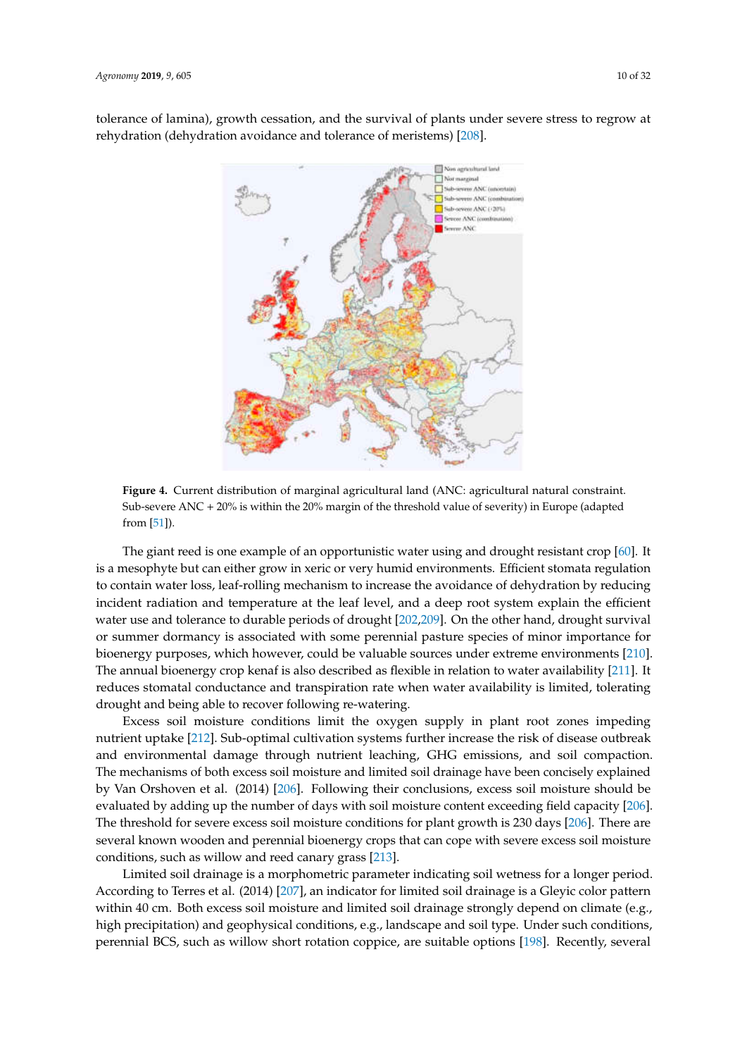tolerance of lamina), growth cessation, and the survival of plants under severe stress to regrow at rehydration (dehydration avoidance and tolerance of meristems) [208].

**Figure 4.** Current distribution of marginal agricultural land (ANC: agricultural natural constraint. Sub-severe ANC + 20% is within the 20% margin of the threshold value of severity) in Europe (adapted from [51]).

The giant reed is one example of an opportunistic water using and drought resistant crop [60]. It is a mesophyte but can either grow in xeric or very humid environments. Efficient stomata regulation to contain water loss, leaf-rolling mechanism to increase the avoidance of dehydration by reducing incident radiation and temperature at the leaf level, and a deep root system explain the efficient water use and tolerance to durable periods of drought [202,209]. On the other hand, drought survival or summer dormancy is associated with some perennial pasture species of minor importance for bioenergy purposes, which however, could be valuable sources under extreme environments [210]. The annual bioenergy crop kenaf is also described as flexible in relation to water availability [211]. It reduces stomatal conductance and transpiration rate when water availability is limited, tolerating drought and being able to recover following re-watering.

Excess soil moisture conditions limit the oxygen supply in plant root zones impeding nutrient uptake [212]. Sub-optimal cultivation systems further increase the risk of disease outbreak and environmental damage through nutrient leaching, GHG emissions, and soil compaction. The mechanisms of both excess soil moisture and limited soil drainage have been concisely explained by Van Orshoven et al. (2014) [206]. Following their conclusions, excess soil moisture should be evaluated by adding up the number of days with soil moisture content exceeding field capacity [206]. The threshold for severe excess soil moisture conditions for plant growth is 230 days [206]. There are several known wooden and perennial bioenergy crops that can cope with severe excess soil moisture conditions, such as willow and reed canary grass [213].

Limited soil drainage is a morphometric parameter indicating soil wetness for a longer period. According to Terres et al. (2014) [207], an indicator for limited soil drainage is a Gleyic color pattern within 40 cm. Both excess soil moisture and limited soil drainage strongly depend on climate (e.g., high precipitation) and geophysical conditions, e.g., landscape and soil type. Under such conditions, perennial BCS, such as willow short rotation coppice, are suitable options [198]. Recently, several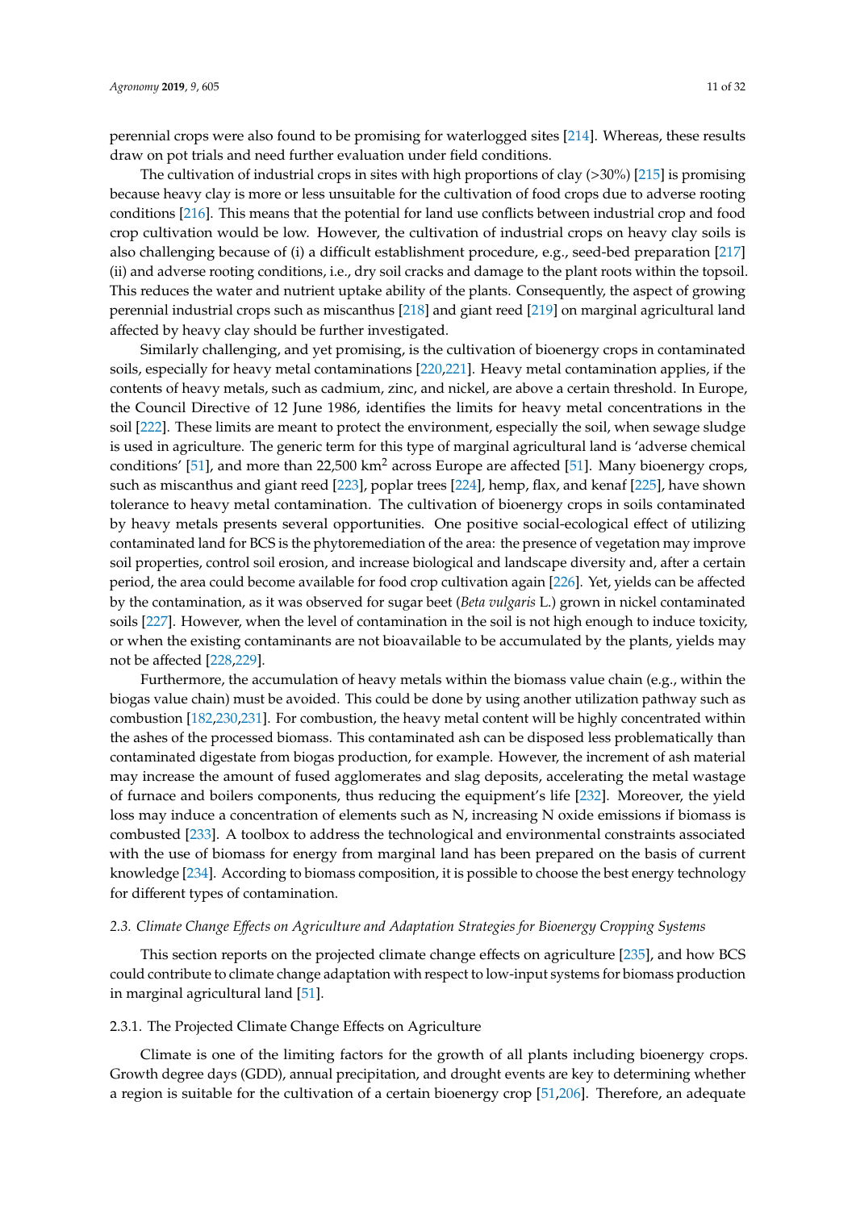perennial crops were also found to be promising for waterlogged sites [214]. Whereas, these results draw on pot trials and need further evaluation under field conditions.

The cultivation of industrial crops in sites with high proportions of clay (>30%) [215] is promising because heavy clay is more or less unsuitable for the cultivation of food crops due to adverse rooting conditions [216]. This means that the potential for land use conflicts between industrial crop and food crop cultivation would be low. However, the cultivation of industrial crops on heavy clay soils is also challenging because of (i) a difficult establishment procedure, e.g., seed-bed preparation [217] (ii) and adverse rooting conditions, i.e., dry soil cracks and damage to the plant roots within the topsoil. This reduces the water and nutrient uptake ability of the plants. Consequently, the aspect of growing perennial industrial crops such as miscanthus [218] and giant reed [219] on marginal agricultural land affected by heavy clay should be further investigated.

Similarly challenging, and yet promising, is the cultivation of bioenergy crops in contaminated soils, especially for heavy metal contaminations [220,221]. Heavy metal contamination applies, if the contents of heavy metals, such as cadmium, zinc, and nickel, are above a certain threshold. In Europe, the Council Directive of 12 June 1986, identifies the limits for heavy metal concentrations in the soil [222]. These limits are meant to protect the environment, especially the soil, when sewage sludge is used in agriculture. The generic term for this type of marginal agricultural land is 'adverse chemical conditions' [51], and more than 22,500 km$^2$ across Europe are affected [51]. Many bioenergy crops, such as miscanthus and giant reed [223], poplar trees [224], hemp, flax, and kenaf [225], have shown tolerance to heavy metal contamination. The cultivation of bioenergy crops in soils contaminated by heavy metals presents several opportunities. One positive social-ecological effect of utilizing contaminated land for BCS is the phytoremediation of the area: the presence of vegetation may improve soil properties, control soil erosion, and increase biological and landscape diversity and, after a certain period, the area could become available for food crop cultivation again [226]. Yet, yields can be affected by the contamination, as it was observed for sugar beet (*Beta vulgaris* L.) grown in nickel contaminated soils [227]. However, when the level of contamination in the soil is not high enough to induce toxicity, or when the existing contaminants are not bioavailable to be accumulated by the plants, yields may not be affected [228,229].

Furthermore, the accumulation of heavy metals within the biomass value chain (e.g., within the biogas value chain) must be avoided. This could be done by using another utilization pathway such as combustion [182,230,231]. For combustion, the heavy metal content will be highly concentrated within the ashes of the processed biomass. This contaminated ash can be disposed less problematically than contaminated digestate from biogas production, for example. However, the increment of ash material may increase the amount of fused agglomerates and slag deposits, accelerating the metal wastage of furnace and boilers components, thus reducing the equipment's life [232]. Moreover, the yield loss may induce a concentration of elements such as N, increasing N oxide emissions if biomass is combusted [233]. A toolbox to address the technological and environmental constraints associated with the use of biomass for energy from marginal land has been prepared on the basis of current knowledge [234]. According to biomass composition, it is possible to choose the best energy technology for different types of contamination.

### *2.3. Climate Change Effects on Agriculture and Adaptation Strategies for Bioenergy Cropping Systems*

This section reports on the projected climate change effects on agriculture [235], and how BCS could contribute to climate change adaptation with respect to low-input systems for biomass production in marginal agricultural land [51].

#### 2.3.1. The Projected Climate Change Effects on Agriculture

Climate is one of the limiting factors for the growth of all plants including bioenergy crops. Growth degree days (GDD), annual precipitation, and drought events are key to determining whether a region is suitable for the cultivation of a certain bioenergy crop [51,206]. Therefore, an adequate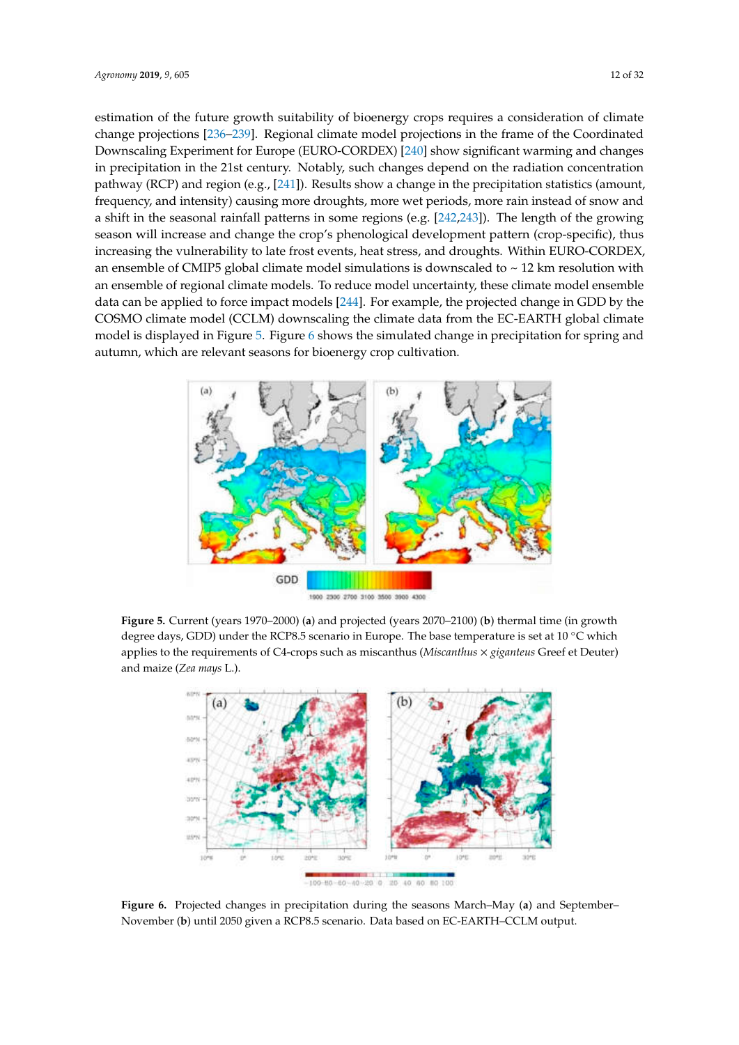estimation of the future growth suitability of bioenergy crops requires a consideration of climate change projections [236–239]. Regional climate model projections in the frame of the Coordinated Downscaling Experiment for Europe (EURO-CORDEX) [240] show significant warming and changes in precipitation in the 21st century. Notably, such changes depend on the radiation concentration pathway (RCP) and region (e.g., [241]). Results show a change in the precipitation statistics (amount, frequency, and intensity) causing more droughts, more wet periods, more rain instead of snow and a shift in the seasonal rainfall patterns in some regions (e.g. [242,243]). The length of the growing season will increase and change the crop's phenological development pattern (crop-specific), thus increasing the vulnerability to late frost events, heat stress, and droughts. Within EURO-CORDEX, an ensemble of CMIP5 global climate model simulations is downscaled to ~ 12 km resolution with an ensemble of regional climate models. To reduce model uncertainty, these climate model ensemble data can be applied to force impact models [244]. For example, the projected change in GDD by the COSMO climate model (CCLM) downscaling the climate data from the EC-EARTH global climate model is displayed in Figure 5. Figure 6 shows the simulated change in precipitation for spring and autumn, which are relevant seasons for bioenergy crop cultivation.

**Figure 5.** Current (years 1970–2000) (**a**) and projected (years 2070–2100) (**b**) thermal time (in growth degree days, GDD) under the RCP8.5 scenario in Europe. The base temperature is set at 10 °C which applies to the requirements of C4-crops such as miscanthus (*Miscanthus* × *giganteus* Greef et Deuter) and maize (*Zea mays* L.).

**Figure 6.** Projected changes in precipitation during the seasons March–May (**a**) and September–November (**b**) until 2050 given a RCP8.5 scenario. Data based on EC-EARTH–CCLM output.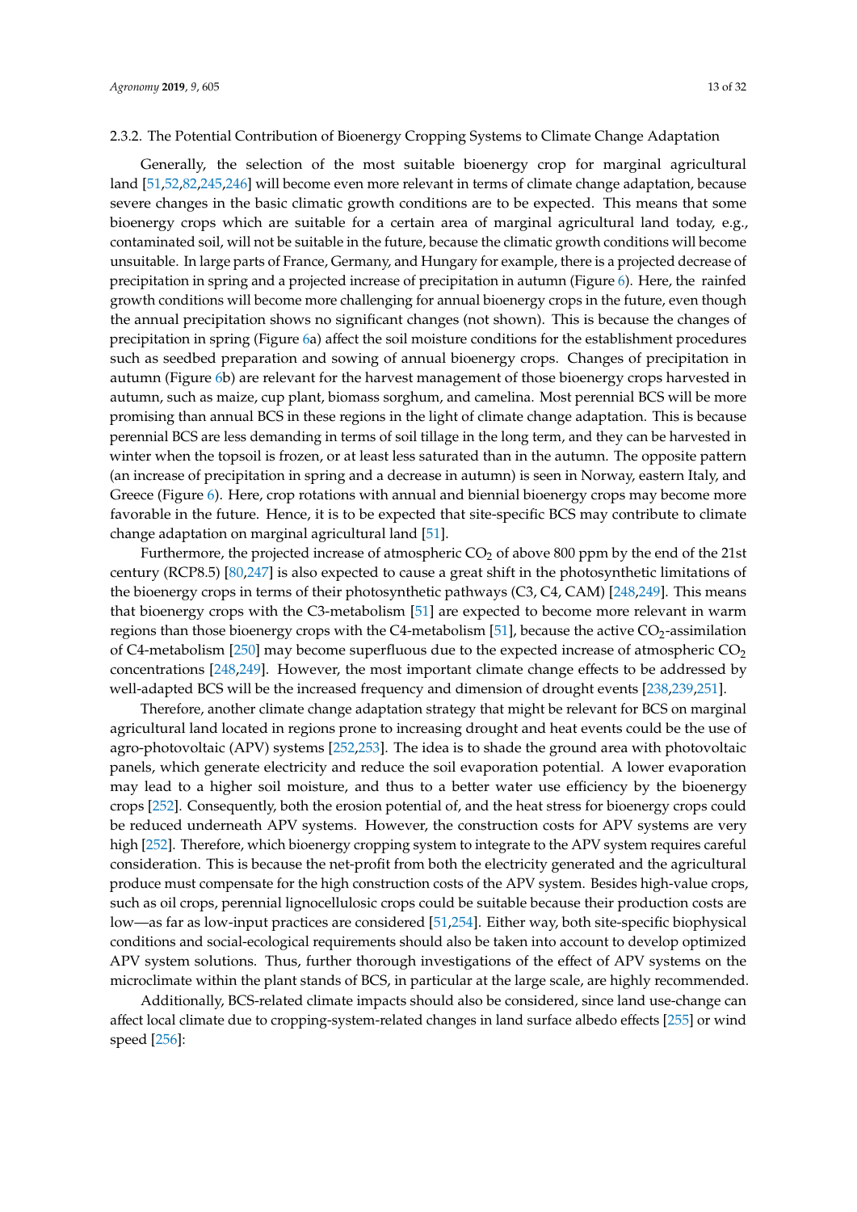#### 2.3.2. The Potential Contribution of Bioenergy Cropping Systems to Climate Change Adaptation

Generally, the selection of the most suitable bioenergy crop for marginal agricultural land [51,52,82,245,246] will become even more relevant in terms of climate change adaptation, because severe changes in the basic climatic growth conditions are to be expected. This means that some bioenergy crops which are suitable for a certain area of marginal agricultural land today, e.g., contaminated soil, will not be suitable in the future, because the climatic growth conditions will become unsuitable. In large parts of France, Germany, and Hungary for example, there is a projected decrease of precipitation in spring and a projected increase of precipitation in autumn (Figure 6). Here, the rainfed growth conditions will become more challenging for annual bioenergy crops in the future, even though the annual precipitation shows no significant changes (not shown). This is because the changes of precipitation in spring (Figure 6a) affect the soil moisture conditions for the establishment procedures such as seedbed preparation and sowing of annual bioenergy crops. Changes of precipitation in autumn (Figure 6b) are relevant for the harvest management of those bioenergy crops harvested in autumn, such as maize, cup plant, biomass sorghum, and camelina. Most perennial BCS will be more promising than annual BCS in these regions in the light of climate change adaptation. This is because perennial BCS are less demanding in terms of soil tillage in the long term, and they can be harvested in winter when the topsoil is frozen, or at least less saturated than in the autumn. The opposite pattern (an increase of precipitation in spring and a decrease in autumn) is seen in Norway, eastern Italy, and Greece (Figure 6). Here, crop rotations with annual and biennial bioenergy crops may become more favorable in the future. Hence, it is to be expected that site-specific BCS may contribute to climate change adaptation on marginal agricultural land [51].

Furthermore, the projected increase of atmospheric $CO_2$ of above 800 ppm by the end of the 21st century (RCP8.5) [80,247] is also expected to cause a great shift in the photosynthetic limitations of the bioenergy crops in terms of their photosynthetic pathways (C3, C4, CAM) [248,249]. This means that bioenergy crops with the C3-metabolism [51] are expected to become more relevant in warm regions than those bioenergy crops with the C4-metabolism [51], because the active $CO_2$-assimilation of C4-metabolism [250] may become superfluous due to the expected increase of atmospheric $CO_2$ concentrations [248,249]. However, the most important climate change effects to be addressed by well-adapted BCS will be the increased frequency and dimension of drought events [238,239,251].

Therefore, another climate change adaptation strategy that might be relevant for BCS on marginal agricultural land located in regions prone to increasing drought and heat events could be the use of agro-photovoltaic (APV) systems [252,253]. The idea is to shade the ground area with photovoltaic panels, which generate electricity and reduce the soil evaporation potential. A lower evaporation may lead to a higher soil moisture, and thus to a better water use efficiency by the bioenergy crops [252]. Consequently, both the erosion potential of, and the heat stress for bioenergy crops could be reduced underneath APV systems. However, the construction costs for APV systems are very high [252]. Therefore, which bioenergy cropping system to integrate to the APV system requires careful consideration. This is because the net-profit from both the electricity generated and the agricultural produce must compensate for the high construction costs of the APV system. Besides high-value crops, such as oil crops, perennial lignocellulosic crops could be suitable because their production costs are low—as far as low-input practices are considered [51,254]. Either way, both site-specific biophysical conditions and social-ecological requirements should also be taken into account to develop optimized APV system solutions. Thus, further thorough investigations of the effect of APV systems on the microclimate within the plant stands of BCS, in particular at the large scale, are highly recommended.

Additionally, BCS-related climate impacts should also be considered, since land use-change can affect local climate due to cropping-system-related changes in land surface albedo effects [255] or wind speed [256]: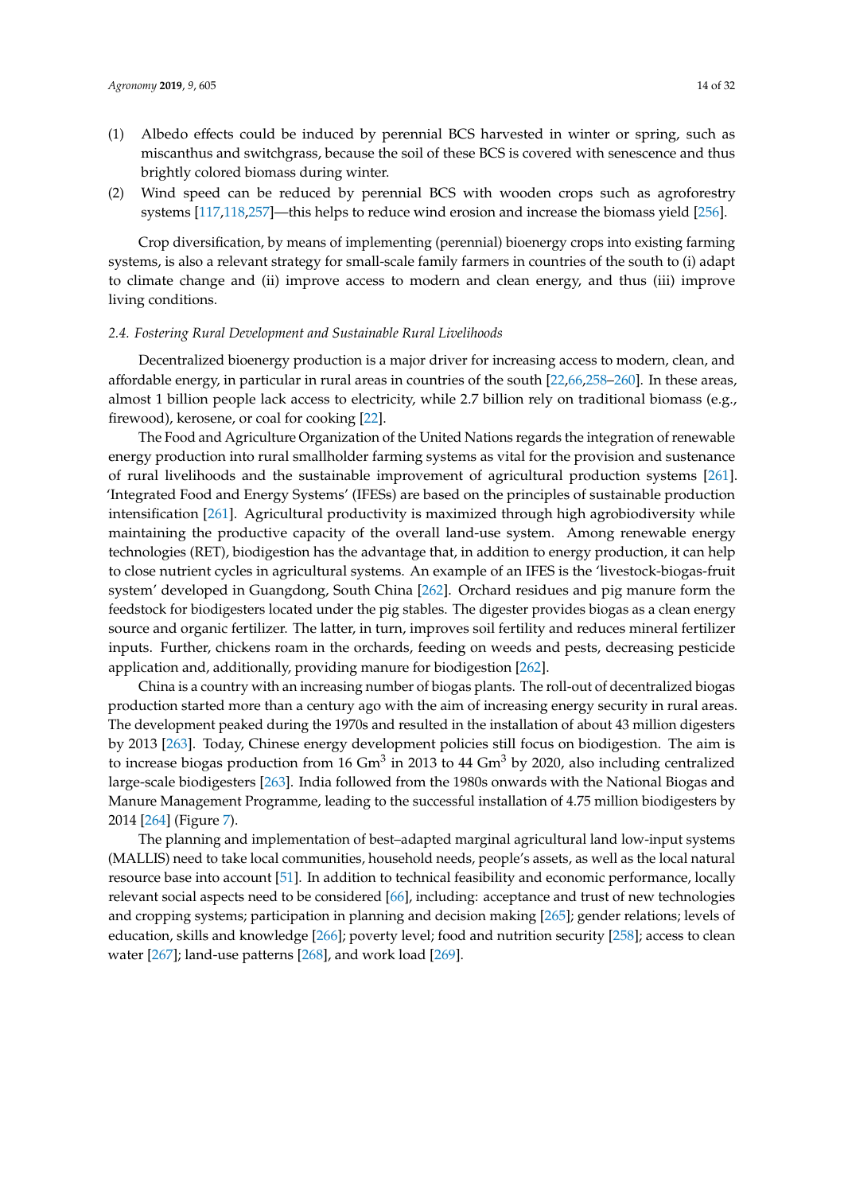(1) Albedo effects could be induced by perennial BCS harvested in winter or spring, such as miscanthus and switchgrass, because the soil of these BCS is covered with senescence and thus brightly colored biomass during winter.

(2) Wind speed can be reduced by perennial BCS with wooden crops such as agroforestry systems [117,118,257]—this helps to reduce wind erosion and increase the biomass yield [256].

Crop diversification, by means of implementing (perennial) bioenergy crops into existing farming systems, is also a relevant strategy for small-scale family farmers in countries of the south to (i) adapt to climate change and (ii) improve access to modern and clean energy, and thus (iii) improve living conditions.

### *2.4. Fostering Rural Development and Sustainable Rural Livelihoods*

Decentralized bioenergy production is a major driver for increasing access to modern, clean, and affordable energy, in particular in rural areas in countries of the south [22,66,258–260]. In these areas, almost 1 billion people lack access to electricity, while 2.7 billion rely on traditional biomass (e.g., firewood), kerosene, or coal for cooking [22].

The Food and Agriculture Organization of the United Nations regards the integration of renewable energy production into rural smallholder farming systems as vital for the provision and sustenance of rural livelihoods and the sustainable improvement of agricultural production systems [261]. 'Integrated Food and Energy Systems' (IFESs) are based on the principles of sustainable production intensification [261]. Agricultural productivity is maximized through high agrobiodiversity while maintaining the productive capacity of the overall land-use system. Among renewable energy technologies (RET), biodigestion has the advantage that, in addition to energy production, it can help to close nutrient cycles in agricultural systems. An example of an IFES is the 'livestock-biogas-fruit system' developed in Guangdong, South China [262]. Orchard residues and pig manure form the feedstock for biodigesters located under the pig stables. The digester provides biogas as a clean energy source and organic fertilizer. The latter, in turn, improves soil fertility and reduces mineral fertilizer inputs. Further, chickens roam in the orchards, feeding on weeds and pests, decreasing pesticide application and, additionally, providing manure for biodigestion [262].

China is a country with an increasing number of biogas plants. The roll-out of decentralized biogas production started more than a century ago with the aim of increasing energy security in rural areas. The development peaked during the 1970s and resulted in the installation of about 43 million digesters by 2013 [263]. Today, Chinese energy development policies still focus on biodigestion. The aim is to increase biogas production from 16 $Gm^3$ in 2013 to 44 $Gm^3$ by 2020, also including centralized large-scale biodigesters [263]. India followed from the 1980s onwards with the National Biogas and Manure Management Programme, leading to the successful installation of 4.75 million biodigesters by 2014 [264] (Figure 7).

The planning and implementation of best–adapted marginal agricultural land low-input systems (MALLIS) need to take local communities, household needs, people's assets, as well as the local natural resource base into account [51]. In addition to technical feasibility and economic performance, locally relevant social aspects need to be considered [66], including: acceptance and trust of new technologies and cropping systems; participation in planning and decision making [265]; gender relations; levels of education, skills and knowledge [266]; poverty level; food and nutrition security [258]; access to clean water [267]; land-use patterns [268], and work load [269].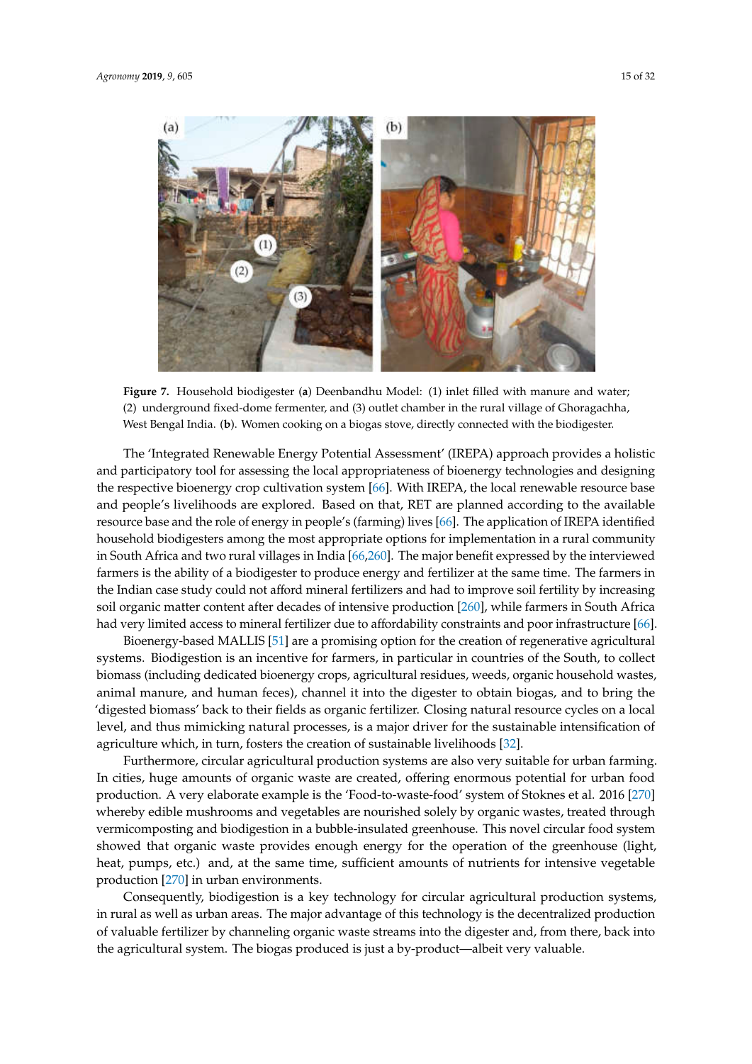**Figure 7.** Household biodigester (**a**) Deenbandhu Model: (1) inlet filled with manure and water; (2) underground fixed-dome fermenter, and (3) outlet chamber in the rural village of Ghoragachha, West Bengal India. (**b**). Women cooking on a biogas stove, directly connected with the biodigester.

The 'Integrated Renewable Energy Potential Assessment' (IREPA) approach provides a holistic and participatory tool for assessing the local appropriateness of bioenergy technologies and designing the respective bioenergy crop cultivation system [66]. With IREPA, the local renewable resource base and people's livelihoods are explored. Based on that, RET are planned according to the available resource base and the role of energy in people's (farming) lives [66]. The application of IREPA identified household biodigesters among the most appropriate options for implementation in a rural community in South Africa and two rural villages in India [66,260]. The major benefit expressed by the interviewed farmers is the ability of a biodigester to produce energy and fertilizer at the same time. The farmers in the Indian case study could not afford mineral fertilizers and had to improve soil fertility by increasing soil organic matter content after decades of intensive production [260], while farmers in South Africa had very limited access to mineral fertilizer due to affordability constraints and poor infrastructure [66].

Bioenergy-based MALLIS [51] are a promising option for the creation of regenerative agricultural systems. Biodigestion is an incentive for farmers, in particular in countries of the South, to collect biomass (including dedicated bioenergy crops, agricultural residues, weeds, organic household wastes, animal manure, and human feces), channel it into the digester to obtain biogas, and to bring the 'digested biomass' back to their fields as organic fertilizer. Closing natural resource cycles on a local level, and thus mimicking natural processes, is a major driver for the sustainable intensification of agriculture which, in turn, fosters the creation of sustainable livelihoods [32].

Furthermore, circular agricultural production systems are also very suitable for urban farming. In cities, huge amounts of organic waste are created, offering enormous potential for urban food production. A very elaborate example is the 'Food-to-waste-food' system of Stoknes et al. 2016 [270] whereby edible mushrooms and vegetables are nourished solely by organic wastes, treated through vermicomposting and biodigestion in a bubble-insulated greenhouse. This novel circular food system showed that organic waste provides enough energy for the operation of the greenhouse (light, heat, pumps, etc.) and, at the same time, sufficient amounts of nutrients for intensive vegetable production [270] in urban environments.

Consequently, biodigestion is a key technology for circular agricultural production systems, in rural as well as urban areas. The major advantage of this technology is the decentralized production of valuable fertilizer by channeling organic waste streams into the digester and, from there, back into the agricultural system. The biogas produced is just a by-product—albeit very valuable.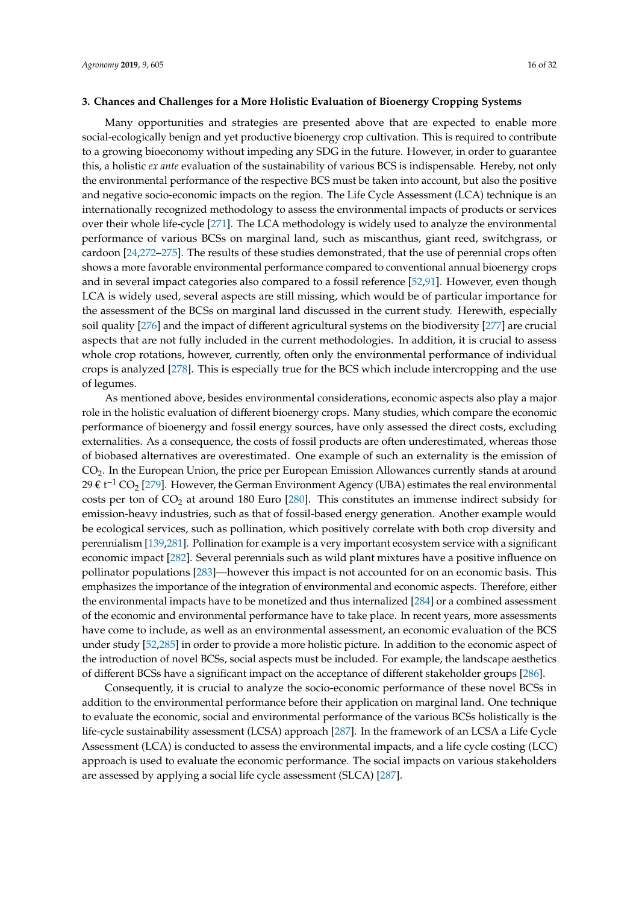## 3. Chances and Challenges for a More Holistic Evaluation of Bioenergy Cropping Systems

Many opportunities and strategies are presented above that are expected to enable more social-ecologically benign and yet productive bioenergy crop cultivation. This is required to contribute to a growing bioeconomy without impeding any SDG in the future. However, in order to guarantee this, a holistic *ex ante* evaluation of the sustainability of various BCS is indispensable. Hereby, not only the environmental performance of the respective BCS must be taken into account, but also the positive and negative socio-economic impacts on the region. The Life Cycle Assessment (LCA) technique is an internationally recognized methodology to assess the environmental impacts of products or services over their whole life-cycle [271]. The LCA methodology is widely used to analyze the environmental performance of various BCSs on marginal land, such as miscanthus, giant reed, switchgrass, or cardoon [24,272–275]. The results of these studies demonstrated, that the use of perennial crops often shows a more favorable environmental performance compared to conventional annual bioenergy crops and in several impact categories also compared to a fossil reference [52,91]. However, even though LCA is widely used, several aspects are still missing, which would be of particular importance for the assessment of the BCSs on marginal land discussed in the current study. Herewith, especially soil quality [276] and the impact of different agricultural systems on the biodiversity [277] are crucial aspects that are not fully included in the current methodologies. In addition, it is crucial to assess whole crop rotations, however, currently, often only the environmental performance of individual crops is analyzed [278]. This is especially true for the BCS which include intercropping and the use of legumes.

As mentioned above, besides environmental considerations, economic aspects also play a major role in the holistic evaluation of different bioenergy crops. Many studies, which compare the economic performance of bioenergy and fossil energy sources, have only assessed the direct costs, excluding externalities. As a consequence, the costs of fossil products are often underestimated, whereas those of biobased alternatives are overestimated. One example of such an externality is the emission of $CO_2$. In the European Union, the price per European Emission Allowances currently stands at around 29 € $t^{-1}$ $CO_2$ [279]. However, the German Environment Agency (UBA) estimates the real environmental costs per ton of $CO_2$ at around 180 Euro [280]. This constitutes an immense indirect subsidy for emission-heavy industries, such as that of fossil-based energy generation. Another example would be ecological services, such as pollination, which positively correlate with both crop diversity and perennialism [139,281]. Pollination for example is a very important ecosystem service with a significant economic impact [282]. Several perennials such as wild plant mixtures have a positive influence on pollinator populations [283]—however this impact is not accounted for on an economic basis. This emphasizes the importance of the integration of environmental and economic aspects. Therefore, either the environmental impacts have to be monetized and thus internalized [284] or a combined assessment of the economic and environmental performance have to take place. In recent years, more assessments have come to include, as well as an environmental assessment, an economic evaluation of the BCS under study [52,285] in order to provide a more holistic picture. In addition to the economic aspect of the introduction of novel BCSs, social aspects must be included. For example, the landscape aesthetics of different BCSs have a significant impact on the acceptance of different stakeholder groups [286].

Consequently, it is crucial to analyze the socio-economic performance of these novel BCSs in addition to the environmental performance before their application on marginal land. One technique to evaluate the economic, social and environmental performance of the various BCSs holistically is the life-cycle sustainability assessment (LCSA) approach [287]. In the framework of an LCSA a Life Cycle Assessment (LCA) is conducted to assess the environmental impacts, and a life cycle costing (LCC) approach is used to evaluate the economic performance. The social impacts on various stakeholders are assessed by applying a social life cycle assessment (SLCA) [287].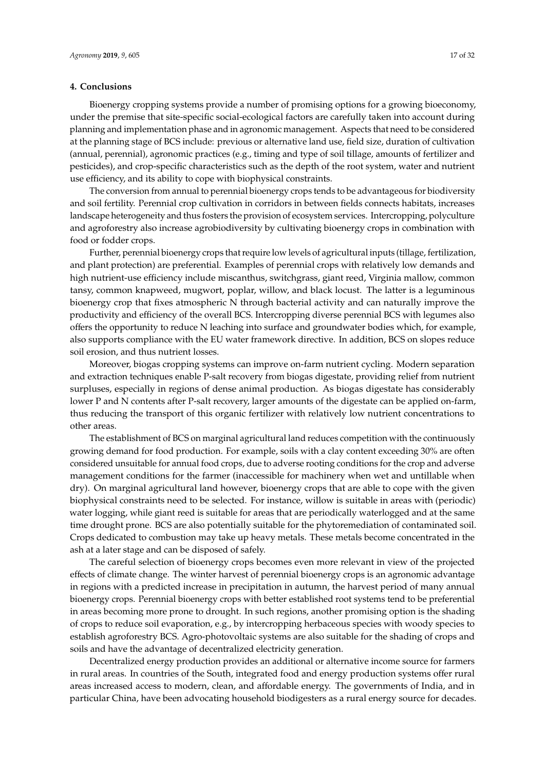## 4. Conclusions

Bioenergy cropping systems provide a number of promising options for a growing bioeconomy, under the premise that site-specific social-ecological factors are carefully taken into account during planning and implementation phase and in agronomic management. Aspects that need to be considered at the planning stage of BCS include: previous or alternative land use, field size, duration of cultivation (annual, perennial), agronomic practices (e.g., timing and type of soil tillage, amounts of fertilizer and pesticides), and crop-specific characteristics such as the depth of the root system, water and nutrient use efficiency, and its ability to cope with biophysical constraints.

The conversion from annual to perennial bioenergy crops tends to be advantageous for biodiversity and soil fertility. Perennial crop cultivation in corridors in between fields connects habitats, increases landscape heterogeneity and thus fosters the provision of ecosystem services. Intercropping, polyculture and agroforestry also increase agrobiodiversity by cultivating bioenergy crops in combination with food or fodder crops.

Further, perennial bioenergy crops that require low levels of agricultural inputs (tillage, fertilization, and plant protection) are preferential. Examples of perennial crops with relatively low demands and high nutrient-use efficiency include miscanthus, switchgrass, giant reed, Virginia mallow, common tansy, common knapweed, mugwort, poplar, willow, and black locust. The latter is a leguminous bioenergy crop that fixes atmospheric N through bacterial activity and can naturally improve the productivity and efficiency of the overall BCS. Intercropping diverse perennial BCS with legumes also offers the opportunity to reduce N leaching into surface and groundwater bodies which, for example, also supports compliance with the EU water framework directive. In addition, BCS on slopes reduce soil erosion, and thus nutrient losses.

Moreover, biogas cropping systems can improve on-farm nutrient cycling. Modern separation and extraction techniques enable P-salt recovery from biogas digestate, providing relief from nutrient surpluses, especially in regions of dense animal production. As biogas digestate has considerably lower P and N contents after P-salt recovery, larger amounts of the digestate can be applied on-farm, thus reducing the transport of this organic fertilizer with relatively low nutrient concentrations to other areas.

The establishment of BCS on marginal agricultural land reduces competition with the continuously growing demand for food production. For example, soils with a clay content exceeding 30% are often considered unsuitable for annual food crops, due to adverse rooting conditions for the crop and adverse management conditions for the farmer (inaccessible for machinery when wet and untillable when dry). On marginal agricultural land however, bioenergy crops that are able to cope with the given biophysical constraints need to be selected. For instance, willow is suitable in areas with (periodic) water logging, while giant reed is suitable for areas that are periodically waterlogged and at the same time drought prone. BCS are also potentially suitable for the phytoremediation of contaminated soil. Crops dedicated to combustion may take up heavy metals. These metals become concentrated in the ash at a later stage and can be disposed of safely.

The careful selection of bioenergy crops becomes even more relevant in view of the projected effects of climate change. The winter harvest of perennial bioenergy crops is an agronomic advantage in regions with a predicted increase in precipitation in autumn, the harvest period of many annual bioenergy crops. Perennial bioenergy crops with better established root systems tend to be preferential in areas becoming more prone to drought. In such regions, another promising option is the shading of crops to reduce soil evaporation, e.g., by intercropping herbaceous species with woody species to establish agroforestry BCS. Agro-photovoltaic systems are also suitable for the shading of crops and soils and have the advantage of decentralized electricity generation.

Decentralized energy production provides an additional or alternative income source for farmers in rural areas. In countries of the South, integrated food and energy production systems offer rural areas increased access to modern, clean, and affordable energy. The governments of India, and in particular China, have been advocating household biodigesters as a rural energy source for decades.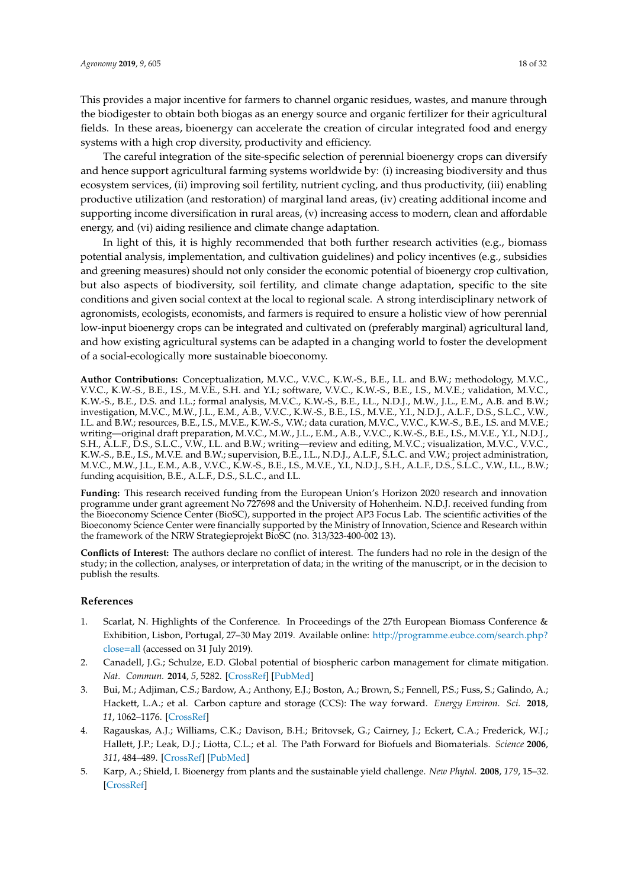This provides a major incentive for farmers to channel organic residues, wastes, and manure through the biodigester to obtain both biogas as an energy source and organic fertilizer for their agricultural fields. In these areas, bioenergy can accelerate the creation of circular integrated food and energy systems with a high crop diversity, productivity and efficiency.

The careful integration of the site-specific selection of perennial bioenergy crops can diversify and hence support agricultural farming systems worldwide by: (i) increasing biodiversity and thus ecosystem services, (ii) improving soil fertility, nutrient cycling, and thus productivity, (iii) enabling productive utilization (and restoration) of marginal land areas, (iv) creating additional income and supporting income diversification in rural areas, (v) increasing access to modern, clean and affordable energy, and (vi) aiding resilience and climate change adaptation.

In light of this, it is highly recommended that both further research activities (e.g., biomass potential analysis, implementation, and cultivation guidelines) and policy incentives (e.g., subsidies and greening measures) should not only consider the economic potential of bioenergy crop cultivation, but also aspects of biodiversity, soil fertility, and climate change adaptation, specific to the site conditions and given social context at the local to regional scale. A strong interdisciplinary network of agronomists, ecologists, economists, and farmers is required to ensure a holistic view of how perennial low-input bioenergy crops can be integrated and cultivated on (preferably marginal) agricultural land, and how existing agricultural systems can be adapted in a changing world to foster the development of a social-ecologically more sustainable bioeconomy.

**Author Contributions:** Conceptualization, M.V.C., V.V.C., K.W.-S., B.E., I.L. and B.W.; methodology, M.V.C., V.V.C., K.W.-S., B.E., I.S., M.V.E., S.H. and Y.I.; software, V.V.C., K.W.-S., B.E., I.S., M.V.E.; validation, M.V.C., K.W.-S., B.E., D.S. and I.L.; formal analysis, M.V.C., K.W.-S., B.E., I.L., N.D.J., M.W., J.L., E.M., A.B. and B.W.; investigation, M.V.C., M.W., J.L., E.M., A.B., V.V.C., K.W.-S., B.E., I.S., M.V.E., Y.I., N.D.J., A.L.F., D.S., S.L.C., V.W., I.L. and B.W.; resources, B.E., I.S., M.V.E., K.W.-S., V.W.; data curation, M.V.C., V.V.C., K.W.-S., B.E., I.S. and M.V.E.; writing—original draft preparation, M.V.C., M.W., J.L., E.M., A.B., V.V.C., K.W.-S., B.E., I.S., M.V.E., Y.I., N.D.J., S.H., A.L.F., D.S., S.L.C., V.W., I.L. and B.W.; writing—review and editing, M.V.C.; visualization, M.V.C., V.V.C., K.W.-S., B.E., I.S., M.V.E. and B.W.; supervision, B.E., I.L., N.D.J., A.L.F., S.L.C. and V.W.; project administration, M.V.C., M.W., J.L., E.M., A.B., V.V.C., K.W.-S., B.E., I.S., M.V.E., Y.I., N.D.J., S.H., A.L.F., D.S., S.L.C., V.W., I.L., B.W.; funding acquisition, B.E., A.L.F., D.S., S.L.C., and I.L.

**Funding:** This research received funding from the European Union's Horizon 2020 research and innovation programme under grant agreement No 727698 and the University of Hohenheim. N.D.J. received funding from the Bioeconomy Science Center (BioSC), supported in the project AP3 Focus Lab. The scientific activities of the Bioeconomy Science Center were financially supported by the Ministry of Innovation, Science and Research within the framework of the NRW Strategieprojekt BioSC (no. 313/323-400-002 13).

**Conflicts of Interest:** The authors declare no conflict of interest. The funders had no role in the design of the study; in the collection, analyses, or interpretation of data; in the writing of the manuscript, or in the decision to publish the results.

## References

1. Scarlat, N. Highlights of the Conference. In Proceedings of the 27th European Biomass Conference & Exhibition, Lisbon, Portugal, 27–30 May 2019. Available online: http://programme.eubce.com/search.php?close=all (accessed on 31 July 2019).
2. Canadell, J.G.; Schulze, E.D. Global potential of biospheric carbon management for climate mitigation. *Nat. Commun.* **2014**, *5*, 5282. [CrossRef] [PubMed]
3. Bui, M.; Adjiman, C.S.; Bardow, A.; Anthony, E.J.; Boston, A.; Brown, S.; Fennell, P.S.; Fuss, S.; Galindo, A.; Hackett, L.A.; et al. Carbon capture and storage (CCS): The way forward. *Energy Environ. Sci.* **2018**, *11*, 1062–1176. [CrossRef]
4. Ragauskas, A.J.; Williams, C.K.; Davison, B.H.; Britovsek, G.; Cairney, J.; Eckert, C.A.; Frederick, W.J.; Hallett, J.P.; Leak, D.J.; Liotta, C.L.; et al. The Path Forward for Biofuels and Biomaterials. *Science* **2006**, *311*, 484–489. [CrossRef] [PubMed]
5. Karp, A.; Shield, I. Bioenergy from plants and the sustainable yield challenge. *New Phytol.* **2008**, *179*, 15–32. [CrossRef]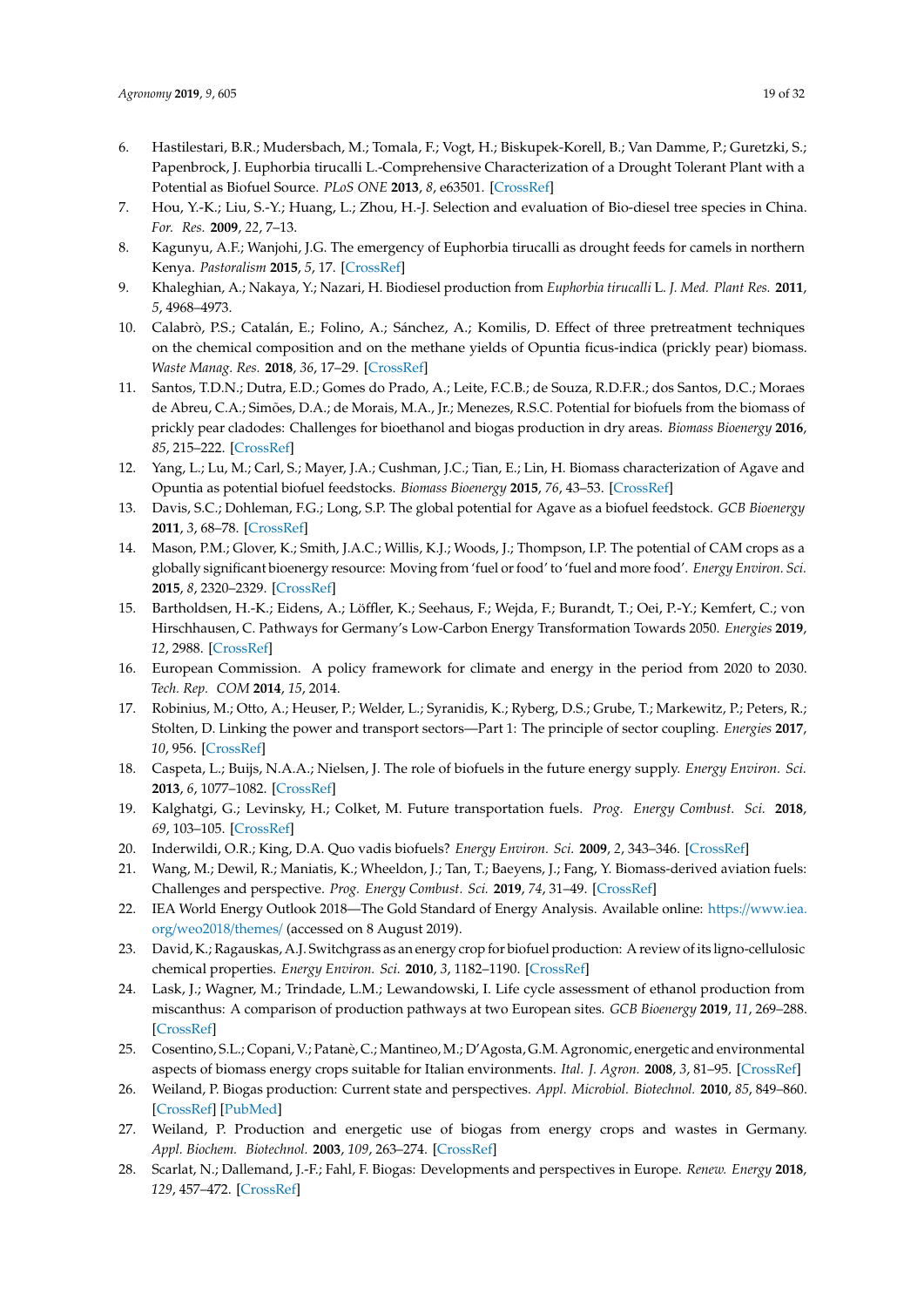6. Hastilestari, B.R.; Mudersbach, M.; Tomala, F.; Vogt, H.; Biskupek-Korell, B.; Van Damme, P.; Guretzki, S.; Papenbrock, J. Euphorbia tirucalli L.-Comprehensive Characterization of a Drought Tolerant Plant with a Potential as Biofuel Source. *PLoS ONE* **2013**, *8*, e63501. [CrossRef]
7. Hou, Y.-K.; Liu, S.-Y.; Huang, L.; Zhou, H.-J. Selection and evaluation of Bio-diesel tree species in China. *For. Res.* **2009**, *22*, 7–13.
8. Kagunyu, A.F.; Wanjohi, J.G. The emergency of Euphorbia tirucalli as drought feeds for camels in northern Kenya. *Pastoralism* **2015**, *5*, 17. [CrossRef]
9. Khaleghian, A.; Nakaya, Y.; Nazari, H. Biodiesel production from *Euphorbia tirucalli* L. *J. Med. Plant Res.* **2011**, *5*, 4968–4973.
10. Calabrò, P.S.; Catalán, E.; Folino, A.; Sánchez, A.; Komilis, D. Effect of three pretreatment techniques on the chemical composition and on the methane yields of Opuntia ficus-indica (prickly pear) biomass. *Waste Manag. Res.* **2018**, *36*, 17–29. [CrossRef]
11. Santos, T.D.N.; Dutra, E.D.; Gomes do Prado, A.; Leite, F.C.B.; de Souza, R.D.F.R.; dos Santos, D.C.; Moraes de Abreu, C.A.; Simões, D.A.; de Morais, M.A., Jr.; Menezes, R.S.C. Potential for biofuels from the biomass of prickly pear cladodes: Challenges for bioethanol and biogas production in dry areas. *Biomass Bioenergy* **2016**, *85*, 215–222. [CrossRef]
12. Yang, L.; Lu, M.; Carl, S.; Mayer, J.A.; Cushman, J.C.; Tian, E.; Lin, H. Biomass characterization of Agave and Opuntia as potential biofuel feedstocks. *Biomass Bioenergy* **2015**, *76*, 43–53. [CrossRef]
13. Davis, S.C.; Dohleman, F.G.; Long, S.P. The global potential for Agave as a biofuel feedstock. *GCB Bioenergy* **2011**, *3*, 68–78. [CrossRef]
14. Mason, P.M.; Glover, K.; Smith, J.A.C.; Willis, K.J.; Woods, J.; Thompson, I.P. The potential of CAM crops as a globally significant bioenergy resource: Moving from 'fuel or food' to 'fuel and more food'. *Energy Environ. Sci.* **2015**, *8*, 2320–2329. [CrossRef]
15. Bartholdsen, H.-K.; Eidens, A.; Löffler, K.; Seehaus, F.; Wejda, F.; Burandt, T.; Oei, P.-Y.; Kemfert, C.; von Hirschhausen, C. Pathways for Germany's Low-Carbon Energy Transformation Towards 2050. *Energies* **2019**, *12*, 2988. [CrossRef]
16. European Commission. A policy framework for climate and energy in the period from 2020 to 2030. *Tech. Rep. COM* **2014**, *15*, 2014.
17. Robinius, M.; Otto, A.; Heuser, P.; Welder, L.; Syranidis, K.; Ryberg, D.S.; Grube, T.; Markewitz, P.; Peters, R.; Stolten, D. Linking the power and transport sectors—Part 1: The principle of sector coupling. *Energies* **2017**, *10*, 956. [CrossRef]
18. Caspeta, L.; Buijs, N.A.A.; Nielsen, J. The role of biofuels in the future energy supply. *Energy Environ. Sci.* **2013**, *6*, 1077–1082. [CrossRef]
19. Kalghatgi, G.; Levinsky, H.; Colket, M. Future transportation fuels. *Prog. Energy Combust. Sci.* **2018**, *69*, 103–105. [CrossRef]
20. Inderwildi, O.R.; King, D.A. Quo vadis biofuels? *Energy Environ. Sci.* **2009**, *2*, 343–346. [CrossRef]
21. Wang, M.; Dewil, R.; Maniatis, K.; Wheeldon, J.; Tan, T.; Baeyens, J.; Fang, Y. Biomass-derived aviation fuels: Challenges and perspective. *Prog. Energy Combust. Sci.* **2019**, *74*, 31–49. [CrossRef]
22. IEA World Energy Outlook 2018—The Gold Standard of Energy Analysis. Available online: https://www.iea.org/weo2018/themes/ (accessed on 8 August 2019).
23. David, K.; Ragauskas, A.J. Switchgrass as an energy crop for biofuel production: A review of its ligno-cellulosic chemical properties. *Energy Environ. Sci.* **2010**, *3*, 1182–1190. [CrossRef]
24. Lask, J.; Wagner, M.; Trindade, L.M.; Lewandowski, I. Life cycle assessment of ethanol production from miscanthus: A comparison of production pathways at two European sites. *GCB Bioenergy* **2019**, *11*, 269–288. [CrossRef]
25. Cosentino, S.L.; Copani, V.; Patanè, C.; Mantineo, M.; D'Agosta, G.M. Agronomic, energetic and environmental aspects of biomass energy crops suitable for Italian environments. *Ital. J. Agron.* **2008**, *3*, 81–95. [CrossRef]
26. Weiland, P. Biogas production: Current state and perspectives. *Appl. Microbiol. Biotechnol.* **2010**, *85*, 849–860. [CrossRef] [PubMed]
27. Weiland, P. Production and energetic use of biogas from energy crops and wastes in Germany. *Appl. Biochem. Biotechnol.* **2003**, *109*, 263–274. [CrossRef]
28. Scarlat, N.; Dallemand, J.-F.; Fahl, F. Biogas: Developments and perspectives in Europe. *Renew. Energy* **2018**, *129*, 457–472. [CrossRef]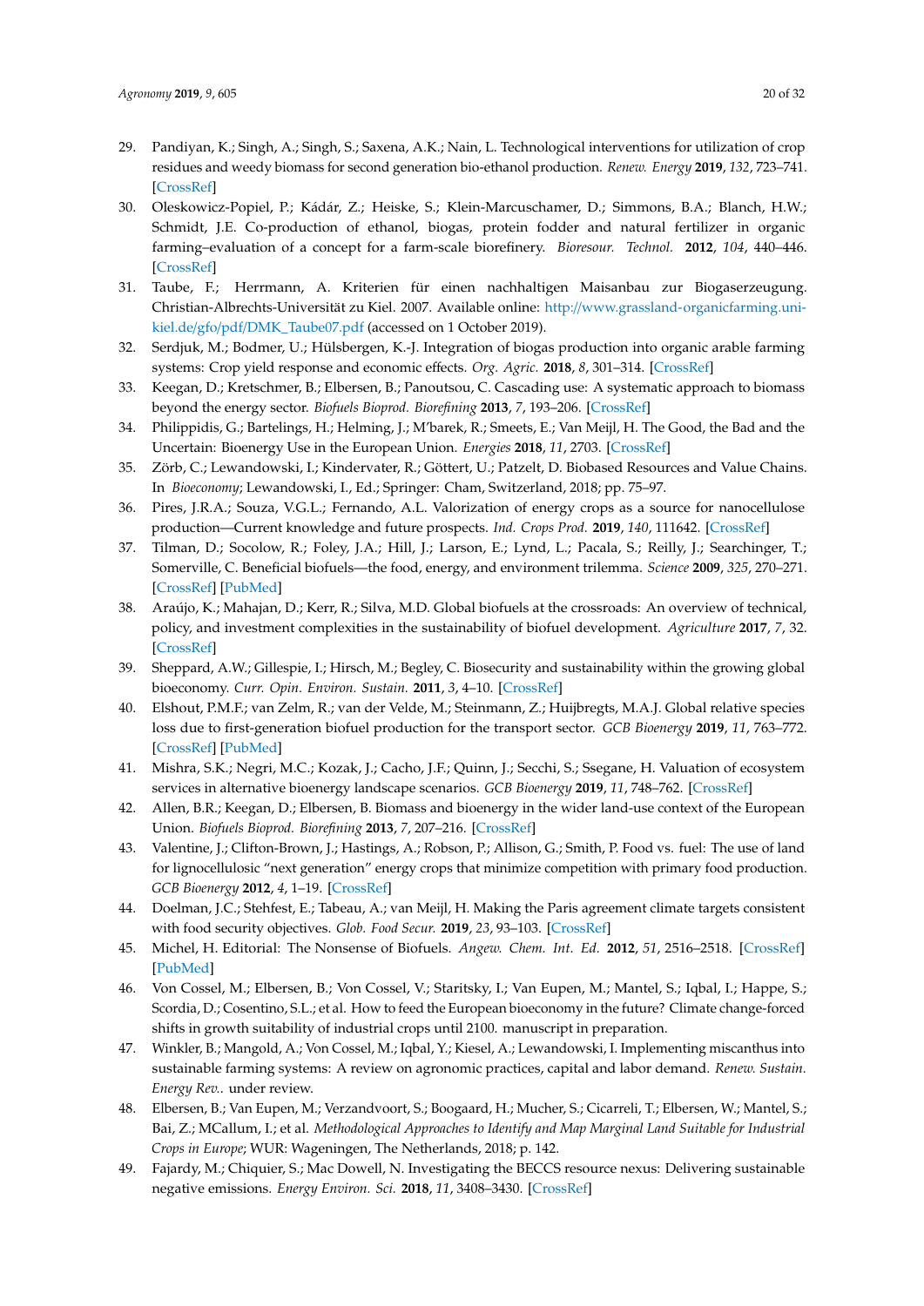29. Pandiyan, K.; Singh, A.; Singh, S.; Saxena, A.K.; Nain, L. Technological interventions for utilization of crop residues and weedy biomass for second generation bio-ethanol production. *Renew. Energy* **2019**, *132*, 723–741. [CrossRef]
30. Oleskowicz-Popiel, P.; Kádár, Z.; Heiske, S.; Klein-Marcuschamer, D.; Simmons, B.A.; Blanch, H.W.; Schmidt, J.E. Co-production of ethanol, biogas, protein fodder and natural fertilizer in organic farming–evaluation of a concept for a farm-scale biorefinery. *Bioresour. Technol.* **2012**, *104*, 440–446. [CrossRef]
31. Taube, F.; Herrmann, A. Kriterien für einen nachhaltigen Maisanbau zur Biogaserzeugung. Christian-Albrechts-Universität zu Kiel. 2007. Available online: http://www.grassland-organicfarming.uni-kiel.de/gfo/pdf/DMK_Taube07.pdf (accessed on 1 October 2019).
32. Serdjuk, M.; Bodmer, U.; Hülsbergen, K.-J. Integration of biogas production into organic arable farming systems: Crop yield response and economic effects. *Org. Agric.* **2018**, *8*, 301–314. [CrossRef]
33. Keegan, D.; Kretschmer, B.; Elbersen, B.; Panoutsou, C. Cascading use: A systematic approach to biomass beyond the energy sector. *Biofuels Bioprod. Biorefining* **2013**, *7*, 193–206. [CrossRef]
34. Philippidis, G.; Bartelings, H.; Helming, J.; M'barek, R.; Smeets, E.; Van Meijl, H. The Good, the Bad and the Uncertain: Bioenergy Use in the European Union. *Energies* **2018**, *11*, 2703. [CrossRef]
35. Zörb, C.; Lewandowski, I.; Kindervater, R.; Göttert, U.; Patzelt, D. Biobased Resources and Value Chains. In *Bioeconomy*; Lewandowski, I., Ed.; Springer: Cham, Switzerland, 2018; pp. 75–97.
36. Pires, J.R.A.; Souza, V.G.L.; Fernando, A.L. Valorization of energy crops as a source for nanocellulose production—Current knowledge and future prospects. *Ind. Crops Prod.* **2019**, *140*, 111642. [CrossRef]
37. Tilman, D.; Socolow, R.; Foley, J.A.; Hill, J.; Larson, E.; Lynd, L.; Pacala, S.; Reilly, J.; Searchinger, T.; Somerville, C. Beneficial biofuels—the food, energy, and environment trilemma. *Science* **2009**, *325*, 270–271. [CrossRef] [PubMed]
38. Araújo, K.; Mahajan, D.; Kerr, R.; Silva, M.D. Global biofuels at the crossroads: An overview of technical, policy, and investment complexities in the sustainability of biofuel development. *Agriculture* **2017**, *7*, 32. [CrossRef]
39. Sheppard, A.W.; Gillespie, I.; Hirsch, M.; Begley, C. Biosecurity and sustainability within the growing global bioeconomy. *Curr. Opin. Environ. Sustain.* **2011**, *3*, 4–10. [CrossRef]
40. Elshout, P.M.F.; van Zelm, R.; van der Velde, M.; Steinmann, Z.; Huijbregts, M.A.J. Global relative species loss due to first-generation biofuel production for the transport sector. *GCB Bioenergy* **2019**, *11*, 763–772. [CrossRef] [PubMed]
41. Mishra, S.K.; Negri, M.C.; Kozak, J.; Cacho, J.F.; Quinn, J.; Secchi, S.; Ssegane, H. Valuation of ecosystem services in alternative bioenergy landscape scenarios. *GCB Bioenergy* **2019**, *11*, 748–762. [CrossRef]
42. Allen, B.R.; Keegan, D.; Elbersen, B. Biomass and bioenergy in the wider land-use context of the European Union. *Biofuels Bioprod. Biorefining* **2013**, *7*, 207–216. [CrossRef]
43. Valentine, J.; Clifton-Brown, J.; Hastings, A.; Robson, P.; Allison, G.; Smith, P. Food vs. fuel: The use of land for lignocellulosic "next generation" energy crops that minimize competition with primary food production. *GCB Bioenergy* **2012**, *4*, 1–19. [CrossRef]
44. Doelman, J.C.; Stehfest, E.; Tabeau, A.; van Meijl, H. Making the Paris agreement climate targets consistent with food security objectives. *Glob. Food Secur.* **2019**, *23*, 93–103. [CrossRef]
45. Michel, H. Editorial: The Nonsense of Biofuels. *Angew. Chem. Int. Ed.* **2012**, *51*, 2516–2518. [CrossRef] [PubMed]
46. Von Cossel, M.; Elbersen, B.; Von Cossel, V.; Staritsky, I.; Van Eupen, M.; Mantel, S.; Iqbal, I.; Happe, S.; Scordia, D.; Cosentino, S.L.; et al. How to feed the European bioeconomy in the future? Climate change-forced shifts in growth suitability of industrial crops until 2100. manuscript in preparation.
47. Winkler, B.; Mangold, A.; Von Cossel, M.; Iqbal, Y.; Kiesel, A.; Lewandowski, I. Implementing miscanthus into sustainable farming systems: A review on agronomic practices, capital and labor demand. *Renew. Sustain. Energy Rev.*. under review.
48. Elbersen, B.; Van Eupen, M.; Verzandvoort, S.; Boogaard, H.; Mucher, S.; Cicarreli, T.; Elbersen, W.; Mantel, S.; Bai, Z.; MCallum, I.; et al. *Methodological Approaches to Identify and Map Marginal Land Suitable for Industrial Crops in Europe*; WUR: Wageningen, The Netherlands, 2018; p. 142.
49. Fajardy, M.; Chiquier, S.; Mac Dowell, N. Investigating the BECCS resource nexus: Delivering sustainable negative emissions. *Energy Environ. Sci.* **2018**, *11*, 3408–3430. [CrossRef]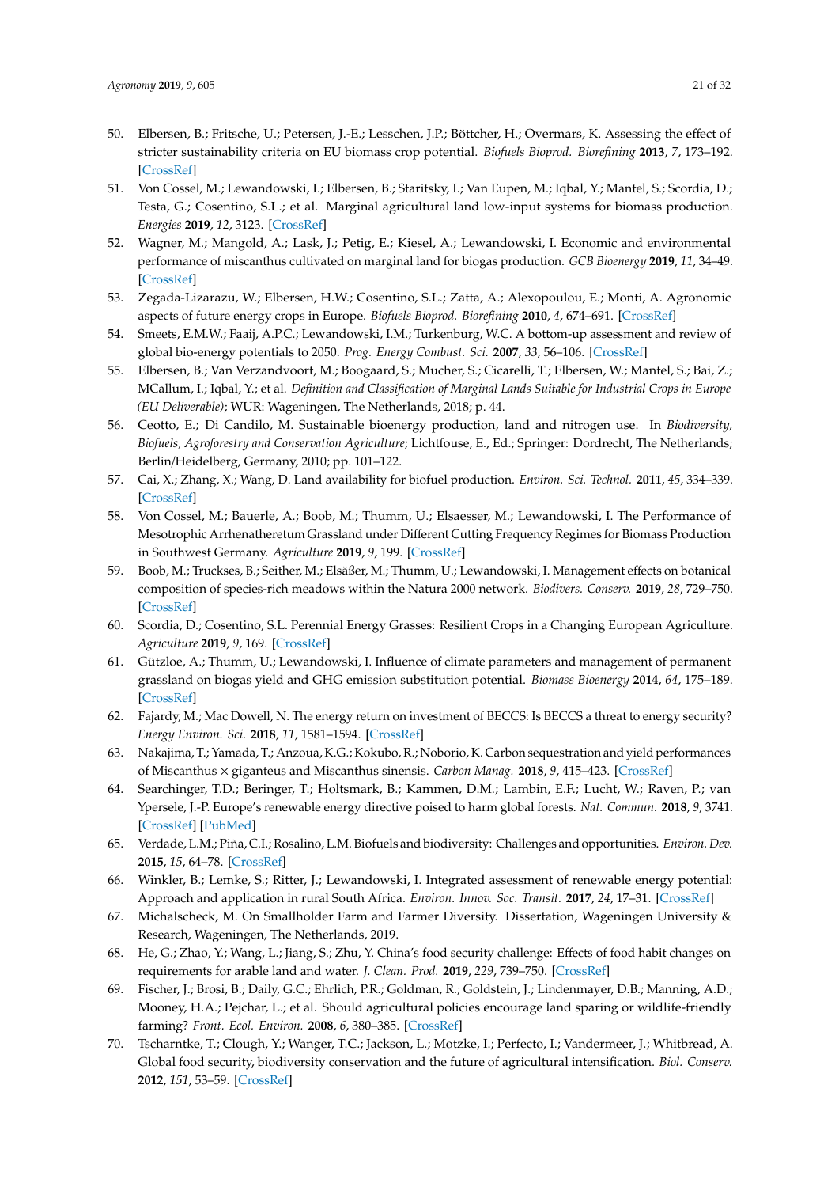50. Elbersen, B.; Fritsche, U.; Petersen, J.-E.; Lesschen, J.P.; Böttcher, H.; Overmars, K. Assessing the effect of stricter sustainability criteria on EU biomass crop potential. *Biofuels Bioprod. Biorefining* **2013**, *7*, 173–192. [CrossRef]
51. Von Cossel, M.; Lewandowski, I.; Elbersen, B.; Staritsky, I.; Van Eupen, M.; Iqbal, Y.; Mantel, S.; Scordia, D.; Testa, G.; Cosentino, S.L.; et al. Marginal agricultural land low-input systems for biomass production. *Energies* **2019**, *12*, 3123. [CrossRef]
52. Wagner, M.; Mangold, A.; Lask, J.; Petig, E.; Kiesel, A.; Lewandowski, I. Economic and environmental performance of miscanthus cultivated on marginal land for biogas production. *GCB Bioenergy* **2019**, *11*, 34–49. [CrossRef]
53. Zegada-Lizarazu, W.; Elbersen, H.W.; Cosentino, S.L.; Zatta, A.; Alexopoulou, E.; Monti, A. Agronomic aspects of future energy crops in Europe. *Biofuels Bioprod. Biorefining* **2010**, *4*, 674–691. [CrossRef]
54. Smeets, E.M.W.; Faaij, A.P.C.; Lewandowski, I.M.; Turkenburg, W.C. A bottom-up assessment and review of global bio-energy potentials to 2050. *Prog. Energy Combust. Sci.* **2007**, *33*, 56–106. [CrossRef]
55. Elbersen, B.; Van Verzandvoort, M.; Boogaard, S.; Mucher, S.; Cicarelli, T.; Elbersen, W.; Mantel, S.; Bai, Z.; MCallum, I.; Iqbal, Y.; et al. *Definition and Classification of Marginal Lands Suitable for Industrial Crops in Europe (EU Deliverable)*; WUR: Wageningen, The Netherlands, 2018; p. 44.
56. Ceotto, E.; Di Candilo, M. Sustainable bioenergy production, land and nitrogen use. In *Biodiversity, Biofuels, Agroforestry and Conservation Agriculture*; Lichtfouse, E., Ed.; Springer: Dordrecht, The Netherlands; Berlin/Heidelberg, Germany, 2010; pp. 101–122.
57. Cai, X.; Zhang, X.; Wang, D. Land availability for biofuel production. *Environ. Sci. Technol.* **2011**, *45*, 334–339. [CrossRef]
58. Von Cossel, M.; Bauerle, A.; Boob, M.; Thumm, U.; Elsaesser, M.; Lewandowski, I. The Performance of Mesotrophic Arrhenatheretum Grassland under Different Cutting Frequency Regimes for Biomass Production in Southwest Germany. *Agriculture* **2019**, *9*, 199. [CrossRef]
59. Boob, M.; Truckses, B.; Seither, M.; Elsäßer, M.; Thumm, U.; Lewandowski, I. Management effects on botanical composition of species-rich meadows within the Natura 2000 network. *Biodivers. Conserv.* **2019**, *28*, 729–750. [CrossRef]
60. Scordia, D.; Cosentino, S.L. Perennial Energy Grasses: Resilient Crops in a Changing European Agriculture. *Agriculture* **2019**, *9*, 169. [CrossRef]
61. Gützloe, A.; Thumm, U.; Lewandowski, I. Influence of climate parameters and management of permanent grassland on biogas yield and GHG emission substitution potential. *Biomass Bioenergy* **2014**, *64*, 175–189. [CrossRef]
62. Fajardy, M.; Mac Dowell, N. The energy return on investment of BECCS: Is BECCS a threat to energy security? *Energy Environ. Sci.* **2018**, *11*, 1581–1594. [CrossRef]
63. Nakajima, T.; Yamada, T.; Anzoua, K.G.; Kokubo, R.; Noborio, K. Carbon sequestration and yield performances of Miscanthus × giganteus and Miscanthus sinensis. *Carbon Manag.* **2018**, *9*, 415–423. [CrossRef]
64. Searchinger, T.D.; Beringer, T.; Holtsmark, B.; Kammen, D.M.; Lambin, E.F.; Lucht, W.; Raven, P.; van Ypersele, J.-P. Europe's renewable energy directive poised to harm global forests. *Nat. Commun.* **2018**, *9*, 3741. [CrossRef] [PubMed]
65. Verdade, L.M.; Piña, C.I.; Rosalino, L.M. Biofuels and biodiversity: Challenges and opportunities. *Environ. Dev.* **2015**, *15*, 64–78. [CrossRef]
66. Winkler, B.; Lemke, S.; Ritter, J.; Lewandowski, I. Integrated assessment of renewable energy potential: Approach and application in rural South Africa. *Environ. Innov. Soc. Transit.* **2017**, *24*, 17–31. [CrossRef]
67. Michalscheck, M. On Smallholder Farm and Farmer Diversity. Dissertation, Wageningen University & Research, Wageningen, The Netherlands, 2019.
68. He, G.; Zhao, Y.; Wang, L.; Jiang, S.; Zhu, Y. China's food security challenge: Effects of food habit changes on requirements for arable land and water. *J. Clean. Prod.* **2019**, *229*, 739–750. [CrossRef]
69. Fischer, J.; Brosi, B.; Daily, G.C.; Ehrlich, P.R.; Goldman, R.; Goldstein, J.; Lindenmayer, D.B.; Manning, A.D.; Mooney, H.A.; Pejchar, L.; et al. Should agricultural policies encourage land sparing or wildlife-friendly farming? *Front. Ecol. Environ.* **2008**, *6*, 380–385. [CrossRef]
70. Tscharntke, T.; Clough, Y.; Wanger, T.C.; Jackson, L.; Motzke, I.; Perfecto, I.; Vandermeer, J.; Whitbread, A. Global food security, biodiversity conservation and the future of agricultural intensification. *Biol. Conserv.* **2012**, *151*, 53–59. [CrossRef]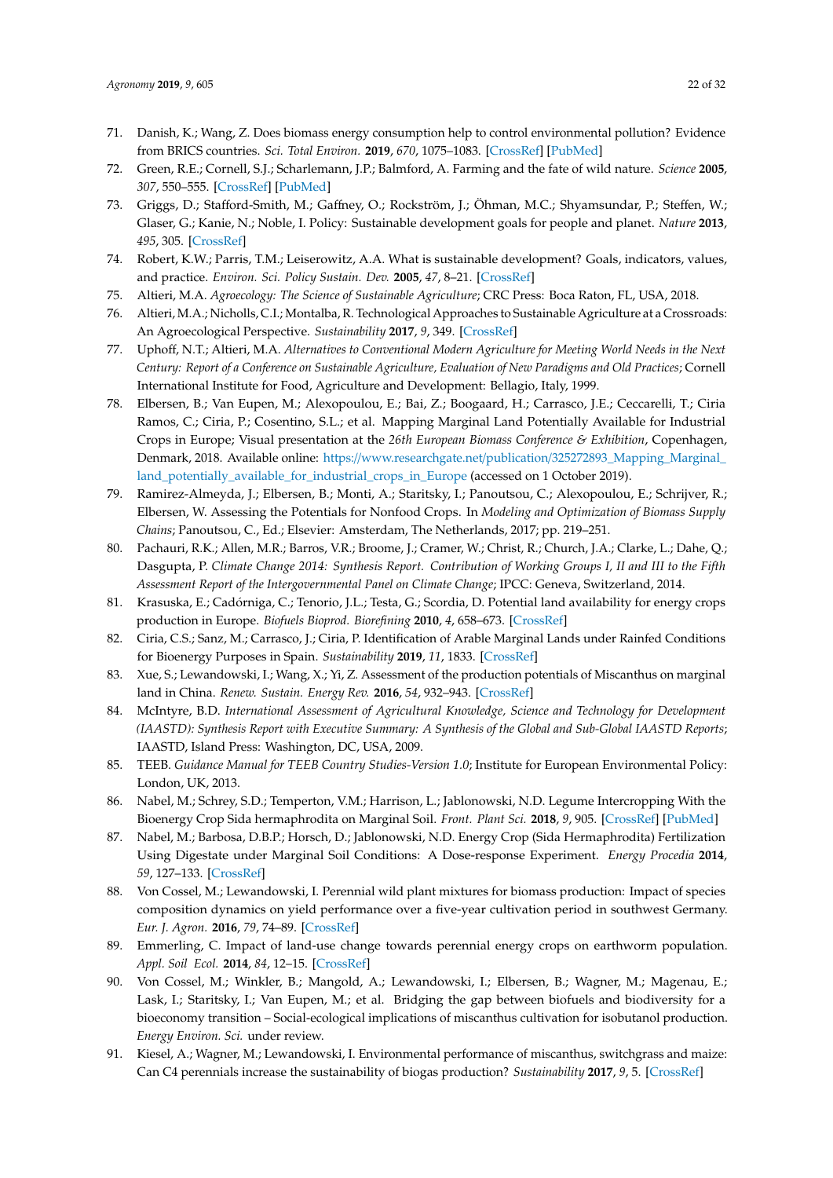71. Danish, K.; Wang, Z. Does biomass energy consumption help to control environmental pollution? Evidence from BRICS countries. *Sci. Total Environ.* **2019**, *670*, 1075–1083. [CrossRef] [PubMed]
72. Green, R.E.; Cornell, S.J.; Scharlemann, J.P.; Balmford, A. Farming and the fate of wild nature. *Science* **2005**, *307*, 550–555. [CrossRef] [PubMed]
73. Griggs, D.; Stafford-Smith, M.; Gaffney, O.; Rockström, J.; Öhman, M.C.; Shyamsundar, P.; Steffen, W.; Glaser, G.; Kanie, N.; Noble, I. Policy: Sustainable development goals for people and planet. *Nature* **2013**, *495*, 305. [CrossRef]
74. Robert, K.W.; Parris, T.M.; Leiserowitz, A.A. What is sustainable development? Goals, indicators, values, and practice. *Environ. Sci. Policy Sustain. Dev.* **2005**, *47*, 8–21. [CrossRef]
75. Altieri, M.A. *Agroecology: The Science of Sustainable Agriculture*; CRC Press: Boca Raton, FL, USA, 2018.
76. Altieri, M.A.; Nicholls, C.I.; Montalba, R. Technological Approaches to Sustainable Agriculture at a Crossroads: An Agroecological Perspective. *Sustainability* **2017**, *9*, 349. [CrossRef]
77. Uphoff, N.T.; Altieri, M.A. *Alternatives to Conventional Modern Agriculture for Meeting World Needs in the Next Century: Report of a Conference on Sustainable Agriculture, Evaluation of New Paradigms and Old Practices*; Cornell International Institute for Food, Agriculture and Development: Bellagio, Italy, 1999.
78. Elbersen, B.; Van Eupen, M.; Alexopoulou, E.; Bai, Z.; Boogaard, H.; Carrasco, J.E.; Ceccarelli, T.; Ciria Ramos, C.; Ciria, P.; Cosentino, S.L.; et al. Mapping Marginal Land Potentially Available for Industrial Crops in Europe; Visual presentation at the *26th European Biomass Conference & Exhibition*, Copenhagen, Denmark, 2018. Available online: https://www.researchgate.net/publication/325272893_Mapping_Marginal_land_potentially_available_for_industrial_crops_in_Europe (accessed on 1 October 2019).
79. Ramirez-Almeyda, J.; Elbersen, B.; Monti, A.; Staritsky, I.; Panoutsou, C.; Alexopoulou, E.; Schrijver, R.; Elbersen, W. Assessing the Potentials for Nonfood Crops. In *Modeling and Optimization of Biomass Supply Chains*; Panoutsou, C., Ed.; Elsevier: Amsterdam, The Netherlands, 2017; pp. 219–251.
80. Pachauri, R.K.; Allen, M.R.; Barros, V.R.; Broome, J.; Cramer, W.; Christ, R.; Church, J.A.; Clarke, L.; Dahe, Q.; Dasgupta, P. *Climate Change 2014: Synthesis Report. Contribution of Working Groups I, II and III to the Fifth Assessment Report of the Intergovernmental Panel on Climate Change*; IPCC: Geneva, Switzerland, 2014.
81. Krasuska, E.; Cadórniga, C.; Tenorio, J.L.; Testa, G.; Scordia, D. Potential land availability for energy crops production in Europe. *Biofuels Bioprod. Biorefining* **2010**, *4*, 658–673. [CrossRef]
82. Ciria, C.S.; Sanz, M.; Carrasco, J.; Ciria, P. Identification of Arable Marginal Lands under Rainfed Conditions for Bioenergy Purposes in Spain. *Sustainability* **2019**, *11*, 1833. [CrossRef]
83. Xue, S.; Lewandowski, I.; Wang, X.; Yi, Z. Assessment of the production potentials of Miscanthus on marginal land in China. *Renew. Sustain. Energy Rev.* **2016**, *54*, 932–943. [CrossRef]
84. McIntyre, B.D. *International Assessment of Agricultural Knowledge, Science and Technology for Development (IAASTD): Synthesis Report with Executive Summary: A Synthesis of the Global and Sub-Global IAASTD Reports*; IAASTD, Island Press: Washington, DC, USA, 2009.
85. TEEB. *Guidance Manual for TEEB Country Studies-Version 1.0*; Institute for European Environmental Policy: London, UK, 2013.
86. Nabel, M.; Schrey, S.D.; Temperton, V.M.; Harrison, L.; Jablonowski, N.D. Legume Intercropping With the Bioenergy Crop Sida hermaphrodita on Marginal Soil. *Front. Plant Sci.* **2018**, *9*, 905. [CrossRef] [PubMed]
87. Nabel, M.; Barbosa, D.B.P.; Horsch, D.; Jablonowski, N.D. Energy Crop (Sida Hermaphrodita) Fertilization Using Digestate under Marginal Soil Conditions: A Dose-response Experiment. *Energy Procedia* **2014**, *59*, 127–133. [CrossRef]
88. Von Cossel, M.; Lewandowski, I. Perennial wild plant mixtures for biomass production: Impact of species composition dynamics on yield performance over a five-year cultivation period in southwest Germany. *Eur. J. Agron.* **2016**, *79*, 74–89. [CrossRef]
89. Emmerling, C. Impact of land-use change towards perennial energy crops on earthworm population. *Appl. Soil Ecol.* **2014**, *84*, 12–15. [CrossRef]
90. Von Cossel, M.; Winkler, B.; Mangold, A.; Lewandowski, I.; Elbersen, B.; Wagner, M.; Magenau, E.; Lask, I.; Staritsky, I.; Van Eupen, M.; et al. Bridging the gap between biofuels and biodiversity for a bioeconomy transition – Social-ecological implications of miscanthus cultivation for isobutanol production. *Energy Environ. Sci.* under review.
91. Kiesel, A.; Wagner, M.; Lewandowski, I. Environmental performance of miscanthus, switchgrass and maize: Can C4 perennials increase the sustainability of biogas production? *Sustainability* **2017**, *9*, 5. [CrossRef]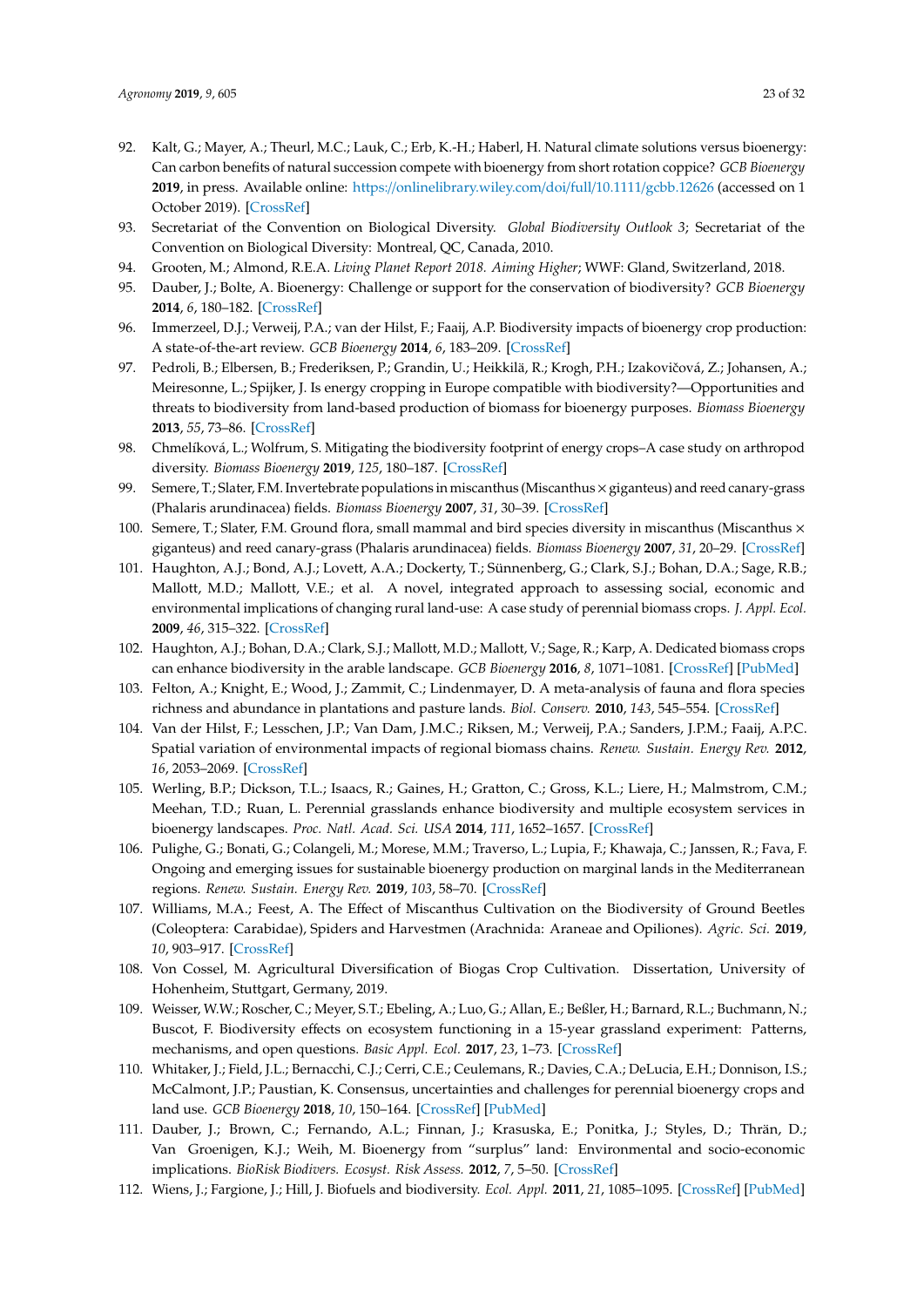92. Kalt, G.; Mayer, A.; Theurl, M.C.; Lauk, C.; Erb, K.-H.; Haberl, H. Natural climate solutions versus bioenergy: Can carbon benefits of natural succession compete with bioenergy from short rotation coppice? *GCB Bioenergy* **2019**, in press. Available online: https://onlinelibrary.wiley.com/doi/full/10.1111/gcbb.12626 (accessed on 1 October 2019). [CrossRef]
93. Secretariat of the Convention on Biological Diversity. *Global Biodiversity Outlook 3*; Secretariat of the Convention on Biological Diversity: Montreal, QC, Canada, 2010.
94. Grooten, M.; Almond, R.E.A. *Living Planet Report 2018. Aiming Higher*; WWF: Gland, Switzerland, 2018.
95. Dauber, J.; Bolte, A. Bioenergy: Challenge or support for the conservation of biodiversity? *GCB Bioenergy* **2014**, *6*, 180–182. [CrossRef]
96. Immerzeel, D.J.; Verweij, P.A.; van der Hilst, F.; Faaij, A.P. Biodiversity impacts of bioenergy crop production: A state-of-the-art review. *GCB Bioenergy* **2014**, *6*, 183–209. [CrossRef]
97. Pedroli, B.; Elbersen, B.; Frederiksen, P.; Grandin, U.; Heikkilä, R.; Krogh, P.H.; Izakovičová, Z.; Johansen, A.; Meiresonne, L.; Spijker, J. Is energy cropping in Europe compatible with biodiversity?—Opportunities and threats to biodiversity from land-based production of biomass for bioenergy purposes. *Biomass Bioenergy* **2013**, *55*, 73–86. [CrossRef]
98. Chmelíková, L.; Wolfrum, S. Mitigating the biodiversity footprint of energy crops–A case study on arthropod diversity. *Biomass Bioenergy* **2019**, *125*, 180–187. [CrossRef]
99. Semere, T.; Slater, F.M. Invertebrate populations in miscanthus (Miscanthus × giganteus) and reed canary-grass (Phalaris arundinacea) fields. *Biomass Bioenergy* **2007**, *31*, 30–39. [CrossRef]
100. Semere, T.; Slater, F.M. Ground flora, small mammal and bird species diversity in miscanthus (Miscanthus × giganteus) and reed canary-grass (Phalaris arundinacea) fields. *Biomass Bioenergy* **2007**, *31*, 20–29. [CrossRef]
101. Haughton, A.J.; Bond, A.J.; Lovett, A.A.; Dockerty, T.; Sünnenberg, G.; Clark, S.J.; Bohan, D.A.; Sage, R.B.; Mallott, M.D.; Mallott, V.E.; et al. A novel, integrated approach to assessing social, economic and environmental implications of changing rural land-use: A case study of perennial biomass crops. *J. Appl. Ecol.* **2009**, *46*, 315–322. [CrossRef]
102. Haughton, A.J.; Bohan, D.A.; Clark, S.J.; Mallott, M.D.; Mallott, V.; Sage, R.; Karp, A. Dedicated biomass crops can enhance biodiversity in the arable landscape. *GCB Bioenergy* **2016**, *8*, 1071–1081. [CrossRef] [PubMed]
103. Felton, A.; Knight, E.; Wood, J.; Zammit, C.; Lindenmayer, D. A meta-analysis of fauna and flora species richness and abundance in plantations and pasture lands. *Biol. Conserv.* **2010**, *143*, 545–554. [CrossRef]
104. Van der Hilst, F.; Lesschen, J.P.; Van Dam, J.M.C.; Riksen, M.; Verweij, P.A.; Sanders, J.P.M.; Faaij, A.P.C. Spatial variation of environmental impacts of regional biomass chains. *Renew. Sustain. Energy Rev.* **2012**, *16*, 2053–2069. [CrossRef]
105. Werling, B.P.; Dickson, T.L.; Isaacs, R.; Gaines, H.; Gratton, C.; Gross, K.L.; Liere, H.; Malmstrom, C.M.; Meehan, T.D.; Ruan, L. Perennial grasslands enhance biodiversity and multiple ecosystem services in bioenergy landscapes. *Proc. Natl. Acad. Sci. USA* **2014**, *111*, 1652–1657. [CrossRef]
106. Pulighe, G.; Bonati, G.; Colangeli, M.; Morese, M.M.; Traverso, L.; Lupia, F.; Khawaja, C.; Janssen, R.; Fava, F. Ongoing and emerging issues for sustainable bioenergy production on marginal lands in the Mediterranean regions. *Renew. Sustain. Energy Rev.* **2019**, *103*, 58–70. [CrossRef]
107. Williams, M.A.; Feest, A. The Effect of Miscanthus Cultivation on the Biodiversity of Ground Beetles (Coleoptera: Carabidae), Spiders and Harvestmen (Arachnida: Araneae and Opiliones). *Agric. Sci.* **2019**, *10*, 903–917. [CrossRef]
108. Von Cossel, M. Agricultural Diversification of Biogas Crop Cultivation. Dissertation, University of Hohenheim, Stuttgart, Germany, 2019.
109. Weisser, W.W.; Roscher, C.; Meyer, S.T.; Ebeling, A.; Luo, G.; Allan, E.; Beßler, H.; Barnard, R.L.; Buchmann, N.; Buscot, F. Biodiversity effects on ecosystem functioning in a 15-year grassland experiment: Patterns, mechanisms, and open questions. *Basic Appl. Ecol.* **2017**, *23*, 1–73. [CrossRef]
110. Whitaker, J.; Field, J.L.; Bernacchi, C.J.; Cerri, C.E.; Ceulemans, R.; Davies, C.A.; DeLucia, E.H.; Donnison, I.S.; McCalmont, J.P.; Paustian, K. Consensus, uncertainties and challenges for perennial bioenergy crops and land use. *GCB Bioenergy* **2018**, *10*, 150–164. [CrossRef] [PubMed]
111. Dauber, J.; Brown, C.; Fernando, A.L.; Finnan, J.; Krasuska, E.; Ponitka, J.; Styles, D.; Thrän, D.; Van Groenigen, K.J.; Weih, M. Bioenergy from "surplus" land: Environmental and socio-economic implications. *BioRisk Biodivers. Ecosyst. Risk Assess.* **2012**, *7*, 5–50. [CrossRef]
112. Wiens, J.; Fargione, J.; Hill, J. Biofuels and biodiversity. *Ecol. Appl.* **2011**, *21*, 1085–1095. [CrossRef] [PubMed]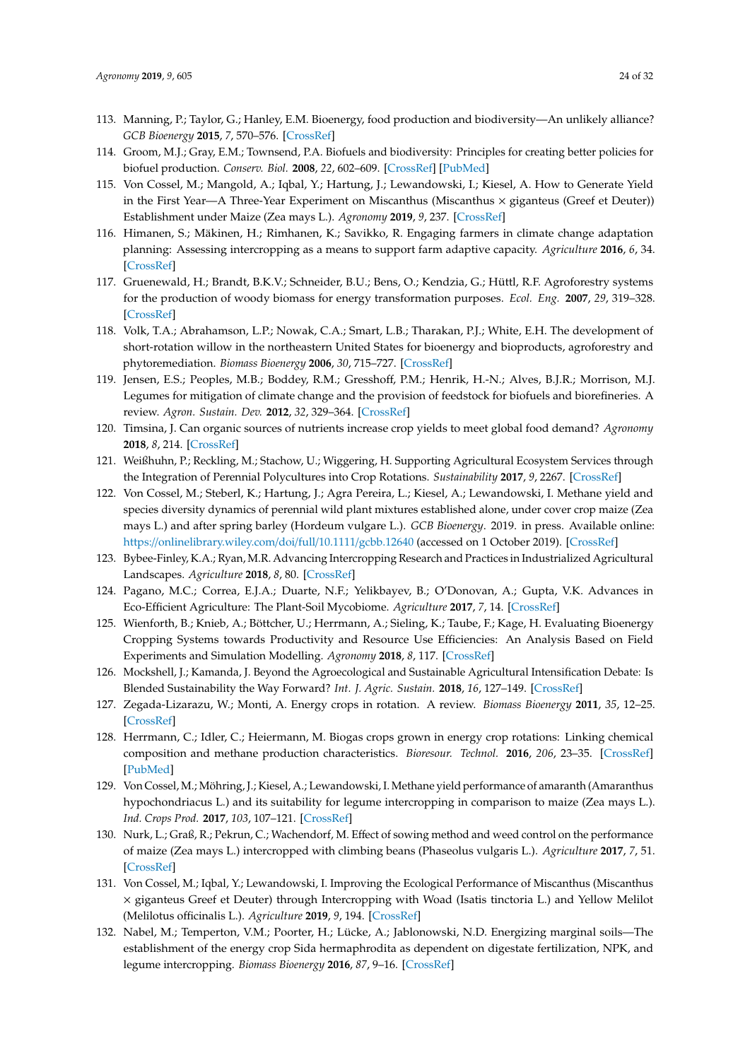113. Manning, P.; Taylor, G.; Hanley, E.M. Bioenergy, food production and biodiversity—An unlikely alliance? *GCB Bioenergy* **2015**, *7*, 570–576. [CrossRef]
114. Groom, M.J.; Gray, E.M.; Townsend, P.A. Biofuels and biodiversity: Principles for creating better policies for biofuel production. *Conserv. Biol.* **2008**, *22*, 602–609. [CrossRef] [PubMed]
115. Von Cossel, M.; Mangold, A.; Iqbal, Y.; Hartung, J.; Lewandowski, I.; Kiesel, A. How to Generate Yield in the First Year—A Three-Year Experiment on Miscanthus (Miscanthus × giganteus (Greef et Deuter)) Establishment under Maize (Zea mays L.). *Agronomy* **2019**, *9*, 237. [CrossRef]
116. Himanen, S.; Mäkinen, H.; Rimhanen, K.; Savikko, R. Engaging farmers in climate change adaptation planning: Assessing intercropping as a means to support farm adaptive capacity. *Agriculture* **2016**, *6*, 34. [CrossRef]
117. Gruenewald, H.; Brandt, B.K.V.; Schneider, B.U.; Bens, O.; Kendzia, G.; Hüttl, R.F. Agroforestry systems for the production of woody biomass for energy transformation purposes. *Ecol. Eng.* **2007**, *29*, 319–328. [CrossRef]
118. Volk, T.A.; Abrahamson, L.P.; Nowak, C.A.; Smart, L.B.; Tharakan, P.J.; White, E.H. The development of short-rotation willow in the northeastern United States for bioenergy and bioproducts, agroforestry and phytoremediation. *Biomass Bioenergy* **2006**, *30*, 715–727. [CrossRef]
119. Jensen, E.S.; Peoples, M.B.; Boddey, R.M.; Gresshoff, P.M.; Henrik, H.-N.; Alves, B.J.R.; Morrison, M.J. Legumes for mitigation of climate change and the provision of feedstock for biofuels and biorefineries. A review. *Agron. Sustain. Dev.* **2012**, *32*, 329–364. [CrossRef]
120. Timsina, J. Can organic sources of nutrients increase crop yields to meet global food demand? *Agronomy* **2018**, *8*, 214. [CrossRef]
121. Weißhuhn, P.; Reckling, M.; Stachow, U.; Wiggering, H. Supporting Agricultural Ecosystem Services through the Integration of Perennial Polycultures into Crop Rotations. *Sustainability* **2017**, *9*, 2267. [CrossRef]
122. Von Cossel, M.; Steberl, K.; Hartung, J.; Agra Pereira, L.; Kiesel, A.; Lewandowski, I. Methane yield and species diversity dynamics of perennial wild plant mixtures established alone, under cover crop maize (Zea mays L.) and after spring barley (Hordeum vulgare L.). *GCB Bioenergy*. 2019. in press. Available online: https://onlinelibrary.wiley.com/doi/full/10.1111/gcbb.12640 (accessed on 1 October 2019). [CrossRef]
123. Bybee-Finley, K.A.; Ryan, M.R. Advancing Intercropping Research and Practices in Industrialized Agricultural Landscapes. *Agriculture* **2018**, *8*, 80. [CrossRef]
124. Pagano, M.C.; Correa, E.J.A.; Duarte, N.F.; Yelikbayev, B.; O'Donovan, A.; Gupta, V.K. Advances in Eco-Efficient Agriculture: The Plant-Soil Mycobiome. *Agriculture* **2017**, *7*, 14. [CrossRef]
125. Wienforth, B.; Knieb, A.; Böttcher, U.; Herrmann, A.; Sieling, K.; Taube, F.; Kage, H. Evaluating Bioenergy Cropping Systems towards Productivity and Resource Use Efficiencies: An Analysis Based on Field Experiments and Simulation Modelling. *Agronomy* **2018**, *8*, 117. [CrossRef]
126. Mockshell, J.; Kamanda, J. Beyond the Agroecological and Sustainable Agricultural Intensification Debate: Is Blended Sustainability the Way Forward? *Int. J. Agric. Sustain.* **2018**, *16*, 127–149. [CrossRef]
127. Zegada-Lizarazu, W.; Monti, A. Energy crops in rotation. A review. *Biomass Bioenergy* **2011**, *35*, 12–25. [CrossRef]
128. Herrmann, C.; Idler, C.; Heiermann, M. Biogas crops grown in energy crop rotations: Linking chemical composition and methane production characteristics. *Bioresour. Technol.* **2016**, *206*, 23–35. [CrossRef] [PubMed]
129. Von Cossel, M.; Möhring, J.; Kiesel, A.; Lewandowski, I. Methane yield performance of amaranth (Amaranthus hypochondriacus L.) and its suitability for legume intercropping in comparison to maize (Zea mays L.). *Ind. Crops Prod.* **2017**, *103*, 107–121. [CrossRef]
130. Nurk, L.; Graß, R.; Pekrun, C.; Wachendorf, M. Effect of sowing method and weed control on the performance of maize (Zea mays L.) intercropped with climbing beans (Phaseolus vulgaris L.). *Agriculture* **2017**, *7*, 51. [CrossRef]
131. Von Cossel, M.; Iqbal, Y.; Lewandowski, I. Improving the Ecological Performance of Miscanthus (Miscanthus × giganteus Greef et Deuter) through Intercropping with Woad (Isatis tinctoria L.) and Yellow Melilot (Melilotus officinalis L.). *Agriculture* **2019**, *9*, 194. [CrossRef]
132. Nabel, M.; Temperton, V.M.; Poorter, H.; Lücke, A.; Jablonowski, N.D. Energizing marginal soils—The establishment of the energy crop Sida hermaphrodita as dependent on digestate fertilization, NPK, and legume intercropping. *Biomass Bioenergy* **2016**, *87*, 9–16. [CrossRef]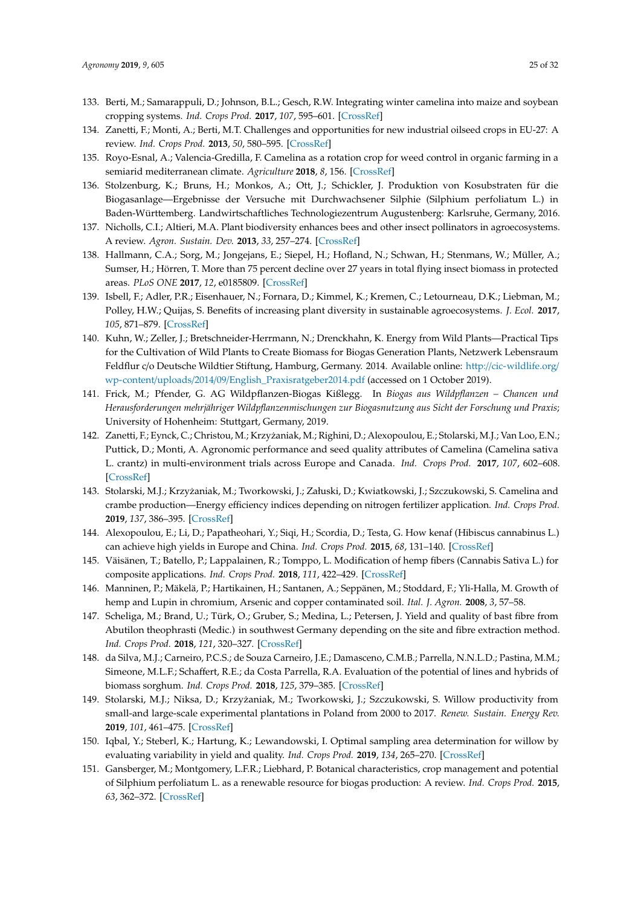133. Berti, M.; Samarappuli, D.; Johnson, B.L.; Gesch, R.W. Integrating winter camelina into maize and soybean cropping systems. *Ind. Crops Prod.* **2017**, *107*, 595–601. [CrossRef]
134. Zanetti, F.; Monti, A.; Berti, M.T. Challenges and opportunities for new industrial oilseed crops in EU-27: A review. *Ind. Crops Prod.* **2013**, *50*, 580–595. [CrossRef]
135. Royo-Esnal, A.; Valencia-Gredilla, F. Camelina as a rotation crop for weed control in organic farming in a semiarid mediterranean climate. *Agriculture* **2018**, *8*, 156. [CrossRef]
136. Stolzenburg, K.; Bruns, H.; Monkos, A.; Ott, J.; Schickler, J. Produktion von Kosubstraten für die Biogasanlage—Ergebnisse der Versuche mit Durchwachsener Silphie (Silphium perfoliatum L.) in Baden-Württemberg. Landwirtschaftliches Technologiezentrum Augustenberg: Karlsruhe, Germany, 2016.
137. Nicholls, C.I.; Altieri, M.A. Plant biodiversity enhances bees and other insect pollinators in agroecosystems. A review. *Agron. Sustain. Dev.* **2013**, *33*, 257–274. [CrossRef]
138. Hallmann, C.A.; Sorg, M.; Jongejans, E.; Siepel, H.; Hofland, N.; Schwan, H.; Stenmans, W.; Müller, A.; Sumser, H.; Hörren, T. More than 75 percent decline over 27 years in total flying insect biomass in protected areas. *PLoS ONE* **2017**, *12*, e0185809. [CrossRef]
139. Isbell, F.; Adler, P.R.; Eisenhauer, N.; Fornara, D.; Kimmel, K.; Kremen, C.; Letourneau, D.K.; Liebman, M.; Polley, H.W.; Quijas, S. Benefits of increasing plant diversity in sustainable agroecosystems. *J. Ecol.* **2017**, *105*, 871–879. [CrossRef]
140. Kuhn, W.; Zeller, J.; Bretschneider-Herrmann, N.; Drenckhahn, K. Energy from Wild Plants—Practical Tips for the Cultivation of Wild Plants to Create Biomass for Biogas Generation Plants, Netzwerk Lebensraum Feldflur c/o Deutsche Wildtier Stiftung, Hamburg, Germany. 2014. Available online: http://cic-wildlife.org/wp-content/uploads/2014/09/English_Praxisratgeber2014.pdf (accessed on 1 October 2019).
141. Frick, M.; Pfender, G. AG Wildpflanzen-Biogas Kißlegg. In *Biogas aus Wildpflanzen – Chancen und Herausforderungen mehrjähriger Wildpflanzenmischungen zur Biogasnutzung aus Sicht der Forschung und Praxis*; University of Hohenheim: Stuttgart, Germany, 2019.
142. Zanetti, F.; Eynck, C.; Christou, M.; Krzyżaniak, M.; Righini, D.; Alexopoulou, E.; Stolarski, M.J.; Van Loo, E.N.; Puttick, D.; Monti, A. Agronomic performance and seed quality attributes of Camelina (Camelina sativa L. crantz) in multi-environment trials across Europe and Canada. *Ind. Crops Prod.* **2017**, *107*, 602–608. [CrossRef]
143. Stolarski, M.J.; Krzyżaniak, M.; Tworkowski, J.; Załuski, D.; Kwiatkowski, J.; Szczukowski, S. Camelina and crambe production—Energy efficiency indices depending on nitrogen fertilizer application. *Ind. Crops Prod.* **2019**, *137*, 386–395. [CrossRef]
144. Alexopoulou, E.; Li, D.; Papatheohari, Y.; Siqi, H.; Scordia, D.; Testa, G. How kenaf (Hibiscus cannabinus L.) can achieve high yields in Europe and China. *Ind. Crops Prod.* **2015**, *68*, 131–140. [CrossRef]
145. Väisänen, T.; Batello, P.; Lappalainen, R.; Tomppo, L. Modification of hemp fibers (Cannabis Sativa L.) for composite applications. *Ind. Crops Prod.* **2018**, *111*, 422–429. [CrossRef]
146. Manninen, P.; Mäkelä, P.; Hartikainen, H.; Santanen, A.; Seppänen, M.; Stoddard, F.; Yli-Halla, M. Growth of hemp and Lupin in chromium, Arsenic and copper contaminated soil. *Ital. J. Agron.* **2008**, *3*, 57–58.
147. Scheliga, M.; Brand, U.; Türk, O.; Gruber, S.; Medina, L.; Petersen, J. Yield and quality of bast fibre from Abutilon theophrasti (Medic.) in southwest Germany depending on the site and fibre extraction method. *Ind. Crops Prod.* **2018**, *121*, 320–327. [CrossRef]
148. da Silva, M.J.; Carneiro, P.C.S.; de Souza Carneiro, J.E.; Damasceno, C.M.B.; Parrella, N.N.L.D.; Pastina, M.M.; Simeone, M.L.F.; Schaffert, R.E.; da Costa Parrella, R.A. Evaluation of the potential of lines and hybrids of biomass sorghum. *Ind. Crops Prod.* **2018**, *125*, 379–385. [CrossRef]
149. Stolarski, M.J.; Niksa, D.; Krzyżaniak, M.; Tworkowski, J.; Szczukowski, S. Willow productivity from small-and large-scale experimental plantations in Poland from 2000 to 2017. *Renew. Sustain. Energy Rev.* **2019**, *101*, 461–475. [CrossRef]
150. Iqbal, Y.; Steberl, K.; Hartung, K.; Lewandowski, I. Optimal sampling area determination for willow by evaluating variability in yield and quality. *Ind. Crops Prod.* **2019**, *134*, 265–270. [CrossRef]
151. Gansberger, M.; Montgomery, L.F.R.; Liebhard, P. Botanical characteristics, crop management and potential of Silphium perfoliatum L. as a renewable resource for biogas production: A review. *Ind. Crops Prod.* **2015**, *63*, 362–372. [CrossRef]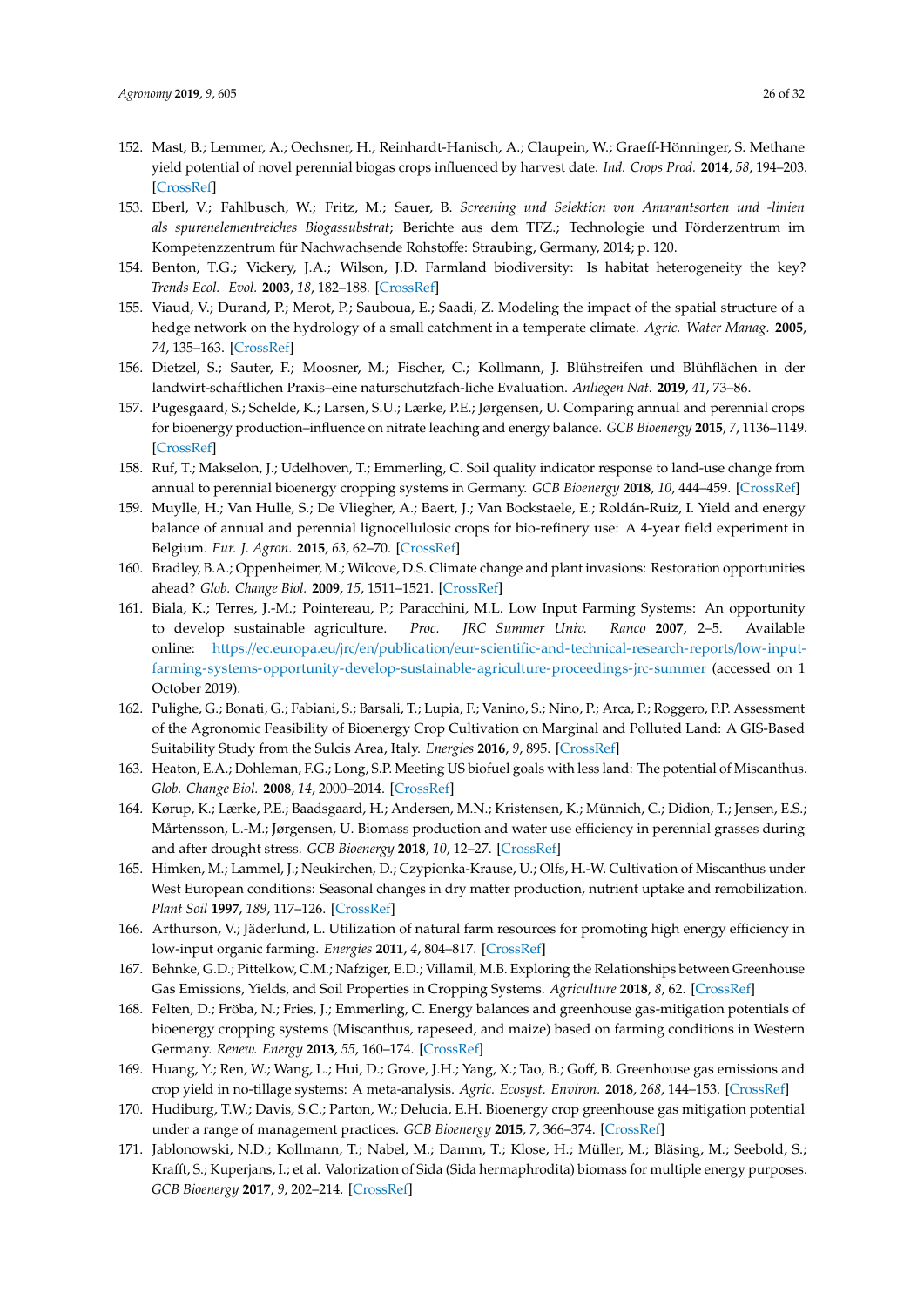152. Mast, B.; Lemmer, A.; Oechsner, H.; Reinhardt-Hanisch, A.; Claupein, W.; Graeff-Hönninger, S. Methane yield potential of novel perennial biogas crops influenced by harvest date. *Ind. Crops Prod.* **2014**, *58*, 194–203. [CrossRef]
153. Eberl, V.; Fahlbusch, W.; Fritz, M.; Sauer, B. *Screening und Selektion von Amarantsorten und -linien als spurenelementreiches Biogassubstrat*; Berichte aus dem TFZ.; Technologie und Förderzentrum im Kompetenzzentrum für Nachwachsende Rohstoffe: Straubing, Germany, 2014; p. 120.
154. Benton, T.G.; Vickery, J.A.; Wilson, J.D. Farmland biodiversity: Is habitat heterogeneity the key? *Trends Ecol. Evol.* **2003**, *18*, 182–188. [CrossRef]
155. Viaud, V.; Durand, P.; Merot, P.; Sauboua, E.; Saadi, Z. Modeling the impact of the spatial structure of a hedge network on the hydrology of a small catchment in a temperate climate. *Agric. Water Manag.* **2005**, *74*, 135–163. [CrossRef]
156. Dietzel, S.; Sauter, F.; Moosner, M.; Fischer, C.; Kollmann, J. Blühstreifen und Blühflächen in der landwirt-schaftlichen Praxis–eine naturschutzfach-liche Evaluation. *Anliegen Nat.* **2019**, *41*, 73–86.
157. Pugesgaard, S.; Schelde, K.; Larsen, S.U.; Lærke, P.E.; Jørgensen, U. Comparing annual and perennial crops for bioenergy production–influence on nitrate leaching and energy balance. *GCB Bioenergy* **2015**, *7*, 1136–1149. [CrossRef]
158. Ruf, T.; Makselon, J.; Udelhoven, T.; Emmerling, C. Soil quality indicator response to land-use change from annual to perennial bioenergy cropping systems in Germany. *GCB Bioenergy* **2018**, *10*, 444–459. [CrossRef]
159. Muylle, H.; Van Hulle, S.; De Vliegher, A.; Baert, J.; Van Bockstaele, E.; Roldán-Ruiz, I. Yield and energy balance of annual and perennial lignocellulosic crops for bio-refinery use: A 4-year field experiment in Belgium. *Eur. J. Agron.* **2015**, *63*, 62–70. [CrossRef]
160. Bradley, B.A.; Oppenheimer, M.; Wilcove, D.S. Climate change and plant invasions: Restoration opportunities ahead? *Glob. Change Biol.* **2009**, *15*, 1511–1521. [CrossRef]
161. Biala, K.; Terres, J.-M.; Pointereau, P.; Paracchini, M.L. Low Input Farming Systems: An opportunity to develop sustainable agriculture. *Proc. JRC Summer Univ. Ranco* **2007**, 2–5. Available online: https://ec.europa.eu/jrc/en/publication/eur-scientific-and-technical-research-reports/low-input-farming-systems-opportunity-develop-sustainable-agriculture-proceedings-jrc-summer (accessed on 1 October 2019).
162. Pulighe, G.; Bonati, G.; Fabiani, S.; Barsali, T.; Lupia, F.; Vanino, S.; Nino, P.; Arca, P.; Roggero, P.P. Assessment of the Agronomic Feasibility of Bioenergy Crop Cultivation on Marginal and Polluted Land: A GIS-Based Suitability Study from the Sulcis Area, Italy. *Energies* **2016**, *9*, 895. [CrossRef]
163. Heaton, E.A.; Dohleman, F.G.; Long, S.P. Meeting US biofuel goals with less land: The potential of Miscanthus. *Glob. Change Biol.* **2008**, *14*, 2000–2014. [CrossRef]
164. Kørup, K.; Lærke, P.E.; Baadsgaard, H.; Andersen, M.N.; Kristensen, K.; Münnich, C.; Didion, T.; Jensen, E.S.; Mårtensson, L.-M.; Jørgensen, U. Biomass production and water use efficiency in perennial grasses during and after drought stress. *GCB Bioenergy* **2018**, *10*, 12–27. [CrossRef]
165. Himken, M.; Lammel, J.; Neukirchen, D.; Czypionka-Krause, U.; Olfs, H.-W. Cultivation of Miscanthus under West European conditions: Seasonal changes in dry matter production, nutrient uptake and remobilization. *Plant Soil* **1997**, *189*, 117–126. [CrossRef]
166. Arthurson, V.; Jäderlund, L. Utilization of natural farm resources for promoting high energy efficiency in low-input organic farming. *Energies* **2011**, *4*, 804–817. [CrossRef]
167. Behnke, G.D.; Pittelkow, C.M.; Nafziger, E.D.; Villamil, M.B. Exploring the Relationships between Greenhouse Gas Emissions, Yields, and Soil Properties in Cropping Systems. *Agriculture* **2018**, *8*, 62. [CrossRef]
168. Felten, D.; Fröba, N.; Fries, J.; Emmerling, C. Energy balances and greenhouse gas-mitigation potentials of bioenergy cropping systems (Miscanthus, rapeseed, and maize) based on farming conditions in Western Germany. *Renew. Energy* **2013**, *55*, 160–174. [CrossRef]
169. Huang, Y.; Ren, W.; Wang, L.; Hui, D.; Grove, J.H.; Yang, X.; Tao, B.; Goff, B. Greenhouse gas emissions and crop yield in no-tillage systems: A meta-analysis. *Agric. Ecosyst. Environ.* **2018**, *268*, 144–153. [CrossRef]
170. Hudiburg, T.W.; Davis, S.C.; Parton, W.; Delucia, E.H. Bioenergy crop greenhouse gas mitigation potential under a range of management practices. *GCB Bioenergy* **2015**, *7*, 366–374. [CrossRef]
171. Jablonowski, N.D.; Kollmann, T.; Nabel, M.; Damm, T.; Klose, H.; Müller, M.; Bläsing, M.; Seebold, S.; Krafft, S.; Kuperjans, I.; et al. Valorization of Sida (Sida hermaphrodita) biomass for multiple energy purposes. *GCB Bioenergy* **2017**, *9*, 202–214. [CrossRef]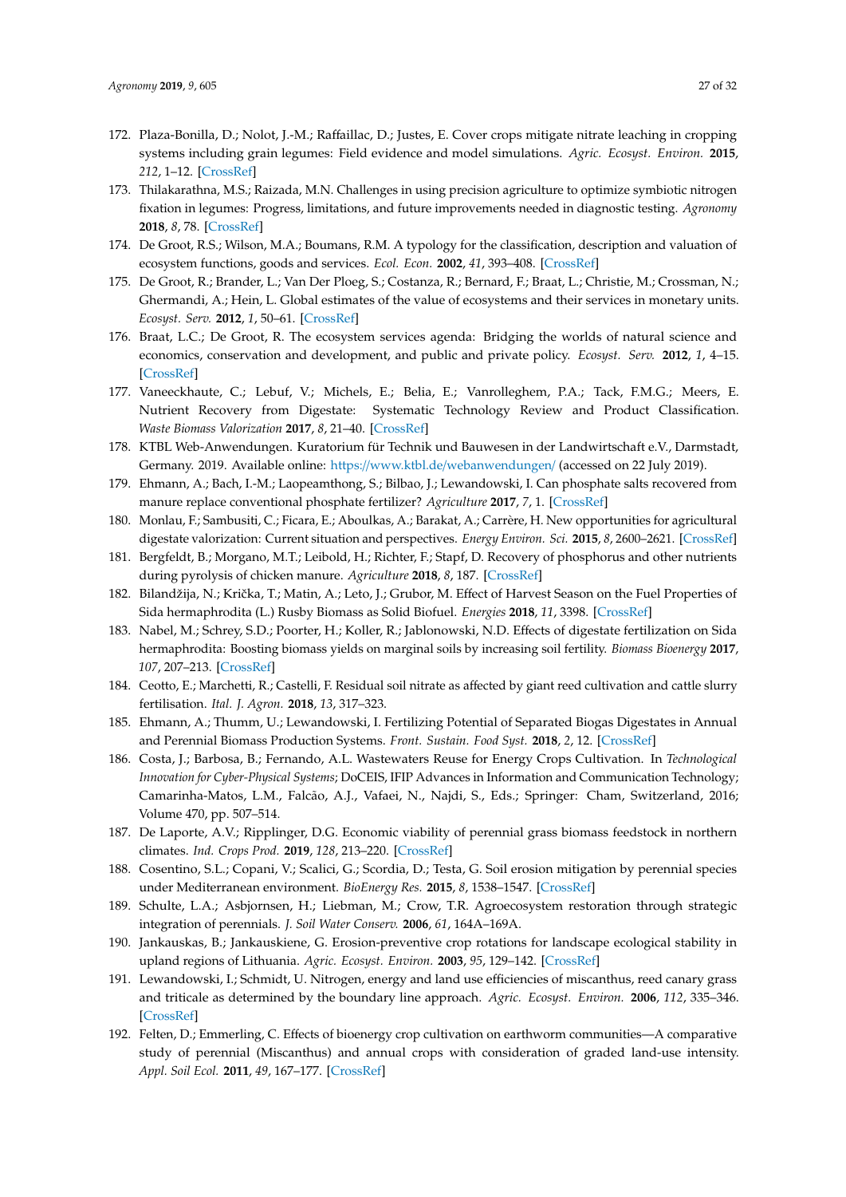172. Plaza-Bonilla, D.; Nolot, J.-M.; Raffaillac, D.; Justes, E. Cover crops mitigate nitrate leaching in cropping systems including grain legumes: Field evidence and model simulations. *Agric. Ecosyst. Environ.* **2015**, *212*, 1–12. [CrossRef]
173. Thilakarathna, M.S.; Raizada, M.N. Challenges in using precision agriculture to optimize symbiotic nitrogen fixation in legumes: Progress, limitations, and future improvements needed in diagnostic testing. *Agronomy* **2018**, *8*, 78. [CrossRef]
174. De Groot, R.S.; Wilson, M.A.; Boumans, R.M. A typology for the classification, description and valuation of ecosystem functions, goods and services. *Ecol. Econ.* **2002**, *41*, 393–408. [CrossRef]
175. De Groot, R.; Brander, L.; Van Der Ploeg, S.; Costanza, R.; Bernard, F.; Braat, L.; Christie, M.; Crossman, N.; Ghermandi, A.; Hein, L. Global estimates of the value of ecosystems and their services in monetary units. *Ecosyst. Serv.* **2012**, *1*, 50–61. [CrossRef]
176. Braat, L.C.; De Groot, R. The ecosystem services agenda: Bridging the worlds of natural science and economics, conservation and development, and public and private policy. *Ecosyst. Serv.* **2012**, *1*, 4–15. [CrossRef]
177. Vaneeckhaute, C.; Lebuf, V.; Michels, E.; Belia, E.; Vanrolleghem, P.A.; Tack, F.M.G.; Meers, E. Nutrient Recovery from Digestate: Systematic Technology Review and Product Classification. *Waste Biomass Valorization* **2017**, *8*, 21–40. [CrossRef]
178. KTBL Web-Anwendungen. Kuratorium für Technik und Bauwesen in der Landwirtschaft e.V., Darmstadt, Germany. 2019. Available online: https://www.ktbl.de/webanwendungen/ (accessed on 22 July 2019).
179. Ehmann, A.; Bach, I.-M.; Laopeamthong, S.; Bilbao, J.; Lewandowski, I. Can phosphate salts recovered from manure replace conventional phosphate fertilizer? *Agriculture* **2017**, *7*, 1. [CrossRef]
180. Monlau, F.; Sambusiti, C.; Ficara, E.; Aboulkas, A.; Barakat, A.; Carrère, H. New opportunities for agricultural digestate valorization: Current situation and perspectives. *Energy Environ. Sci.* **2015**, *8*, 2600–2621. [CrossRef]
181. Bergfeldt, B.; Morgano, M.T.; Leibold, H.; Richter, F.; Stapf, D. Recovery of phosphorus and other nutrients during pyrolysis of chicken manure. *Agriculture* **2018**, *8*, 187. [CrossRef]
182. Bilandžija, N.; Krička, T.; Matin, A.; Leto, J.; Grubor, M. Effect of Harvest Season on the Fuel Properties of Sida hermaphrodita (L.) Rusby Biomass as Solid Biofuel. *Energies* **2018**, *11*, 3398. [CrossRef]
183. Nabel, M.; Schrey, S.D.; Poorter, H.; Koller, R.; Jablonowski, N.D. Effects of digestate fertilization on Sida hermaphrodita: Boosting biomass yields on marginal soils by increasing soil fertility. *Biomass Bioenergy* **2017**, *107*, 207–213. [CrossRef]
184. Ceotto, E.; Marchetti, R.; Castelli, F. Residual soil nitrate as affected by giant reed cultivation and cattle slurry fertilisation. *Ital. J. Agron.* **2018**, *13*, 317–323.
185. Ehmann, A.; Thumm, U.; Lewandowski, I. Fertilizing Potential of Separated Biogas Digestates in Annual and Perennial Biomass Production Systems. *Front. Sustain. Food Syst.* **2018**, *2*, 12. [CrossRef]
186. Costa, J.; Barbosa, B.; Fernando, A.L. Wastewaters Reuse for Energy Crops Cultivation. In *Technological Innovation for Cyber-Physical Systems*; DoCEIS, IFIP Advances in Information and Communication Technology; Camarinha-Matos, L.M., Falcão, A.J., Vafaei, N., Najdi, S., Eds.; Springer: Cham, Switzerland, 2016; Volume 470, pp. 507–514.
187. De Laporte, A.V.; Ripplinger, D.G. Economic viability of perennial grass biomass feedstock in northern climates. *Ind. Crops Prod.* **2019**, *128*, 213–220. [CrossRef]
188. Cosentino, S.L.; Copani, V.; Scalici, G.; Scordia, D.; Testa, G. Soil erosion mitigation by perennial species under Mediterranean environment. *BioEnergy Res.* **2015**, *8*, 1538–1547. [CrossRef]
189. Schulte, L.A.; Asbjornsen, H.; Liebman, M.; Crow, T.R. Agroecosystem restoration through strategic integration of perennials. *J. Soil Water Conserv.* **2006**, *61*, 164A–169A.
190. Jankauskas, B.; Jankauskiene, G. Erosion-preventive crop rotations for landscape ecological stability in upland regions of Lithuania. *Agric. Ecosyst. Environ.* **2003**, *95*, 129–142. [CrossRef]
191. Lewandowski, I.; Schmidt, U. Nitrogen, energy and land use efficiencies of miscanthus, reed canary grass and triticale as determined by the boundary line approach. *Agric. Ecosyst. Environ.* **2006**, *112*, 335–346. [CrossRef]
192. Felten, D.; Emmerling, C. Effects of bioenergy crop cultivation on earthworm communities—A comparative study of perennial (Miscanthus) and annual crops with consideration of graded land-use intensity. *Appl. Soil Ecol.* **2011**, *49*, 167–177. [CrossRef]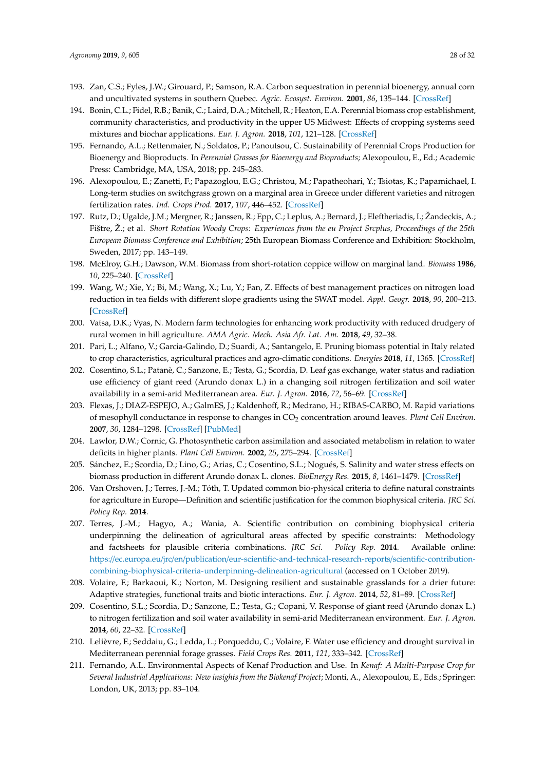193. Zan, C.S.; Fyles, J.W.; Girouard, P.; Samson, R.A. Carbon sequestration in perennial bioenergy, annual corn and uncultivated systems in southern Quebec. *Agric. Ecosyst. Environ.* **2001**, *86*, 135–144. [CrossRef]
194. Bonin, C.L.; Fidel, R.B.; Banik, C.; Laird, D.A.; Mitchell, R.; Heaton, E.A. Perennial biomass crop establishment, community characteristics, and productivity in the upper US Midwest: Effects of cropping systems seed mixtures and biochar applications. *Eur. J. Agron.* **2018**, *101*, 121–128. [CrossRef]
195. Fernando, A.L.; Rettenmaier, N.; Soldatos, P.; Panoutsou, C. Sustainability of Perennial Crops Production for Bioenergy and Bioproducts. In *Perennial Grasses for Bioenergy and Bioproducts*; Alexopoulou, E., Ed.; Academic Press: Cambridge, MA, USA, 2018; pp. 245–283.
196. Alexopoulou, E.; Zanetti, F.; Papazoglou, E.G.; Christou, M.; Papatheohari, Y.; Tsiotas, K.; Papamichael, I. Long-term studies on switchgrass grown on a marginal area in Greece under different varieties and nitrogen fertilization rates. *Ind. Crops Prod.* **2017**, *107*, 446–452. [CrossRef]
197. Rutz, D.; Ugalde, J.M.; Mergner, R.; Janssen, R.; Epp, C.; Leplus, A.; Bernard, J.; Eleftheriadis, I.; Žandeckis, A.; Fištre, Ž.; et al. *Short Rotation Woody Crops: Experiences from the eu Project Srcplus, Proceedings of the 25th European Biomass Conference and Exhibition*; 25th European Biomass Conference and Exhibition: Stockholm, Sweden, 2017; pp. 143–149.
198. McElroy, G.H.; Dawson, W.M. Biomass from short-rotation coppice willow on marginal land. *Biomass* **1986**, *10*, 225–240. [CrossRef]
199. Wang, W.; Xie, Y.; Bi, M.; Wang, X.; Lu, Y.; Fan, Z. Effects of best management practices on nitrogen load reduction in tea fields with different slope gradients using the SWAT model. *Appl. Geogr.* **2018**, *90*, 200–213. [CrossRef]
200. Vatsa, D.K.; Vyas, N. Modern farm technologies for enhancing work productivity with reduced drudgery of rural women in hill agriculture. *AMA Agric. Mech. Asia Afr. Lat. Am.* **2018**, *49*, 32–38.
201. Pari, L.; Alfano, V.; Garcia-Galindo, D.; Suardi, A.; Santangelo, E. Pruning biomass potential in Italy related to crop characteristics, agricultural practices and agro-climatic conditions. *Energies* **2018**, *11*, 1365. [CrossRef]
202. Cosentino, S.L.; Patanè, C.; Sanzone, E.; Testa, G.; Scordia, D. Leaf gas exchange, water status and radiation use efficiency of giant reed (Arundo donax L.) in a changing soil nitrogen fertilization and soil water availability in a semi-arid Mediterranean area. *Eur. J. Agron.* **2016**, *72*, 56–69. [CrossRef]
203. Flexas, J.; DIAZ-ESPEJO, A.; GalmES, J.; Kaldenhoff, R.; Medrano, H.; RIBAS-CARBO, M. Rapid variations of mesophyll conductance in response to changes in $CO_2$ concentration around leaves. *Plant Cell Environ.* **2007**, *30*, 1284–1298. [CrossRef] [PubMed]
204. Lawlor, D.W.; Cornic, G. Photosynthetic carbon assimilation and associated metabolism in relation to water deficits in higher plants. *Plant Cell Environ.* **2002**, *25*, 275–294. [CrossRef]
205. Sánchez, E.; Scordia, D.; Lino, G.; Arias, C.; Cosentino, S.L.; Nogués, S. Salinity and water stress effects on biomass production in different Arundo donax L. clones. *BioEnergy Res.* **2015**, *8*, 1461–1479. [CrossRef]
206. Van Orshoven, J.; Terres, J.-M.; Tóth, T. Updated common bio-physical criteria to define natural constraints for agriculture in Europe—Definition and scientific justification for the common biophysical criteria. *JRC Sci. Policy Rep.* **2014**.
207. Terres, J.-M.; Hagyo, A.; Wania, A. Scientific contribution on combining biophysical criteria underpinning the delineation of agricultural areas affected by specific constraints: Methodology and factsheets for plausible criteria combinations. *JRC Sci. Policy Rep.* **2014**. Available online: https://ec.europa.eu/jrc/en/publication/eur-scientific-and-technical-research-reports/scientific-contribution-combining-biophysical-criteria-underpinning-delineation-agricultural (accessed on 1 October 2019).
208. Volaire, F.; Barkaoui, K.; Norton, M. Designing resilient and sustainable grasslands for a drier future: Adaptive strategies, functional traits and biotic interactions. *Eur. J. Agron.* **2014**, *52*, 81–89. [CrossRef]
209. Cosentino, S.L.; Scordia, D.; Sanzone, E.; Testa, G.; Copani, V. Response of giant reed (Arundo donax L.) to nitrogen fertilization and soil water availability in semi-arid Mediterranean environment. *Eur. J. Agron.* **2014**, *60*, 22–32. [CrossRef]
210. Lelièvre, F.; Seddaiu, G.; Ledda, L.; Porqueddu, C.; Volaire, F. Water use efficiency and drought survival in Mediterranean perennial forage grasses. *Field Crops Res.* **2011**, *121*, 333–342. [CrossRef]
211. Fernando, A.L. Environmental Aspects of Kenaf Production and Use. In *Kenaf: A Multi-Purpose Crop for Several Industrial Applications: New insights from the Biokenaf Project*; Monti, A., Alexopoulou, E., Eds.; Springer: London, UK, 2013; pp. 83–104.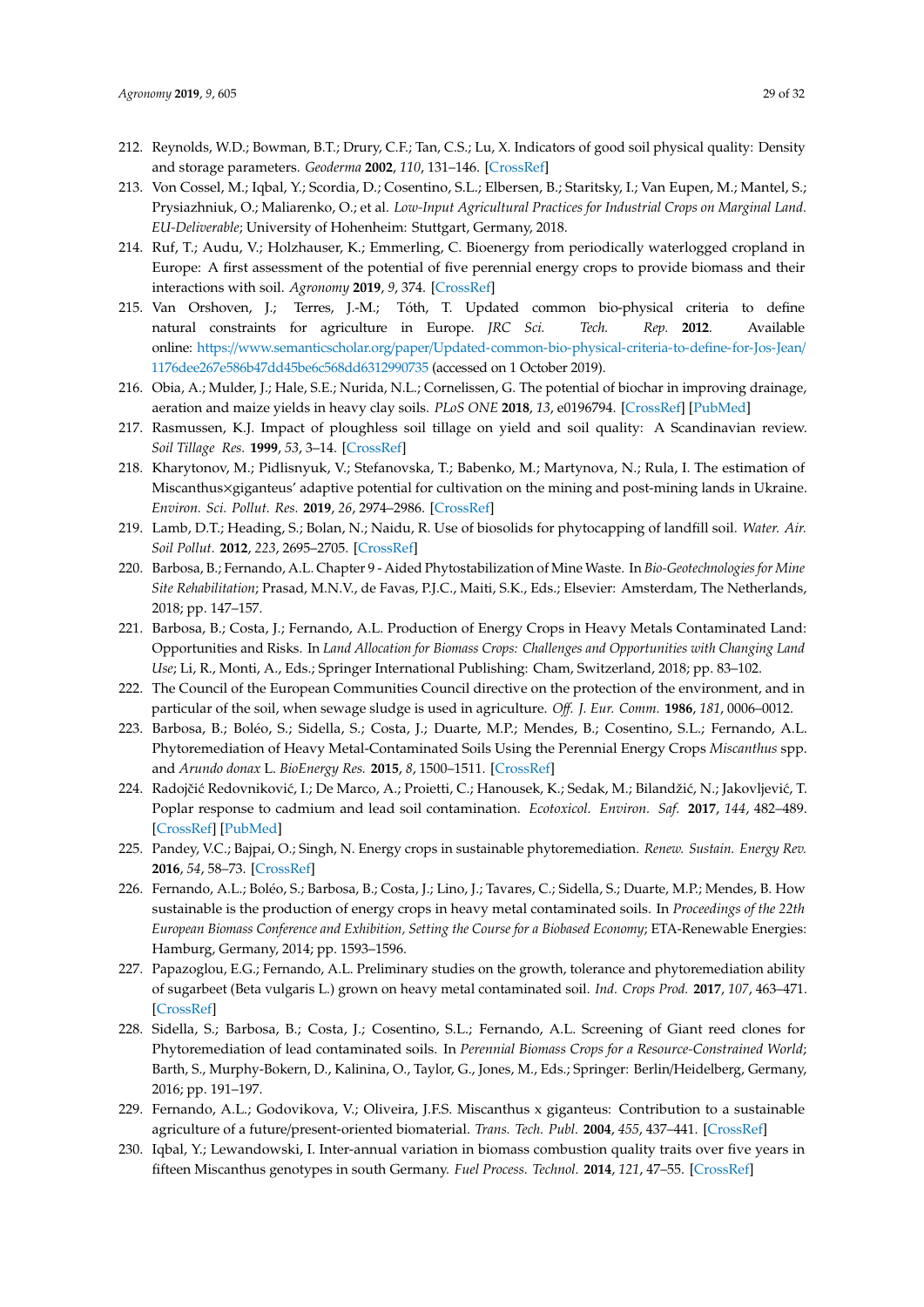212. Reynolds, W.D.; Bowman, B.T.; Drury, C.F.; Tan, C.S.; Lu, X. Indicators of good soil physical quality: Density and storage parameters. *Geoderma* **2002**, *110*, 131–146. [CrossRef]

213. Von Cossel, M.; Iqbal, Y.; Scordia, D.; Cosentino, S.L.; Elbersen, B.; Staritsky, I.; Van Eupen, M.; Mantel, S.; Prysiazhniuk, O.; Maliarenko, O.; et al. *Low-Input Agricultural Practices for Industrial Crops on Marginal Land. EU-Deliverable*; University of Hohenheim: Stuttgart, Germany, 2018.

214. Ruf, T.; Audu, V.; Holzhauser, K.; Emmerling, C. Bioenergy from periodically waterlogged cropland in Europe: A first assessment of the potential of five perennial energy crops to provide biomass and their interactions with soil. *Agronomy* **2019**, *9*, 374. [CrossRef]

215. Van Orshoven, J.; Terres, J.-M.; Tóth, T. Updated common bio-physical criteria to define natural constraints for agriculture in Europe. *JRC Sci. Tech. Rep.* **2012**. Available online: https://www.semanticscholar.org/paper/Updated-common-bio-physical-criteria-to-define-for-Jos-Jean/1176dee267e586b47dd45be6c568dd6312990735 (accessed on 1 October 2019).

216. Obia, A.; Mulder, J.; Hale, S.E.; Nurida, N.L.; Cornelissen, G. The potential of biochar in improving drainage, aeration and maize yields in heavy clay soils. *PLoS ONE* **2018**, *13*, e0196794. [CrossRef] [PubMed]

217. Rasmussen, K.J. Impact of ploughless soil tillage on yield and soil quality: A Scandinavian review. *Soil Tillage Res.* **1999**, *53*, 3–14. [CrossRef]

218. Kharytonov, M.; Pidlisnyuk, V.; Stefanovska, T.; Babenko, M.; Martynova, N.; Rula, I. The estimation of Miscanthus×giganteus' adaptive potential for cultivation on the mining and post-mining lands in Ukraine. *Environ. Sci. Pollut. Res.* **2019**, *26*, 2974–2986. [CrossRef]

219. Lamb, D.T.; Heading, S.; Bolan, N.; Naidu, R. Use of biosolids for phytocapping of landfill soil. *Water. Air. Soil Pollut.* **2012**, *223*, 2695–2705. [CrossRef]

220. Barbosa, B.; Fernando, A.L. Chapter 9 - Aided Phytostabilization of Mine Waste. In *Bio-Geotechnologies for Mine Site Rehabilitation*; Prasad, M.N.V., de Favas, P.J.C., Maiti, S.K., Eds.; Elsevier: Amsterdam, The Netherlands, 2018; pp. 147–157.

221. Barbosa, B.; Costa, J.; Fernando, A.L. Production of Energy Crops in Heavy Metals Contaminated Land: Opportunities and Risks. In *Land Allocation for Biomass Crops: Challenges and Opportunities with Changing Land Use*; Li, R., Monti, A., Eds.; Springer International Publishing: Cham, Switzerland, 2018; pp. 83–102.

222. The Council of the European Communities Council directive on the protection of the environment, and in particular of the soil, when sewage sludge is used in agriculture. *Off. J. Eur. Comm.* **1986**, *181*, 0006–0012.

223. Barbosa, B.; Boléo, S.; Sidella, S.; Costa, J.; Duarte, M.P.; Mendes, B.; Cosentino, S.L.; Fernando, A.L. Phytoremediation of Heavy Metal-Contaminated Soils Using the Perennial Energy Crops *Miscanthus* spp. and *Arundo donax* L. *BioEnergy Res.* **2015**, *8*, 1500–1511. [CrossRef]

224. Radojčić Redovniković, I.; De Marco, A.; Proietti, C.; Hanousek, K.; Sedak, M.; Bilandžić, N.; Jakovljević, T. Poplar response to cadmium and lead soil contamination. *Ecotoxicol. Environ. Saf.* **2017**, *144*, 482–489. [CrossRef] [PubMed]

225. Pandey, V.C.; Bajpai, O.; Singh, N. Energy crops in sustainable phytoremediation. *Renew. Sustain. Energy Rev.* **2016**, *54*, 58–73. [CrossRef]

226. Fernando, A.L.; Boléo, S.; Barbosa, B.; Costa, J.; Lino, J.; Tavares, C.; Sidella, S.; Duarte, M.P.; Mendes, B. How sustainable is the production of energy crops in heavy metal contaminated soils. In *Proceedings of the 22th European Biomass Conference and Exhibition, Setting the Course for a Biobased Economy*; ETA-Renewable Energies: Hamburg, Germany, 2014; pp. 1593–1596.

227. Papazoglou, E.G.; Fernando, A.L. Preliminary studies on the growth, tolerance and phytoremediation ability of sugarbeet (Beta vulgaris L.) grown on heavy metal contaminated soil. *Ind. Crops Prod.* **2017**, *107*, 463–471. [CrossRef]

228. Sidella, S.; Barbosa, B.; Costa, J.; Cosentino, S.L.; Fernando, A.L. Screening of Giant reed clones for Phytoremediation of lead contaminated soils. In *Perennial Biomass Crops for a Resource-Constrained World*; Barth, S., Murphy-Bokern, D., Kalinina, O., Taylor, G., Jones, M., Eds.; Springer: Berlin/Heidelberg, Germany, 2016; pp. 191–197.

229. Fernando, A.L.; Godovikova, V.; Oliveira, J.F.S. Miscanthus x giganteus: Contribution to a sustainable agriculture of a future/present-oriented biomaterial. *Trans. Tech. Publ.* **2004**, *455*, 437–441. [CrossRef]

230. Iqbal, Y.; Lewandowski, I. Inter-annual variation in biomass combustion quality traits over five years in fifteen Miscanthus genotypes in south Germany. *Fuel Process. Technol.* **2014**, *121*, 47–55. [CrossRef]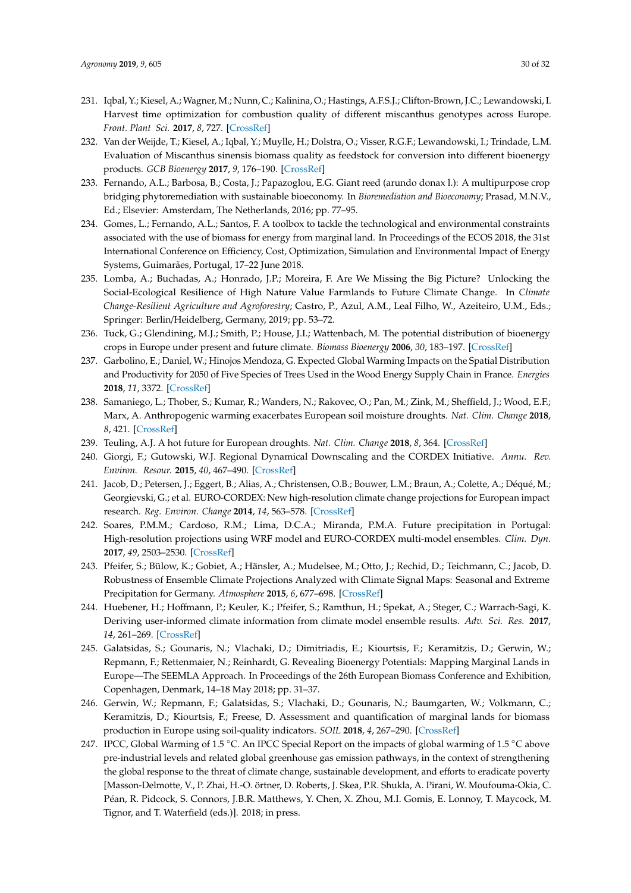231. Iqbal, Y.; Kiesel, A.; Wagner, M.; Nunn, C.; Kalinina, O.; Hastings, A.F.S.J.; Clifton-Brown, J.C.; Lewandowski, I. Harvest time optimization for combustion quality of different miscanthus genotypes across Europe. *Front. Plant Sci.* **2017**, *8*, 727. [CrossRef]
232. Van der Weijde, T.; Kiesel, A.; Iqbal, Y.; Muylle, H.; Dolstra, O.; Visser, R.G.F.; Lewandowski, I.; Trindade, L.M. Evaluation of Miscanthus sinensis biomass quality as feedstock for conversion into different bioenergy products. *GCB Bioenergy* **2017**, *9*, 176–190. [CrossRef]
233. Fernando, A.L.; Barbosa, B.; Costa, J.; Papazoglou, E.G. Giant reed (arundo donax l.): A multipurpose crop bridging phytoremediation with sustainable bioeconomy. In *Bioremediation and Bioeconomy*; Prasad, M.N.V., Ed.; Elsevier: Amsterdam, The Netherlands, 2016; pp. 77–95.
234. Gomes, L.; Fernando, A.L.; Santos, F. A toolbox to tackle the technological and environmental constraints associated with the use of biomass for energy from marginal land. In Proceedings of the ECOS 2018, the 31st International Conference on Efficiency, Cost, Optimization, Simulation and Environmental Impact of Energy Systems, Guimarães, Portugal, 17–22 June 2018.
235. Lomba, A.; Buchadas, A.; Honrado, J.P.; Moreira, F. Are We Missing the Big Picture? Unlocking the Social-Ecological Resilience of High Nature Value Farmlands to Future Climate Change. In *Climate Change-Resilient Agriculture and Agroforestry*; Castro, P., Azul, A.M., Leal Filho, W., Azeiteiro, U.M., Eds.; Springer: Berlin/Heidelberg, Germany, 2019; pp. 53–72.
236. Tuck, G.; Glendining, M.J.; Smith, P.; House, J.I.; Wattenbach, M. The potential distribution of bioenergy crops in Europe under present and future climate. *Biomass Bioenergy* **2006**, *30*, 183–197. [CrossRef]
237. Garbolino, E.; Daniel, W.; Hinojos Mendoza, G. Expected Global Warming Impacts on the Spatial Distribution and Productivity for 2050 of Five Species of Trees Used in the Wood Energy Supply Chain in France. *Energies* **2018**, *11*, 3372. [CrossRef]
238. Samaniego, L.; Thober, S.; Kumar, R.; Wanders, N.; Rakovec, O.; Pan, M.; Zink, M.; Sheffield, J.; Wood, E.F.; Marx, A. Anthropogenic warming exacerbates European soil moisture droughts. *Nat. Clim. Change* **2018**, *8*, 421. [CrossRef]
239. Teuling, A.J. A hot future for European droughts. *Nat. Clim. Change* **2018**, *8*, 364. [CrossRef]
240. Giorgi, F.; Gutowski, W.J. Regional Dynamical Downscaling and the CORDEX Initiative. *Annu. Rev. Environ. Resour.* **2015**, *40*, 467–490. [CrossRef]
241. Jacob, D.; Petersen, J.; Eggert, B.; Alias, A.; Christensen, O.B.; Bouwer, L.M.; Braun, A.; Colette, A.; Déqué, M.; Georgievski, G.; et al. EURO-CORDEX: New high-resolution climate change projections for European impact research. *Reg. Environ. Change* **2014**, *14*, 563–578. [CrossRef]
242. Soares, P.M.M.; Cardoso, R.M.; Lima, D.C.A.; Miranda, P.M.A. Future precipitation in Portugal: High-resolution projections using WRF model and EURO-CORDEX multi-model ensembles. *Clim. Dyn.* **2017**, *49*, 2503–2530. [CrossRef]
243. Pfeifer, S.; Bülow, K.; Gobiet, A.; Hänsler, A.; Mudelsee, M.; Otto, J.; Rechid, D.; Teichmann, C.; Jacob, D. Robustness of Ensemble Climate Projections Analyzed with Climate Signal Maps: Seasonal and Extreme Precipitation for Germany. *Atmosphere* **2015**, *6*, 677–698. [CrossRef]
244. Huebener, H.; Hoffmann, P.; Keuler, K.; Pfeifer, S.; Ramthun, H.; Spekat, A.; Steger, C.; Warrach-Sagi, K. Deriving user-informed climate information from climate model ensemble results. *Adv. Sci. Res.* **2017**, *14*, 261–269. [CrossRef]
245. Galatsidas, S.; Gounaris, N.; Vlachaki, D.; Dimitriadis, E.; Kiourtsis, F.; Keramitzis, D.; Gerwin, W.; Repmann, F.; Rettenmaier, N.; Reinhardt, G. Revealing Bioenergy Potentials: Mapping Marginal Lands in Europe—The SEEMLA Approach. In Proceedings of the 26th European Biomass Conference and Exhibition, Copenhagen, Denmark, 14–18 May 2018; pp. 31–37.
246. Gerwin, W.; Repmann, F.; Galatsidas, S.; Vlachaki, D.; Gounaris, N.; Baumgarten, W.; Volkmann, C.; Keramitzis, D.; Kiourtsis, F.; Freese, D. Assessment and quantification of marginal lands for biomass production in Europe using soil-quality indicators. *SOIL* **2018**, *4*, 267–290. [CrossRef]
247. IPCC, Global Warming of 1.5 °C. An IPCC Special Report on the impacts of global warming of 1.5 °C above pre-industrial levels and related global greenhouse gas emission pathways, in the context of strengthening the global response to the threat of climate change, sustainable development, and efforts to eradicate poverty [Masson-Delmotte, V., P. Zhai, H.-O. örtner, D. Roberts, J. Skea, P.R. Shukla, A. Pirani, W. Moufouma-Okia, C. Péan, R. Pidcock, S. Connors, J.B.R. Matthews, Y. Chen, X. Zhou, M.I. Gomis, E. Lonnoy, T. Maycock, M. Tignor, and T. Waterfield (eds.)]. 2018; in press.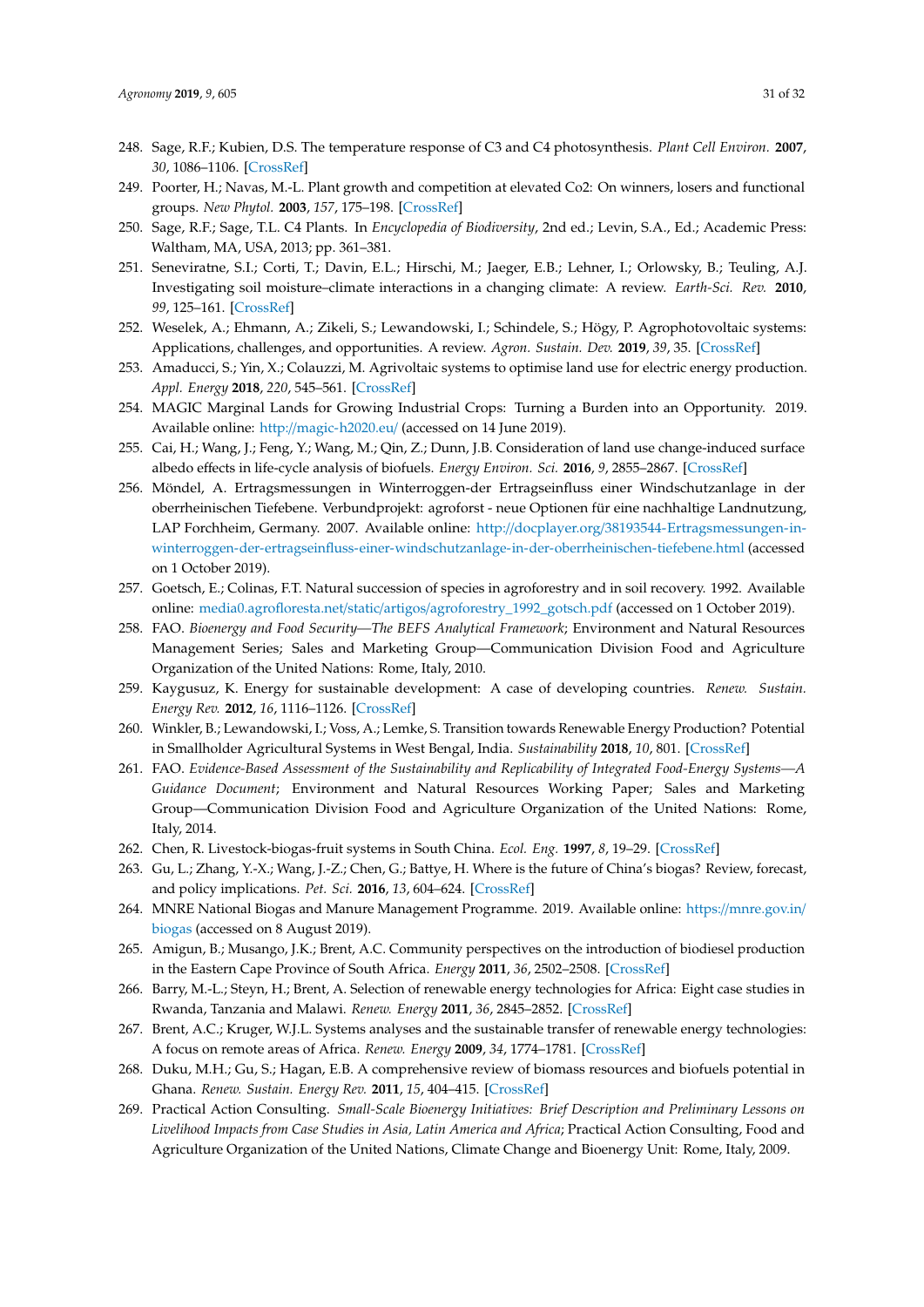248. Sage, R.F.; Kubien, D.S. The temperature response of C3 and C4 photosynthesis. *Plant Cell Environ.* **2007**, *30*, 1086–1106. [CrossRef]
249. Poorter, H.; Navas, M.-L. Plant growth and competition at elevated Co2: On winners, losers and functional groups. *New Phytol.* **2003**, *157*, 175–198. [CrossRef]
250. Sage, R.F.; Sage, T.L. C4 Plants. In *Encyclopedia of Biodiversity*, 2nd ed.; Levin, S.A., Ed.; Academic Press: Waltham, MA, USA, 2013; pp. 361–381.
251. Seneviratne, S.I.; Corti, T.; Davin, E.L.; Hirschi, M.; Jaeger, E.B.; Lehner, I.; Orlowsky, B.; Teuling, A.J. Investigating soil moisture–climate interactions in a changing climate: A review. *Earth-Sci. Rev.* **2010**, *99*, 125–161. [CrossRef]
252. Weselek, A.; Ehmann, A.; Zikeli, S.; Lewandowski, I.; Schindele, S.; Högy, P. Agrophotovoltaic systems: Applications, challenges, and opportunities. A review. *Agron. Sustain. Dev.* **2019**, *39*, 35. [CrossRef]
253. Amaducci, S.; Yin, X.; Colauzzi, M. Agrivoltaic systems to optimise land use for electric energy production. *Appl. Energy* **2018**, *220*, 545–561. [CrossRef]
254. MAGIC Marginal Lands for Growing Industrial Crops: Turning a Burden into an Opportunity. 2019. Available online: http://magic-h2020.eu/ (accessed on 14 June 2019).
255. Cai, H.; Wang, J.; Feng, Y.; Wang, M.; Qin, Z.; Dunn, J.B. Consideration of land use change-induced surface albedo effects in life-cycle analysis of biofuels. *Energy Environ. Sci.* **2016**, *9*, 2855–2867. [CrossRef]
256. Möndel, A. Ertragsmessungen in Winterroggen-der Ertragseinfluss einer Windschutzanlage in der oberrheinischen Tiefebene. Verbundprojekt: agroforst - neue Optionen für eine nachhaltige Landnutzung, LAP Forchheim, Germany. 2007. Available online: http://docplayer.org/38193544-Ertragsmessungen-in-winterroggen-der-ertragseinfluss-einer-windschutzanlage-in-der-oberrheinischen-tiefebene.html (accessed on 1 October 2019).
257. Goetsch, E.; Colinas, F.T. Natural succession of species in agroforestry and in soil recovery. 1992. Available online: media0.agrofloresta.net/static/artigos/agroforestry_1992_gotsch.pdf (accessed on 1 October 2019).
258. FAO. *Bioenergy and Food Security—The BEFS Analytical Framework*; Environment and Natural Resources Management Series; Sales and Marketing Group—Communication Division Food and Agriculture Organization of the United Nations: Rome, Italy, 2010.
259. Kaygusuz, K. Energy for sustainable development: A case of developing countries. *Renew. Sustain. Energy Rev.* **2012**, *16*, 1116–1126. [CrossRef]
260. Winkler, B.; Lewandowski, I.; Voss, A.; Lemke, S. Transition towards Renewable Energy Production? Potential in Smallholder Agricultural Systems in West Bengal, India. *Sustainability* **2018**, *10*, 801. [CrossRef]
261. FAO. *Evidence-Based Assessment of the Sustainability and Replicability of Integrated Food-Energy Systems—A Guidance Document*; Environment and Natural Resources Working Paper; Sales and Marketing Group—Communication Division Food and Agriculture Organization of the United Nations: Rome, Italy, 2014.
262. Chen, R. Livestock-biogas-fruit systems in South China. *Ecol. Eng.* **1997**, *8*, 19–29. [CrossRef]
263. Gu, L.; Zhang, Y.-X.; Wang, J.-Z.; Chen, G.; Battye, H. Where is the future of China's biogas? Review, forecast, and policy implications. *Pet. Sci.* **2016**, *13*, 604–624. [CrossRef]
264. MNRE National Biogas and Manure Management Programme. 2019. Available online: https://mnre.gov.in/biogas (accessed on 8 August 2019).
265. Amigun, B.; Musango, J.K.; Brent, A.C. Community perspectives on the introduction of biodiesel production in the Eastern Cape Province of South Africa. *Energy* **2011**, *36*, 2502–2508. [CrossRef]
266. Barry, M.-L.; Steyn, H.; Brent, A. Selection of renewable energy technologies for Africa: Eight case studies in Rwanda, Tanzania and Malawi. *Renew. Energy* **2011**, *36*, 2845–2852. [CrossRef]
267. Brent, A.C.; Kruger, W.J.L. Systems analyses and the sustainable transfer of renewable energy technologies: A focus on remote areas of Africa. *Renew. Energy* **2009**, *34*, 1774–1781. [CrossRef]
268. Duku, M.H.; Gu, S.; Hagan, E.B. A comprehensive review of biomass resources and biofuels potential in Ghana. *Renew. Sustain. Energy Rev.* **2011**, *15*, 404–415. [CrossRef]
269. Practical Action Consulting. *Small-Scale Bioenergy Initiatives: Brief Description and Preliminary Lessons on Livelihood Impacts from Case Studies in Asia, Latin America and Africa*; Practical Action Consulting, Food and Agriculture Organization of the United Nations, Climate Change and Bioenergy Unit: Rome, Italy, 2009.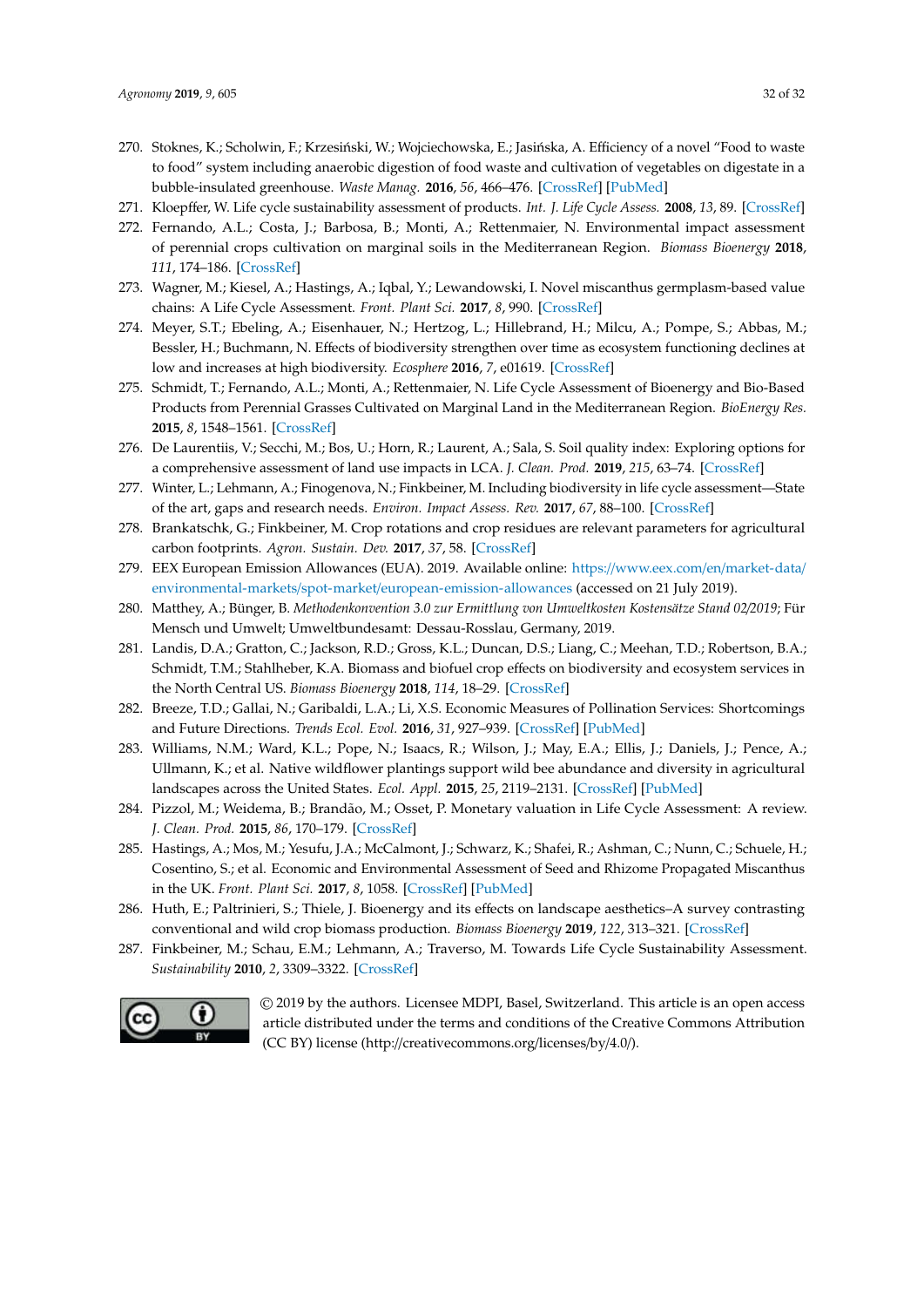270. Stoknes, K.; Scholwin, F.; Krzesiński, W.; Wojciechowska, E.; Jasińska, A. Efficiency of a novel "Food to waste to food" system including anaerobic digestion of food waste and cultivation of vegetables on digestate in a bubble-insulated greenhouse. *Waste Manag.* **2016**, *56*, 466–476. [CrossRef] [PubMed]
271. Kloepffer, W. Life cycle sustainability assessment of products. *Int. J. Life Cycle Assess.* **2008**, *13*, 89. [CrossRef]
272. Fernando, A.L.; Costa, J.; Barbosa, B.; Monti, A.; Rettenmaier, N. Environmental impact assessment of perennial crops cultivation on marginal soils in the Mediterranean Region. *Biomass Bioenergy* **2018**, *111*, 174–186. [CrossRef]
273. Wagner, M.; Kiesel, A.; Hastings, A.; Iqbal, Y.; Lewandowski, I. Novel miscanthus germplasm-based value chains: A Life Cycle Assessment. *Front. Plant Sci.* **2017**, *8*, 990. [CrossRef]
274. Meyer, S.T.; Ebeling, A.; Eisenhauer, N.; Hertzog, L.; Hillebrand, H.; Milcu, A.; Pompe, S.; Abbas, M.; Bessler, H.; Buchmann, N. Effects of biodiversity strengthen over time as ecosystem functioning declines at low and increases at high biodiversity. *Ecosphere* **2016**, *7*, e01619. [CrossRef]
275. Schmidt, T.; Fernando, A.L.; Monti, A.; Rettenmaier, N. Life Cycle Assessment of Bioenergy and Bio-Based Products from Perennial Grasses Cultivated on Marginal Land in the Mediterranean Region. *BioEnergy Res.* **2015**, *8*, 1548–1561. [CrossRef]
276. De Laurentiis, V.; Secchi, M.; Bos, U.; Horn, R.; Laurent, A.; Sala, S. Soil quality index: Exploring options for a comprehensive assessment of land use impacts in LCA. *J. Clean. Prod.* **2019**, *215*, 63–74. [CrossRef]
277. Winter, L.; Lehmann, A.; Finogenova, N.; Finkbeiner, M. Including biodiversity in life cycle assessment—State of the art, gaps and research needs. *Environ. Impact Assess. Rev.* **2017**, *67*, 88–100. [CrossRef]
278. Brankatschk, G.; Finkbeiner, M. Crop rotations and crop residues are relevant parameters for agricultural carbon footprints. *Agron. Sustain. Dev.* **2017**, *37*, 58. [CrossRef]
279. EEX European Emission Allowances (EUA). 2019. Available online: https://www.eex.com/en/market-data/environmental-markets/spot-market/european-emission-allowances (accessed on 21 July 2019).
280. Matthey, A.; Bünger, B. *Methodenkonvention 3.0 zur Ermittlung von Umweltkosten Kostensätze Stand 02/2019*; Für Mensch und Umwelt; Umweltbundesamt: Dessau-Rosslau, Germany, 2019.
281. Landis, D.A.; Gratton, C.; Jackson, R.D.; Gross, K.L.; Duncan, D.S.; Liang, C.; Meehan, T.D.; Robertson, B.A.; Schmidt, T.M.; Stahlheber, K.A. Biomass and biofuel crop effects on biodiversity and ecosystem services in the North Central US. *Biomass Bioenergy* **2018**, *114*, 18–29. [CrossRef]
282. Breeze, T.D.; Gallai, N.; Garibaldi, L.A.; Li, X.S. Economic Measures of Pollination Services: Shortcomings and Future Directions. *Trends Ecol. Evol.* **2016**, *31*, 927–939. [CrossRef] [PubMed]
283. Williams, N.M.; Ward, K.L.; Pope, N.; Isaacs, R.; Wilson, J.; May, E.A.; Ellis, J.; Daniels, J.; Pence, A.; Ullmann, K.; et al. Native wildflower plantings support wild bee abundance and diversity in agricultural landscapes across the United States. *Ecol. Appl.* **2015**, *25*, 2119–2131. [CrossRef] [PubMed]
284. Pizzol, M.; Weidema, B.; Brandão, M.; Osset, P. Monetary valuation in Life Cycle Assessment: A review. *J. Clean. Prod.* **2015**, *86*, 170–179. [CrossRef]
285. Hastings, A.; Mos, M.; Yesufu, J.A.; McCalmont, J.; Schwarz, K.; Shafei, R.; Ashman, C.; Nunn, C.; Schuele, H.; Cosentino, S.; et al. Economic and Environmental Assessment of Seed and Rhizome Propagated Miscanthus in the UK. *Front. Plant Sci.* **2017**, *8*, 1058. [CrossRef] [PubMed]
286. Huth, E.; Paltrinieri, S.; Thiele, J. Bioenergy and its effects on landscape aesthetics–A survey contrasting conventional and wild crop biomass production. *Biomass Bioenergy* **2019**, *122*, 313–321. [CrossRef]
287. Finkbeiner, M.; Schau, E.M.; Lehmann, A.; Traverso, M. Towards Life Cycle Sustainability Assessment. *Sustainability* **2010**, *2*, 3309–3322. [CrossRef]

© 2019 by the authors. Licensee MDPI, Basel, Switzerland. This article is an open access article distributed under the terms and conditions of the Creative Commons Attribution (CC BY) license (http://creativecommons.org/licenses/by/4.0/).